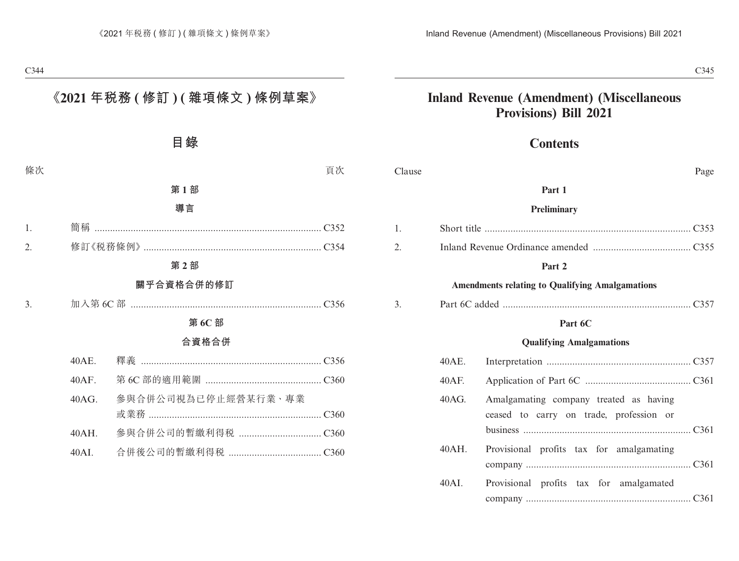# 《2021 年稅務 ( 修訂 ) ( 雜項條文 ) 條例草案》

## 目錄

條次 頁次

**第 1 部**

**導言**

1. 簡稱 ........................................................................................ C352
2. 修訂《稅務條例》.................................................................... C354

**第 2 部**

**關乎合資格合併的修訂**

3. 加入第 6C 部 ........................................................................... C356

**第 6C 部**

**合資格合併**

- 40AE. 釋義 ...................................................................... C356
- 40AF. 第 6C 部的適用範圍 ............................................ C360
- 40AG. 參與合併公司視為已停止經營某行業、專業或業務 .................................................................. C360
- 40AH. 參與合併公司的暫繳利得稅 ................................ C360
- 40AI. 合併後公司的暫繳利得稅 .................................... C360

# Inland Revenue (Amendment) (Miscellaneous Provisions) Bill 2021

## Contents

Clause Page

**Part 1**

**Preliminary**

1. Short title ............................................................................... C353
2. Inland Revenue Ordinance amended ...................................... C355

**Part 2**

**Amendments relating to Qualifying Amalgamations**

3. Part 6C added ......................................................................... C357

**Part 6C**

**Qualifying Amalgamations**

- 40AE. Interpretation ....................................................... C357
- 40AF. Application of Part 6C ......................................... C361
- 40AG. Amalgamating company treated as having ceased to carry on trade, profession or business ................................................................. C361
- 40AH. Provisional profits tax for amalgamating company ................................................................ C361
- 40AI. Provisional profits tax for amalgamated company ................................................................ C361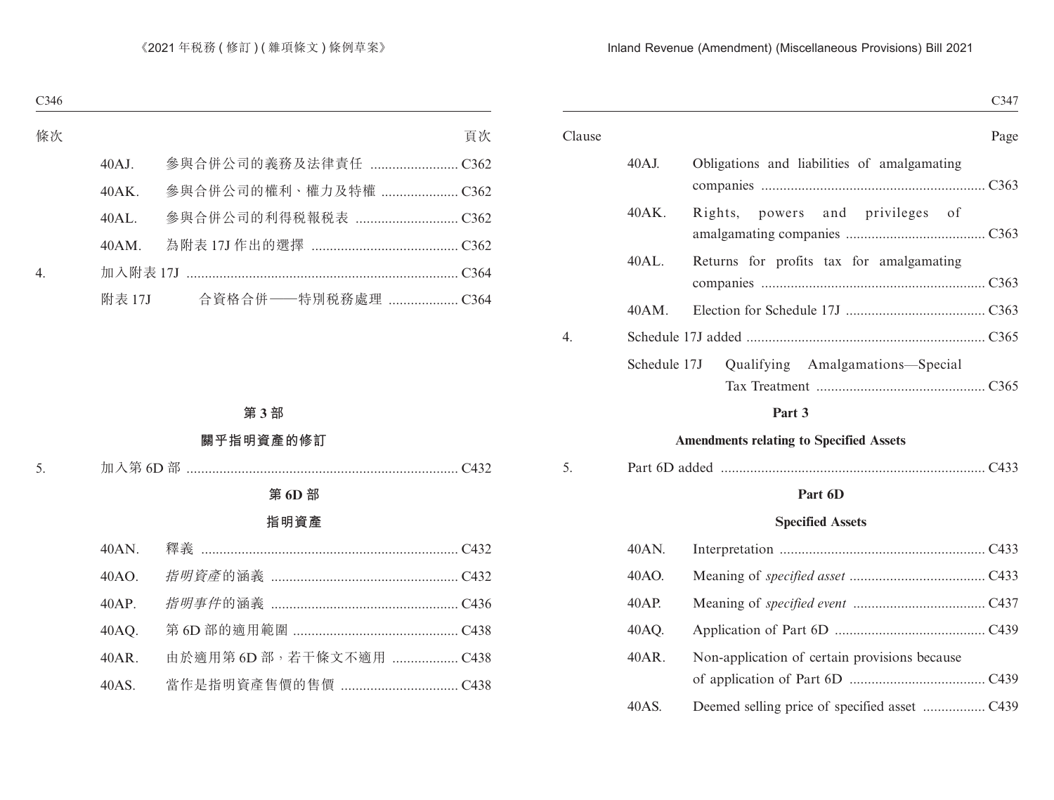| 條次 | | | 頁次 |
|---|---|---|---|
| | 40AJ. | 參與合併公司的義務及法律責任 | C362 |
| | 40AK. | 參與合併公司的權利、權力及特權 | C362 |
| | 40AL. | 參與合併公司的利得稅報稅表 | C362 |
| | 40AM. | 為附表 17J 作出的選擇 | C362 |
| 4. | | 加入附表 17J | C364 |
| | 附表 17J | 合資格合併——特別稅務處理 | C364 |

## 第 3 部

## 關乎指明資產的修訂

| | | | |
|---|---|---|---|
| 5. | | 加入第 6D 部 | C432 |

### 第 6D 部

### 指明資產

| | | | |
|---|---|---|---|
| | 40AN. | 釋義 | C432 |
| | 40AO. | *指明資產*的涵義 | C432 |
| | 40AP. | *指明事件*的涵義 | C436 |
| | 40AQ. | 第 6D 部的適用範圍 | C438 |
| | 40AR. | 由於適用第 6D 部，若干條文不適用 | C438 |
| | 40AS. | 當作是指明資產售價的售價 | C438 |

| Clause | | | Page |
|---|---|---|---|
| | 40AJ. | Obligations and liabilities of amalgamating companies | C363 |
| | 40AK. | Rights, powers and privileges of amalgamating companies | C363 |
| | 40AL. | Returns for profits tax for amalgamating companies | C363 |
| | 40AM. | Election for Schedule 17J | C363 |
| 4. | | Schedule 17J added | C365 |
| | Schedule 17J | Qualifying Amalgamations—Special Tax Treatment | C365 |

## Part 3

## Amendments relating to Specified Assets

| | | | |
|---|---|---|---|
| 5. | | Part 6D added | C433 |

### Part 6D

### Specified Assets

| | | | |
|---|---|---|---|
| | 40AN. | Interpretation | C433 |
| | 40AO. | Meaning of *specified asset* | C433 |
| | 40AP. | Meaning of *specified event* | C437 |
| | 40AQ. | Application of Part 6D | C439 |
| | 40AR. | Non-application of certain provisions because of application of Part 6D | C439 |
| | 40AS. | Deemed selling price of specified asset | C439 |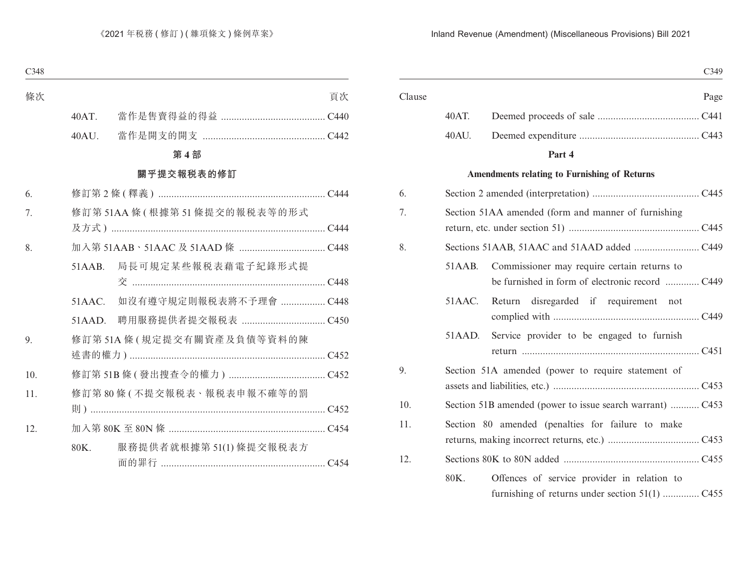| 條次 | | | 頁次 |
|---|---|---|---|
| | 40AT. | 當作是售賣得益的得益 | C440 |
| | 40AU. | 當作是開支的開支 | C442 |

**第 4 部**

**關乎提交報稅表的修訂**

| | | | |
|---|---|---|---|
| 6. | 修訂第 2 條 (釋義) | | C444 |
| 7. | 修訂第 51AA 條 (根據第 51 條提交的報稅表等的形式及方式) | | C444 |
| 8. | 加入第 51AAB、51AAC 及 51AAD 條 | | C448 |
| | 51AAB. | 局長可規定某些報稅表藉電子紀錄形式提交 | C448 |
| | 51AAC. | 如沒有遵守規定則報稅表將不予理會 | C448 |
| | 51AAD. | 聘用服務提供者提交報稅表 | C450 |
| 9. | 修訂第 51A 條 (規定提交有關資產及負債等資料的陳述書的權力) | | C452 |
| 10. | 修訂第 51B 條 (發出搜查令的權力) | | C452 |
| 11. | 修訂第 80 條 (不提交報稅表、報稅表申報不確等的罰則) | | C452 |
| 12. | 加入第 80K 至 80N 條 | | C454 |
| | 80K. | 服務提供者就根據第 51(1) 條提交報稅表方面的罪行 | C454 |

| Clause | | | Page |
|---|---|---|---|
| | 40AT. | Deemed proceeds of sale | C441 |
| | 40AU. | Deemed expenditure | C443 |

**Part 4**

**Amendments relating to Furnishing of Returns**

| | | | |
|---|---|---|---|
| 6. | Section 2 amended (interpretation) | | C445 |
| 7. | Section 51AA amended (form and manner of furnishing return, etc. under section 51) | | C445 |
| 8. | Sections 51AAB, 51AAC and 51AAD added | | C449 |
| | 51AAB. | Commissioner may require certain returns to be furnished in form of electronic record | C449 |
| | 51AAC. | Return disregarded if requirement not complied with | C449 |
| | 51AAD. | Service provider to be engaged to furnish return | C451 |
| 9. | Section 51A amended (power to require statement of assets and liabilities, etc.) | | C453 |
| 10. | Section 51B amended (power to issue search warrant) | | C453 |
| 11. | Section 80 amended (penalties for failure to make returns, making incorrect returns, etc.) | | C453 |
| 12. | Sections 80K to 80N added | | C455 |
| | 80K. | Offences of service provider in relation to furnishing of returns under section 51(1) | C455 |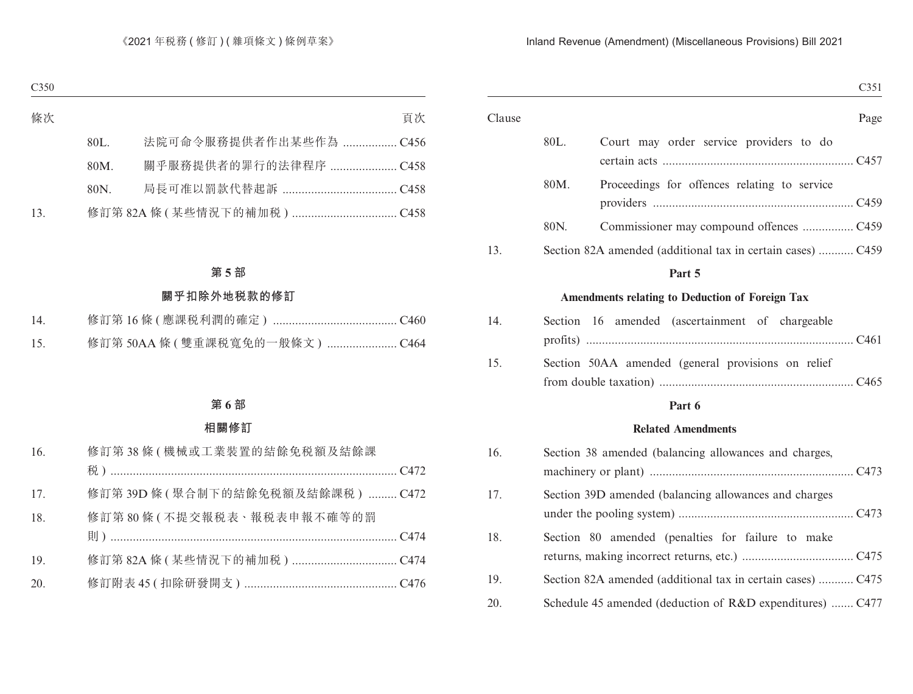條次 頁次

| | | |
|---|---|---|
| 80L. | 法院可命令服務提供者作出某些作為 | C456 |
| 80M. | 關乎服務提供者的罪行的法律程序 | C458 |
| 80N. | 局長可准以罰款代替起訴 | C458 |
| 13. | 修訂第 82A 條 (某些情況下的補加稅) | C458 |

## 第 5 部

## 關乎扣除外地稅款的修訂

| | | |
|---|---|---|
| 14. | 修訂第 16 條 (應課稅利潤的確定) | C460 |
| 15. | 修訂第 50AA 條 (雙重課稅寬免的一般條文) | C464 |

## 第 6 部

## 相關修訂

| | | |
|---|---|---|
| 16. | 修訂第 38 條 (機械或工業裝置的結餘免稅額及結餘課稅) | C472 |
| 17. | 修訂第 39D 條 (聚合制下的結餘免稅額及結餘課稅) | C472 |
| 18. | 修訂第 80 條 (不提交報稅表、報稅表申報不確等的罰則) | C474 |
| 19. | 修訂第 82A 條 (某些情況下的補加稅) | C474 |
| 20. | 修訂附表 45 (扣除研發開支) | C476 |

Clause Page

| | | |
|---|---|---|
| 80L. | Court may order service providers to do certain acts | C457 |
| 80M. | Proceedings for offences relating to service providers | C459 |
| 80N. | Commissioner may compound offences | C459 |
| 13. | Section 82A amended (additional tax in certain cases) | C459 |

## Part 5

## Amendments relating to Deduction of Foreign Tax

| | | |
|---|---|---|
| 14. | Section 16 amended (ascertainment of chargeable profits) | C461 |
| 15. | Section 50AA amended (general provisions on relief from double taxation) | C465 |

## Part 6

## Related Amendments

| | | |
|---|---|---|
| 16. | Section 38 amended (balancing allowances and charges, machinery or plant) | C473 |
| 17. | Section 39D amended (balancing allowances and charges under the pooling system) | C473 |
| 18. | Section 80 amended (penalties for failure to make returns, making incorrect returns, etc.) | C475 |
| 19. | Section 82A amended (additional tax in certain cases) | C475 |
| 20. | Schedule 45 amended (deduction of R&D expenditures) | C477 |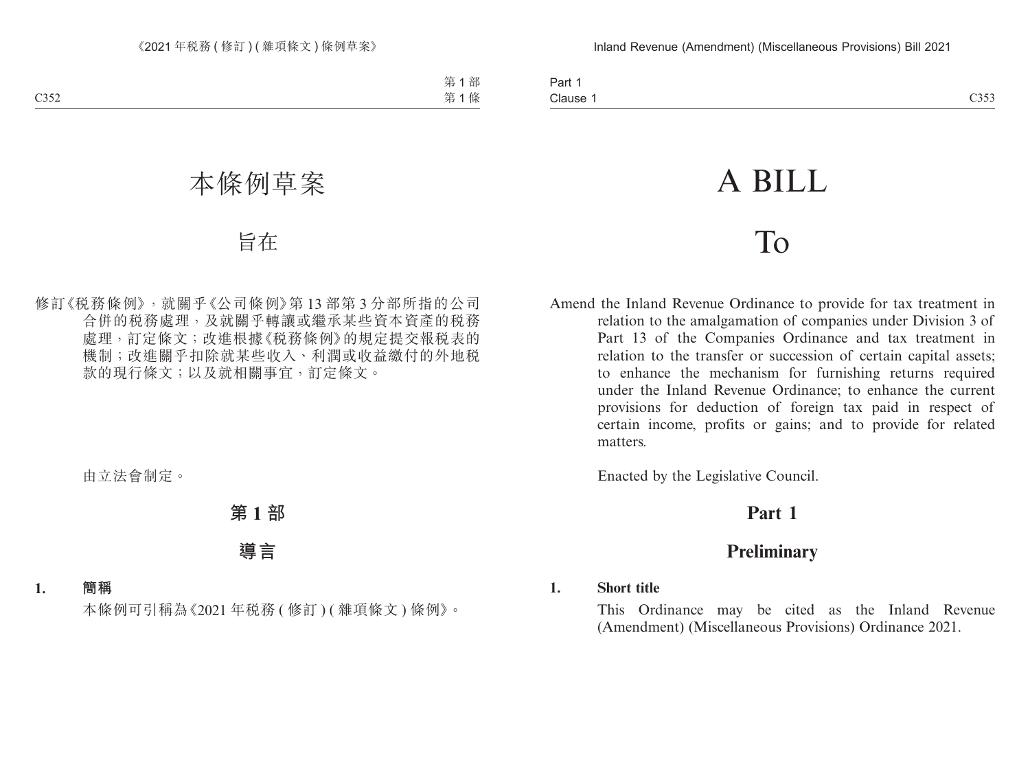# 本條例草案

## 旨在

修訂《稅務條例》，就關乎《公司條例》第 13 部第 3 分部所指的公司合併的稅務處理，及就關乎轉讓或繼承某些資本資產的稅務處理，訂定條文；改進根據《稅務條例》的規定提交報稅表的機制；改進關乎扣除就某些收入、利潤或收益繳付的外地稅款的現行條文；以及就相關事宜，訂定條文。

由立法會制定。

## 第 1 部

## 導言

**1. 簡稱**

本條例可引稱為《2021 年稅務 ( 修訂 ) ( 雜項條文 ) 條例》。

# A BILL

## To

Amend the Inland Revenue Ordinance to provide for tax treatment in relation to the amalgamation of companies under Division 3 of Part 13 of the Companies Ordinance and tax treatment in relation to the transfer or succession of certain capital assets; to enhance the mechanism for furnishing returns required under the Inland Revenue Ordinance; to enhance the current provisions for deduction of foreign tax paid in respect of certain income, profits or gains; and to provide for related matters.

Enacted by the Legislative Council.

## Part 1

## Preliminary

**1. Short title**

This Ordinance may be cited as the Inland Revenue (Amendment) (Miscellaneous Provisions) Ordinance 2021.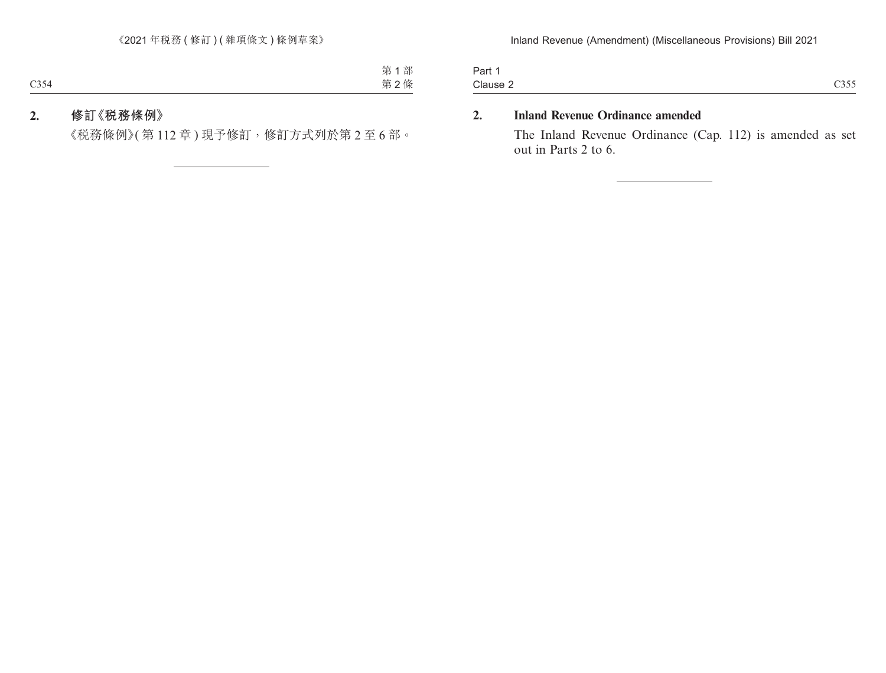**2. 修訂《稅務條例》**

《稅務條例》(第 112 章) 現予修訂，修訂方式列於第 2 至 6 部。

---

**2. Inland Revenue Ordinance amended**

The Inland Revenue Ordinance (Cap. 112) is amended as set out in Parts 2 to 6.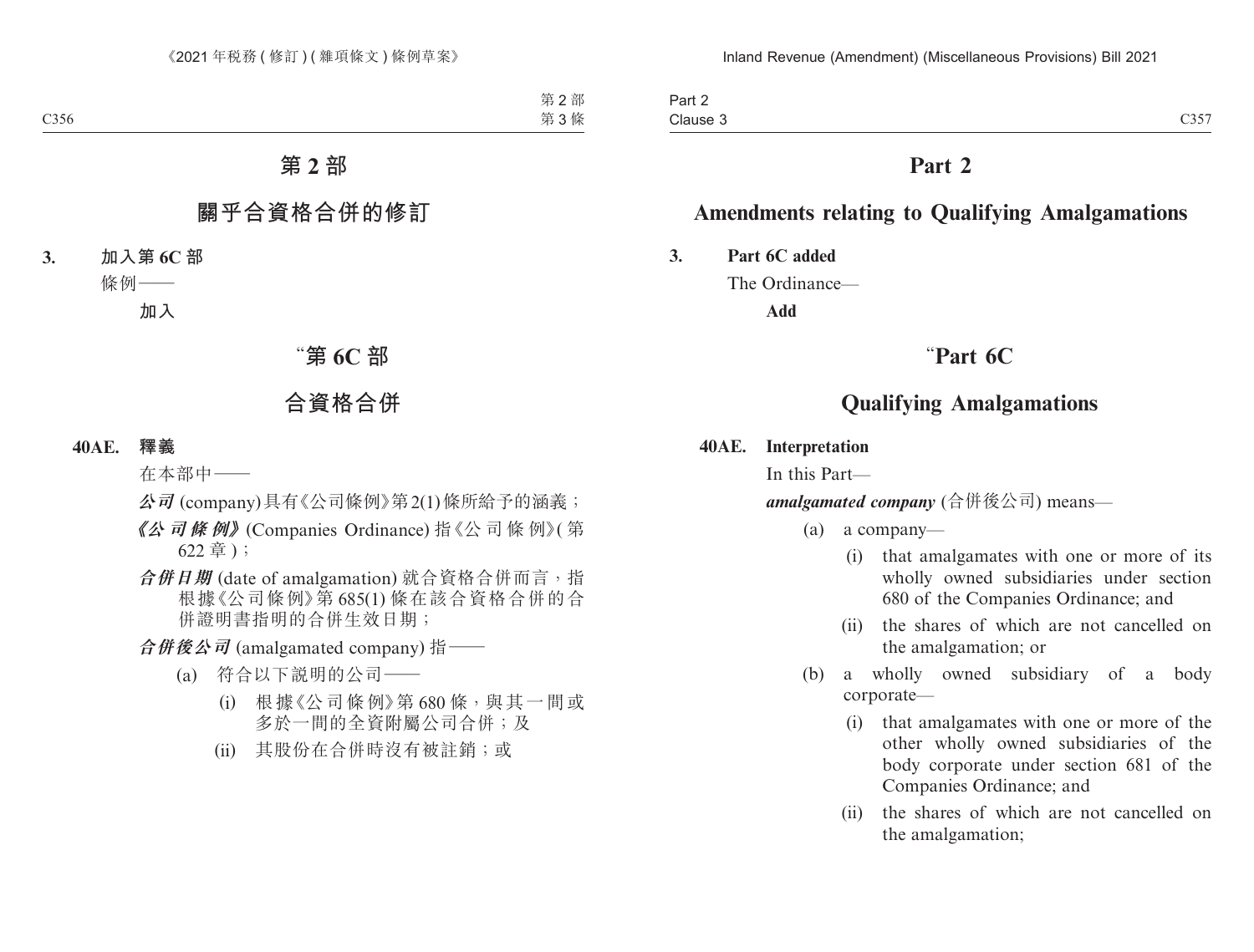# 第 2 部

## 關乎合資格合併的修訂

**3. 加入第 6C 部**

條例——

**加入**

## "第 6C 部

## 合資格合併

**40AE. 釋義**

在本部中——

***公司*** (company) 具有《公司條例》第2(1)條所給予的涵義；

***《公司條例》*** (Companies Ordinance) 指《公司條例》(第 622 章)；

***合併日期*** (date of amalgamation) 就合資格合併而言，指根據《公司條例》第 685(1) 條在該合資格合併的合併證明書指明的合併生效日期；

***合併後公司*** (amalgamated company) 指——

(a) 符合以下說明的公司——

(i) 根據《公司條例》第 680 條，與其一間或多於一間的全資附屬公司合併；及

(ii) 其股份在合併時沒有被註銷；或

# Part 2

## Amendments relating to Qualifying Amalgamations

**3. Part 6C added**

The Ordinance—

**Add**

## "Part 6C

## Qualifying Amalgamations

**40AE. Interpretation**

In this Part—

***amalgamated company*** (合併後公司) means—

(a) a company—

(i) that amalgamates with one or more of its wholly owned subsidiaries under section 680 of the Companies Ordinance; and

(ii) the shares of which are not cancelled on the amalgamation; or

(b) a wholly owned subsidiary of a body corporate—

(i) that amalgamates with one or more of the other wholly owned subsidiaries of the body corporate under section 681 of the Companies Ordinance; and

(ii) the shares of which are not cancelled on the amalgamation;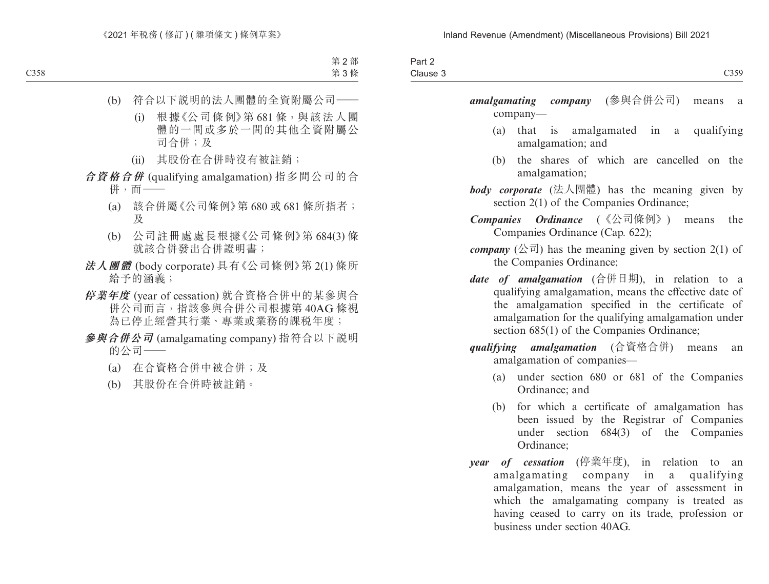(b) 符合以下說明的法人團體的全資附屬公司——

(i) 根據《公司條例》第 681 條，與該法人團體的一間或多於一間的其他全資附屬公司合併；及

(ii) 其股份在合併時沒有被註銷；

***合資格合併*** (qualifying amalgamation) 指多間公司的合併，而——

(a) 該合併屬《公司條例》第 680 或 681 條所指者；及

(b) 公司註冊處處長根據《公司條例》第 684(3) 條就該合併發出合併證明書；

***法人團體*** (body corporate) 具有《公司條例》第 2(1) 條所給予的涵義；

***停業年度*** (year of cessation) 就合資格合併中的某參與合併公司而言，指該參與合併公司根據第 40AG 條視為已停止經營其行業、專業或業務的課稅年度；

***參與合併公司*** (amalgamating company) 指符合以下說明的公司——

(a) 在合資格合併中被合併；及

(b) 其股份在合併時被註銷。

***amalgamating company*** (參與合併公司) means a company—

(a) that is amalgamated in a qualifying amalgamation; and

(b) the shares of which are cancelled on the amalgamation;

***body corporate*** (法人團體) has the meaning given by section 2(1) of the Companies Ordinance;

***Companies Ordinance*** (《公司條例》) means the Companies Ordinance (Cap. 622);

***company*** (公司) has the meaning given by section 2(1) of the Companies Ordinance;

***date of amalgamation*** (合併日期), in relation to a qualifying amalgamation, means the effective date of the amalgamation specified in the certificate of amalgamation for the qualifying amalgamation under section 685(1) of the Companies Ordinance;

***qualifying amalgamation*** (合資格合併) means an amalgamation of companies—

(a) under section 680 or 681 of the Companies Ordinance; and

(b) for which a certificate of amalgamation has been issued by the Registrar of Companies under section 684(3) of the Companies Ordinance;

***year of cessation*** (停業年度), in relation to an amalgamating company in a qualifying amalgamation, means the year of assessment in which the amalgamating company is treated as having ceased to carry on its trade, profession or business under section 40AG.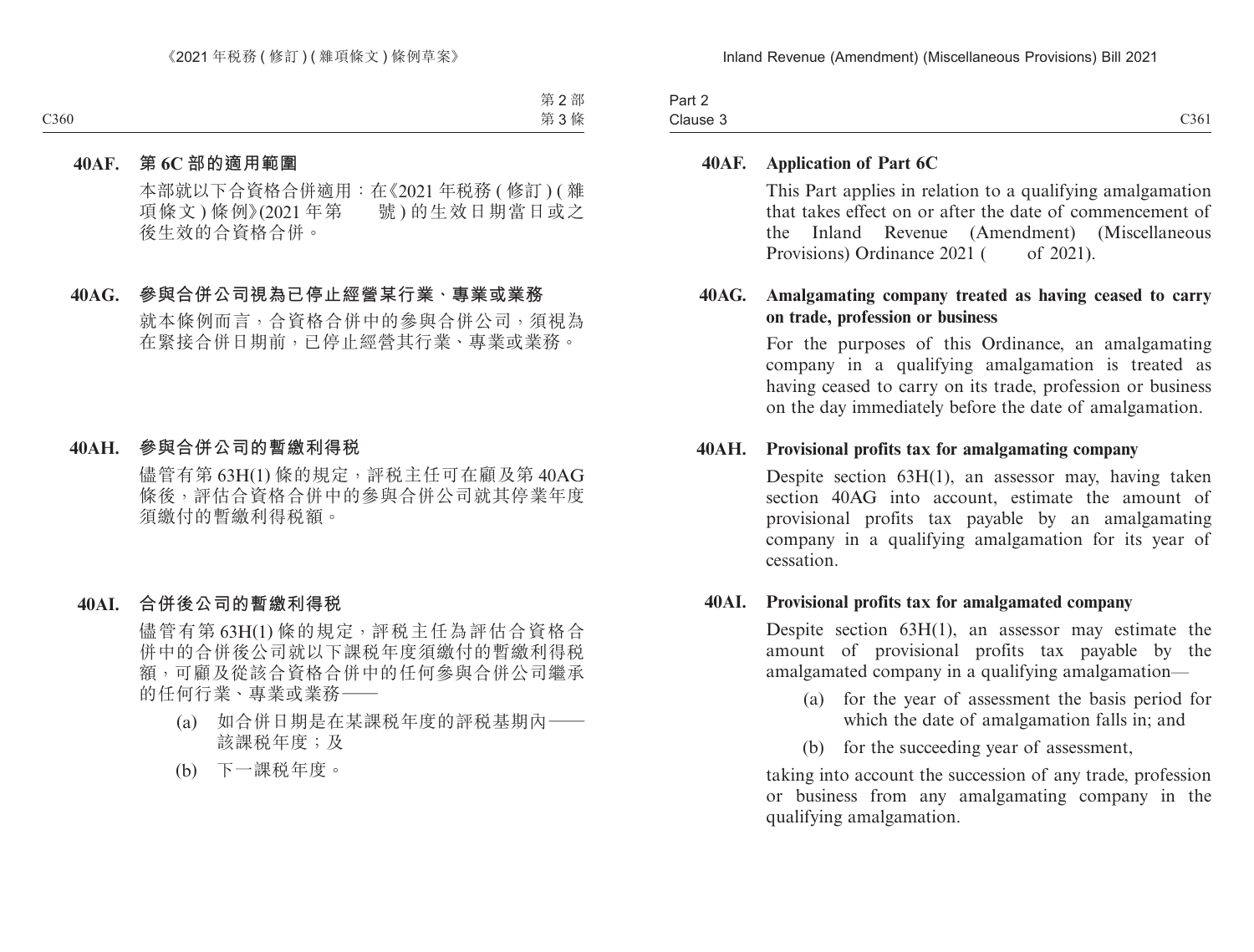**40AF. 第 6C 部的適用範圍**

本部就以下合資格合併適用：在《2021 年稅務 ( 修訂 ) ( 雜項條文 ) 條例》(2021 年第　　號 ) 的生效日期當日或之後生效的合資格合併。

**40AG. 參與合併公司視為已停止經營某行業、專業或業務**

就本條例而言，合資格合併中的參與合併公司，須視為在緊接合併日期前，已停止經營其行業、專業或業務。

**40AH. 參與合併公司的暫繳利得稅**

儘管有第 63H(1) 條的規定，評稅主任可在顧及第 40AG 條後，評估合資格合併中的參與合併公司就其停業年度須繳付的暫繳利得稅額。

**40AI. 合併後公司的暫繳利得稅**

儘管有第 63H(1) 條的規定，評稅主任為評估合資格合併中的合併後公司就以下課稅年度須繳付的暫繳利得稅額，可顧及從該合資格合併中的任何參與合併公司繼承的任何行業、專業或業務——

(a) 如合併日期是在某課稅年度的評稅基期內——該課稅年度；及

(b) 下一課稅年度。

**40AF. Application of Part 6C**

This Part applies in relation to a qualifying amalgamation that takes effect on or after the date of commencement of the Inland Revenue (Amendment) (Miscellaneous Provisions) Ordinance 2021 (　　of 2021).

**40AG. Amalgamating company treated as having ceased to carry on trade, profession or business**

For the purposes of this Ordinance, an amalgamating company in a qualifying amalgamation is treated as having ceased to carry on its trade, profession or business on the day immediately before the date of amalgamation.

**40AH. Provisional profits tax for amalgamating company**

Despite section 63H(1), an assessor may, having taken section 40AG into account, estimate the amount of provisional profits tax payable by an amalgamating company in a qualifying amalgamation for its year of cessation.

**40AI. Provisional profits tax for amalgamated company**

Despite section 63H(1), an assessor may estimate the amount of provisional profits tax payable by the amalgamated company in a qualifying amalgamation—

(a) for the year of assessment the basis period for which the date of amalgamation falls in; and

(b) for the succeeding year of assessment,

taking into account the succession of any trade, profession or business from any amalgamating company in the qualifying amalgamation.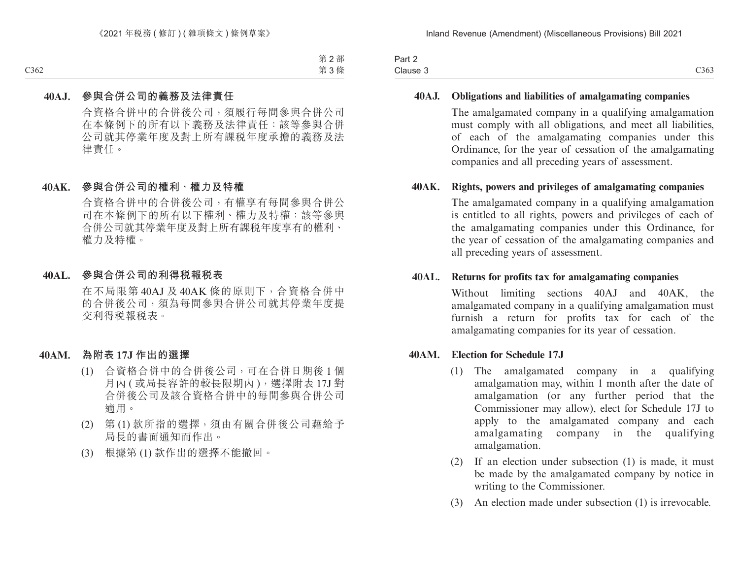**40AJ. 參與合併公司的義務及法律責任**

合資格合併中的合併後公司，須履行每間參與合併公司在本條例下的所有以下義務及法律責任：該等參與合併公司就其停業年度及對上所有課稅年度承擔的義務及法律責任。

**40AK. 參與合併公司的權利、權力及特權**

合資格合併中的合併後公司，有權享有每間參與合併公司在本條例下的所有以下權利、權力及特權：該等參與合併公司就其停業年度及對上所有課稅年度享有的權利、權力及特權。

**40AL. 參與合併公司的利得稅報稅表**

在不局限第 40AJ 及 40AK 條的原則下，合資格合併中的合併後公司，須為每間參與合併公司就其停業年度提交利得稅報稅表。

**40AM. 為附表 17J 作出的選擇**

(1) 合資格合併中的合併後公司，可在合併日期後 1 個月內 (或局長容許的較長限期內)，選擇附表 17J 對合併後公司及該合資格合併中的每間參與合併公司適用。

(2) 第 (1) 款所指的選擇，須由有關合併後公司藉給予局長的書面通知而作出。

(3) 根據第 (1) 款作出的選擇不能撤回。

**40AJ. Obligations and liabilities of amalgamating companies**

The amalgamated company in a qualifying amalgamation must comply with all obligations, and meet all liabilities, of each of the amalgamating companies under this Ordinance, for the year of cessation of the amalgamating companies and all preceding years of assessment.

**40AK. Rights, powers and privileges of amalgamating companies**

The amalgamated company in a qualifying amalgamation is entitled to all rights, powers and privileges of each of the amalgamating companies under this Ordinance, for the year of cessation of the amalgamating companies and all preceding years of assessment.

**40AL. Returns for profits tax for amalgamating companies**

Without limiting sections 40AJ and 40AK, the amalgamated company in a qualifying amalgamation must furnish a return for profits tax for each of the amalgamating companies for its year of cessation.

**40AM. Election for Schedule 17J**

(1) The amalgamated company in a qualifying amalgamation may, within 1 month after the date of amalgamation (or any further period that the Commissioner may allow), elect for Schedule 17J to apply to the amalgamated company and each amalgamating company in the qualifying amalgamation.

(2) If an election under subsection (1) is made, it must be made by the amalgamated company by notice in writing to the Commissioner.

(3) An election made under subsection (1) is irrevocable.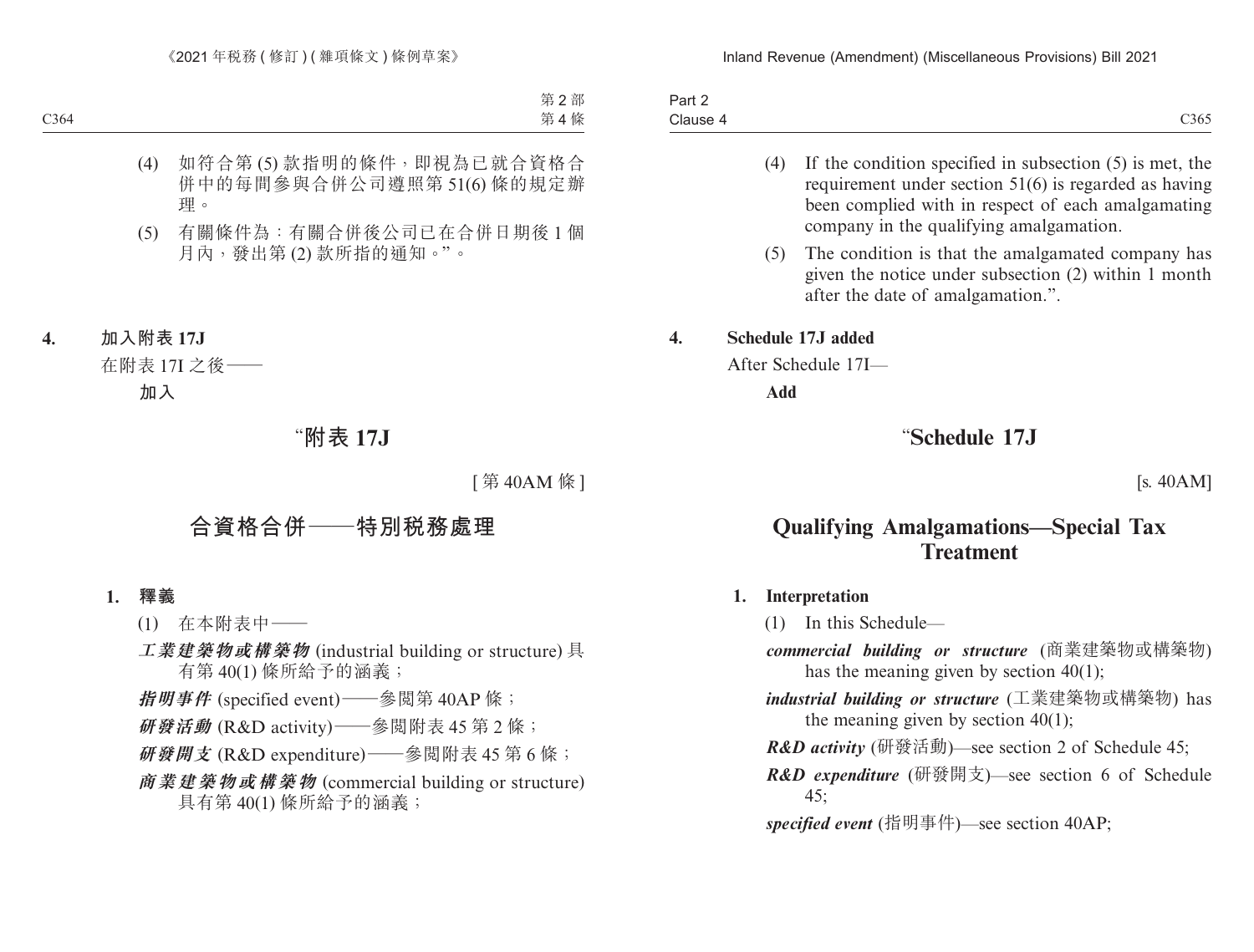(4) 如符合第 (5) 款指明的條件，即視為已就合資格合併中的每間參與合併公司遵照第 51(6) 條的規定辦理。

(5) 有關條件為：有關合併後公司已在合併日期後 1 個月內，發出第 (2) 款所指的通知。”。

**4. 加入附表 17J**

在附表 17I 之後——

**加入**

# “附表 17J

[ 第 40AM 條 ]

# 合資格合併——特別稅務處理

**1. 釋義**

(1) 在本附表中——

***工業建築物或構築物*** (industrial building or structure) 具有第 40(1) 條所給予的涵義；

***指明事件*** (specified event)——參閱第 40AP 條；

***研發活動*** (R&D activity)——參閱附表 45 第 2 條；

***研發開支*** (R&D expenditure)——參閱附表 45 第 6 條；

***商業建築物或構築物*** (commercial building or structure) 具有第 40(1) 條所給予的涵義；

(4) If the condition specified in subsection (5) is met, the requirement under section 51(6) is regarded as having been complied with in respect of each amalgamating company in the qualifying amalgamation.

(5) The condition is that the amalgamated company has given the notice under subsection (2) within 1 month after the date of amalgamation.”.

**4. Schedule 17J added**

After Schedule 17I—

**Add**

# “Schedule 17J

[s. 40AM]

# Qualifying Amalgamations—Special Tax Treatment

**1. Interpretation**

(1) In this Schedule—

***commercial building or structure*** (商業建築物或構築物) has the meaning given by section 40(1);

***industrial building or structure*** (工業建築物或構築物) has the meaning given by section 40(1);

***R&D activity*** (研發活動)—see section 2 of Schedule 45;

***R&D expenditure*** (研發開支)—see section 6 of Schedule 45;

***specified event*** (指明事件)—see section 40AP;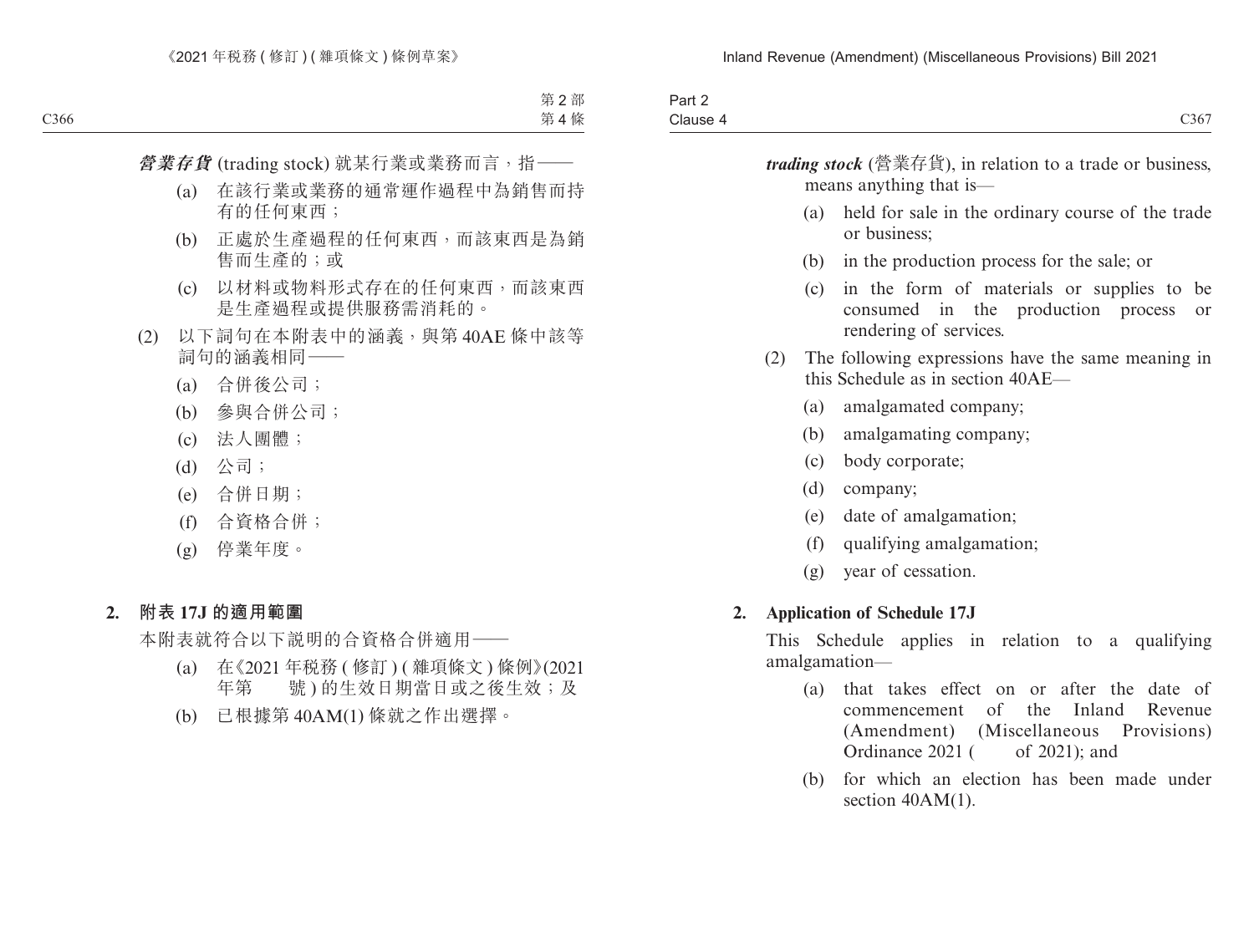***營業存貨*** (trading stock) 就某行業或業務而言，指——

(a) 在該行業或業務的通常運作過程中為銷售而持有的任何東西；

(b) 正處於生產過程的任何東西，而該東西是為銷售而生產的；或

(c) 以材料或物料形式存在的任何東西，而該東西是生產過程或提供服務需消耗的。

(2) 以下詞句在本附表中的涵義，與第 40AE 條中該等詞句的涵義相同——

(a) 合併後公司；

(b) 參與合併公司；

(c) 法人團體；

(d) 公司；

(e) 合併日期；

(f) 合資格合併；

(g) 停業年度。

**2. 附表 17J 的適用範圍**

本附表就符合以下說明的合資格合併適用——

(a) 在《2021 年稅務 ( 修訂 ) ( 雜項條文 ) 條例》(2021 年第　　號 ) 的生效日期當日或之後生效；及

(b) 已根據第 40AM(1) 條就之作出選擇。

***trading stock*** (營業存貨), in relation to a trade or business, means anything that is—

(a) held for sale in the ordinary course of the trade or business;

(b) in the production process for the sale; or

(c) in the form of materials or supplies to be consumed in the production process or rendering of services.

(2) The following expressions have the same meaning in this Schedule as in section 40AE—

(a) amalgamated company;

(b) amalgamating company;

(c) body corporate;

(d) company;

(e) date of amalgamation;

(f) qualifying amalgamation;

(g) year of cessation.

**2. Application of Schedule 17J**

This Schedule applies in relation to a qualifying amalgamation—

(a) that takes effect on or after the date of commencement of the Inland Revenue (Amendment) (Miscellaneous Provisions) Ordinance 2021 (　　of 2021); and

(b) for which an election has been made under section 40AM(1).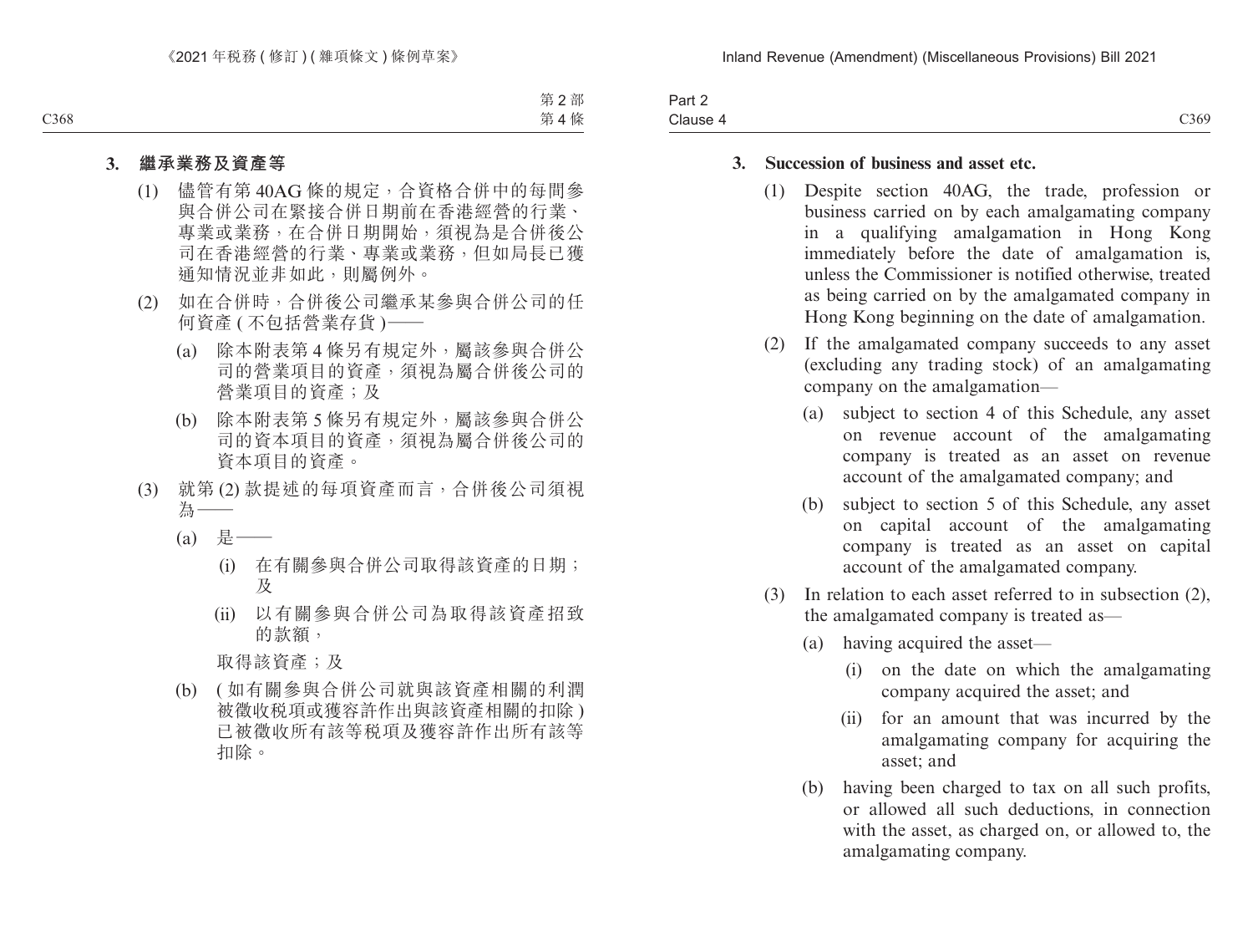### 3. 繼承業務及資產等

(1) 儘管有第 40AG 條的規定，合資格合併中的每間參與合併公司在緊接合併日期前在香港經營的行業、專業或業務，在合併日期開始，須視為是合併後公司在香港經營的行業、專業或業務，但如局長已獲通知情況並非如此，則屬例外。

(2) 如在合併時，合併後公司繼承某參與合併公司的任何資產 (不包括營業存貨)——

(a) 除本附表第 4 條另有規定外，屬該參與合併公司的營業項目的資產，須視為屬合併後公司的營業項目的資產；及

(b) 除本附表第 5 條另有規定外，屬該參與合併公司的資本項目的資產，須視為屬合併後公司的資本項目的資產。

(3) 就第 (2) 款提述的每項資產而言，合併後公司須視為——

(a) 是——

(i) 在有關參與合併公司取得該資產的日期；及

(ii) 以有關參與合併公司為取得該資產招致的款額，

取得該資產；及

(b) (如有關參與合併公司就與該資產相關的利潤被徵收稅項或獲容許作出與該資產相關的扣除) 已被徵收所有該等稅項及獲容許作出所有該等扣除。

### 3. Succession of business and asset etc.

(1) Despite section 40AG, the trade, profession or business carried on by each amalgamating company in a qualifying amalgamation in Hong Kong immediately before the date of amalgamation is, unless the Commissioner is notified otherwise, treated as being carried on by the amalgamated company in Hong Kong beginning on the date of amalgamation.

(2) If the amalgamated company succeeds to any asset (excluding any trading stock) of an amalgamating company on the amalgamation—

(a) subject to section 4 of this Schedule, any asset on revenue account of the amalgamating company is treated as an asset on revenue account of the amalgamated company; and

(b) subject to section 5 of this Schedule, any asset on capital account of the amalgamating company is treated as an asset on capital account of the amalgamated company.

(3) In relation to each asset referred to in subsection (2), the amalgamated company is treated as—

(a) having acquired the asset—

(i) on the date on which the amalgamating company acquired the asset; and

(ii) for an amount that was incurred by the amalgamating company for acquiring the asset; and

(b) having been charged to tax on all such profits, or allowed all such deductions, in connection with the asset, as charged on, or allowed to, the amalgamating company.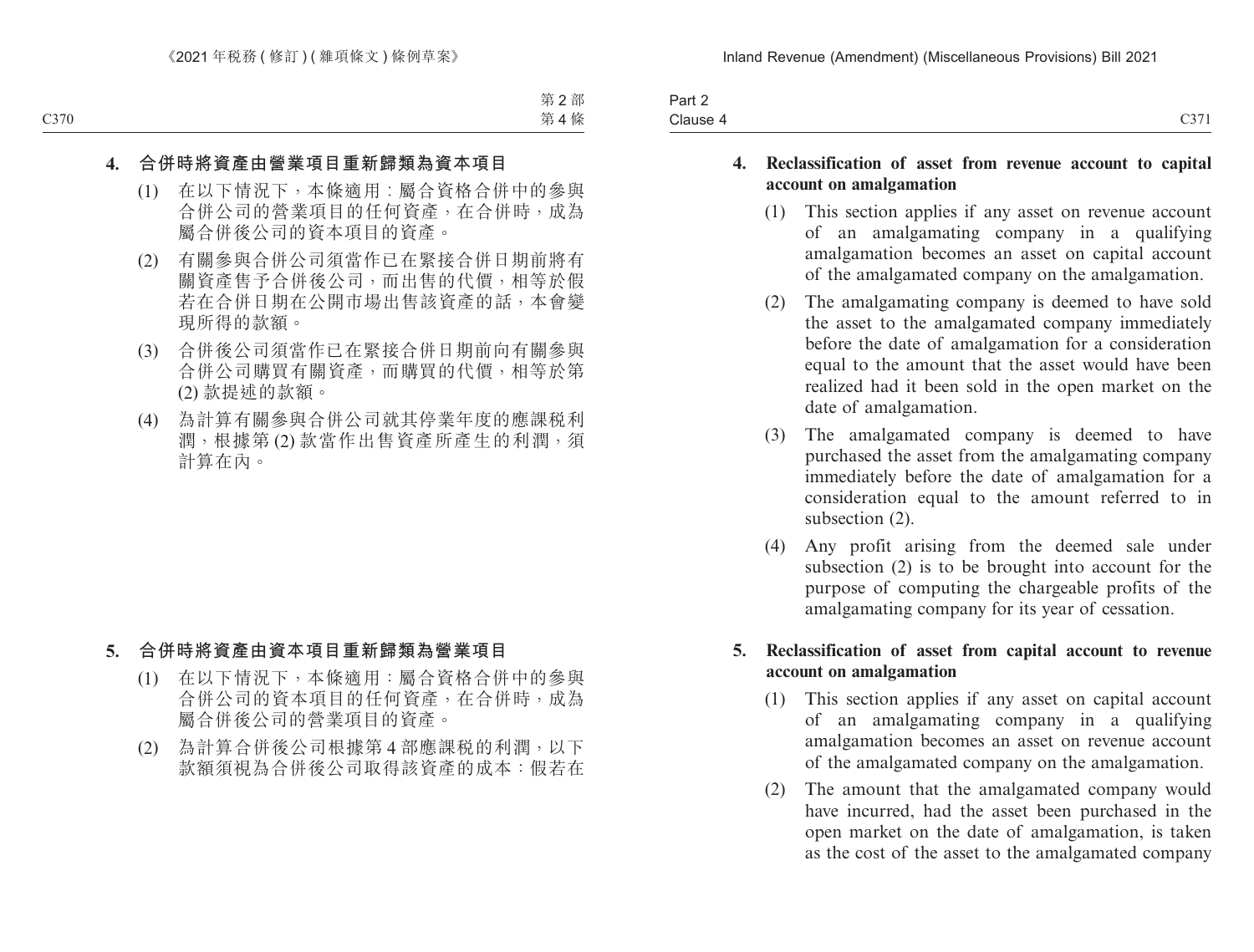## 4. 合併時將資產由營業項目重新歸類為資本項目

(1) 在以下情況下，本條適用：屬合資格合併中的參與合併公司的營業項目的任何資產，在合併時，成為屬合併後公司的資本項目的資產。

(2) 有關參與合併公司須當作已在緊接合併日期前將有關資產售予合併後公司，而出售的代價，相等於假若在合併日期在公開市場出售該資產的話，本會變現所得的款額。

(3) 合併後公司須當作已在緊接合併日期前向有關參與合併公司購買有關資產，而購買的代價，相等於第 (2) 款提述的款額。

(4) 為計算有關參與合併公司就其停業年度的應課稅利潤，根據第 (2) 款當作出售資產所產生的利潤，須計算在內。

## 5. 合併時將資產由資本項目重新歸類為營業項目

(1) 在以下情況下，本條適用：屬合資格合併中的參與合併公司的資本項目的任何資產，在合併時，成為屬合併後公司的營業項目的資產。

(2) 為計算合併後公司根據第 4 部應課稅的利潤，以下款額須視為合併後公司取得該資產的成本：假若在

## 4. Reclassification of asset from revenue account to capital account on amalgamation

(1) This section applies if any asset on revenue account of an amalgamating company in a qualifying amalgamation becomes an asset on capital account of the amalgamated company on the amalgamation.

(2) The amalgamating company is deemed to have sold the asset to the amalgamated company immediately before the date of amalgamation for a consideration equal to the amount that the asset would have been realized had it been sold in the open market on the date of amalgamation.

(3) The amalgamated company is deemed to have purchased the asset from the amalgamating company immediately before the date of amalgamation for a consideration equal to the amount referred to in subsection (2).

(4) Any profit arising from the deemed sale under subsection (2) is to be brought into account for the purpose of computing the chargeable profits of the amalgamating company for its year of cessation.

## 5. Reclassification of asset from capital account to revenue account on amalgamation

(1) This section applies if any asset on capital account of an amalgamating company in a qualifying amalgamation becomes an asset on revenue account of the amalgamated company on the amalgamation.

(2) The amount that the amalgamated company would have incurred, had the asset been purchased in the open market on the date of amalgamation, is taken as the cost of the asset to the amalgamated company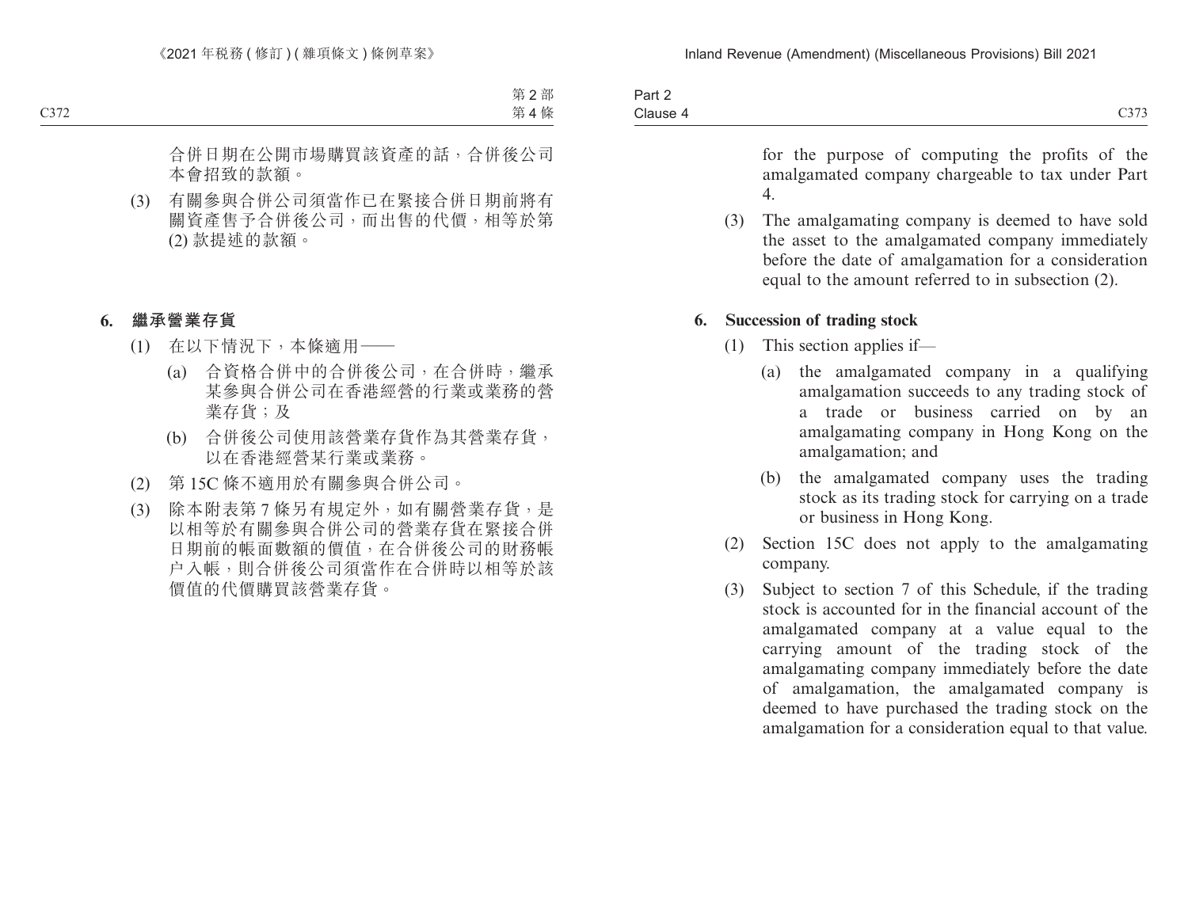合併日期在公開市場購買該資產的話，合併後公司本會招致的款額。

(3) 有關參與合併公司須當作已在緊接合併日期前將有關資產售予合併後公司，而出售的代價，相等於第(2) 款提述的款額。

**6. 繼承營業存貨**

(1) 在以下情況下，本條適用——

(a) 合資格合併中的合併後公司，在合併時，繼承某參與合併公司在香港經營的行業或業務的營業存貨；及

(b) 合併後公司使用該營業存貨作為其營業存貨，以在香港經營某行業或業務。

(2) 第 15C 條不適用於有關參與合併公司。

(3) 除本附表第 7 條另有規定外，如有關營業存貨，是以相等於有關參與合併公司的營業存貨在緊接合併日期前的帳面數額的價值，在合併後公司的財務帳戶入帳，則合併後公司須當作在合併時以相等於該價值的代價購買該營業存貨。

for the purpose of computing the profits of the amalgamated company chargeable to tax under Part 4.

(3) The amalgamating company is deemed to have sold the asset to the amalgamated company immediately before the date of amalgamation for a consideration equal to the amount referred to in subsection (2).

**6. Succession of trading stock**

(1) This section applies if—

(a) the amalgamated company in a qualifying amalgamation succeeds to any trading stock of a trade or business carried on by an amalgamating company in Hong Kong on the amalgamation; and

(b) the amalgamated company uses the trading stock as its trading stock for carrying on a trade or business in Hong Kong.

(2) Section 15C does not apply to the amalgamating company.

(3) Subject to section 7 of this Schedule, if the trading stock is accounted for in the financial account of the amalgamated company at a value equal to the carrying amount of the trading stock of the amalgamating company immediately before the date of amalgamation, the amalgamated company is deemed to have purchased the trading stock on the amalgamation for a consideration equal to that value.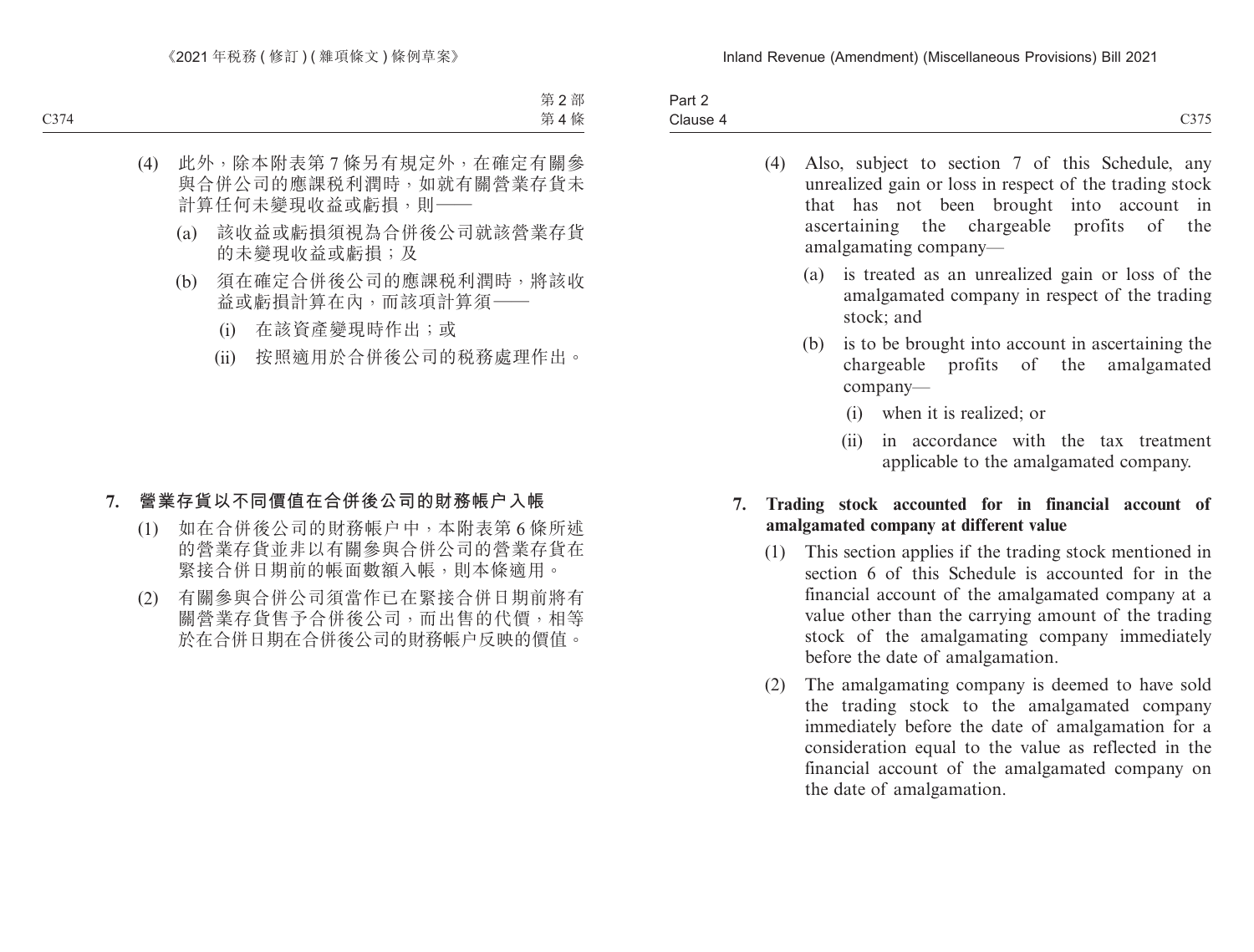(4) 此外，除本附表第 7 條另有規定外，在確定有關參與合併公司的應課稅利潤時，如就有關營業存貨未計算任何未變現收益或虧損，則——

(a) 該收益或虧損須視為合併後公司就該營業存貨的未變現收益或虧損；及

(b) 須在確定合併後公司的應課稅利潤時，將該收益或虧損計算在內，而該項計算須——

(i) 在該資產變現時作出；或

(ii) 按照適用於合併後公司的稅務處理作出。

**7. 營業存貨以不同價值在合併後公司的財務帳户入帳**

(1) 如在合併後公司的財務帳户中，本附表第 6 條所述的營業存貨並非以有關參與合併公司的營業存貨在緊接合併日期前的帳面數額入帳，則本條適用。

(2) 有關參與合併公司須當作已在緊接合併日期前將有關營業存貨售予合併後公司，而出售的代價，相等於在合併日期在合併後公司的財務帳户反映的價值。

(4) Also, subject to section 7 of this Schedule, any unrealized gain or loss in respect of the trading stock that has not been brought into account in ascertaining the chargeable profits of the amalgamating company—

(a) is treated as an unrealized gain or loss of the amalgamated company in respect of the trading stock; and

(b) is to be brought into account in ascertaining the chargeable profits of the amalgamated company—

(i) when it is realized; or

(ii) in accordance with the tax treatment applicable to the amalgamated company.

**7. Trading stock accounted for in financial account of amalgamated company at different value**

(1) This section applies if the trading stock mentioned in section 6 of this Schedule is accounted for in the financial account of the amalgamated company at a value other than the carrying amount of the trading stock of the amalgamating company immediately before the date of amalgamation.

(2) The amalgamating company is deemed to have sold the trading stock to the amalgamated company immediately before the date of amalgamation for a consideration equal to the value as reflected in the financial account of the amalgamated company on the date of amalgamation.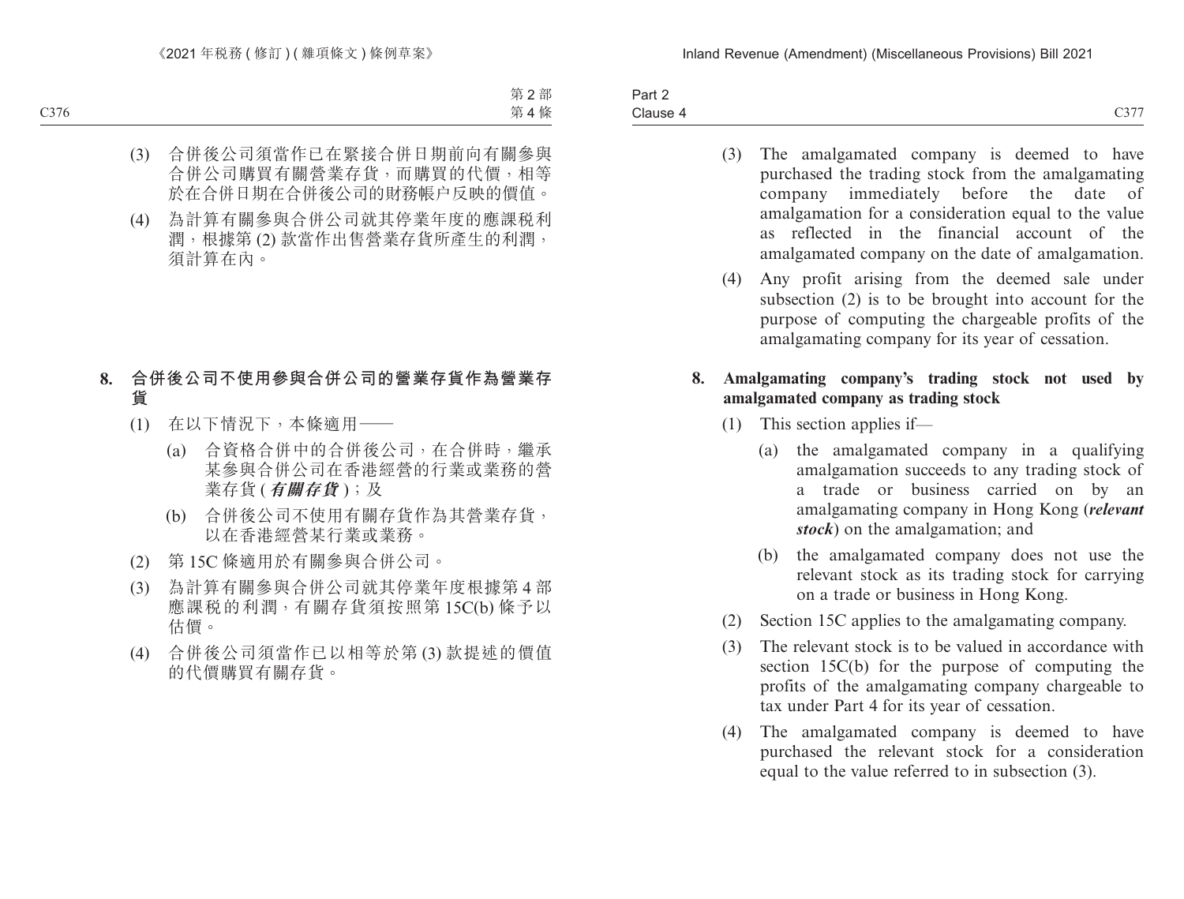(3) 合併後公司須當作已在緊接合併日期前向有關參與合併公司購買有關營業存貨，而購買的代價，相等於在合併日期在合併後公司的財務帳户反映的價值。

(4) 為計算有關參與合併公司就其停業年度的應課税利潤，根據第 (2) 款當作出售營業存貨所產生的利潤，須計算在內。

**8. 合併後公司不使用參與合併公司的營業存貨作為營業存貨**

(1) 在以下情況下，本條適用——

(a) 合資格合併中的合併後公司，在合併時，繼承某參與合併公司在香港經營的行業或業務的營業存貨 (***有關存貨***)；及

(b) 合併後公司不使用有關存貨作為其營業存貨，以在香港經營某行業或業務。

(2) 第 15C 條適用於有關參與合併公司。

(3) 為計算有關參與合併公司就其停業年度根據第 4 部應課税的利潤，有關存貨須按照第 15C(b) 條予以估價。

(4) 合併後公司須當作已以相等於第 (3) 款提述的價值的代價購買有關存貨。

(3) The amalgamated company is deemed to have purchased the trading stock from the amalgamating company immediately before the date of amalgamation for a consideration equal to the value as reflected in the financial account of the amalgamated company on the date of amalgamation.

(4) Any profit arising from the deemed sale under subsection (2) is to be brought into account for the purpose of computing the chargeable profits of the amalgamating company for its year of cessation.

**8. Amalgamating company's trading stock not used by amalgamated company as trading stock**

(1) This section applies if—

(a) the amalgamated company in a qualifying amalgamation succeeds to any trading stock of a trade or business carried on by an amalgamating company in Hong Kong (***relevant stock***) on the amalgamation; and

(b) the amalgamated company does not use the relevant stock as its trading stock for carrying on a trade or business in Hong Kong.

(2) Section 15C applies to the amalgamating company.

(3) The relevant stock is to be valued in accordance with section 15C(b) for the purpose of computing the profits of the amalgamating company chargeable to tax under Part 4 for its year of cessation.

(4) The amalgamated company is deemed to have purchased the relevant stock for a consideration equal to the value referred to in subsection (3).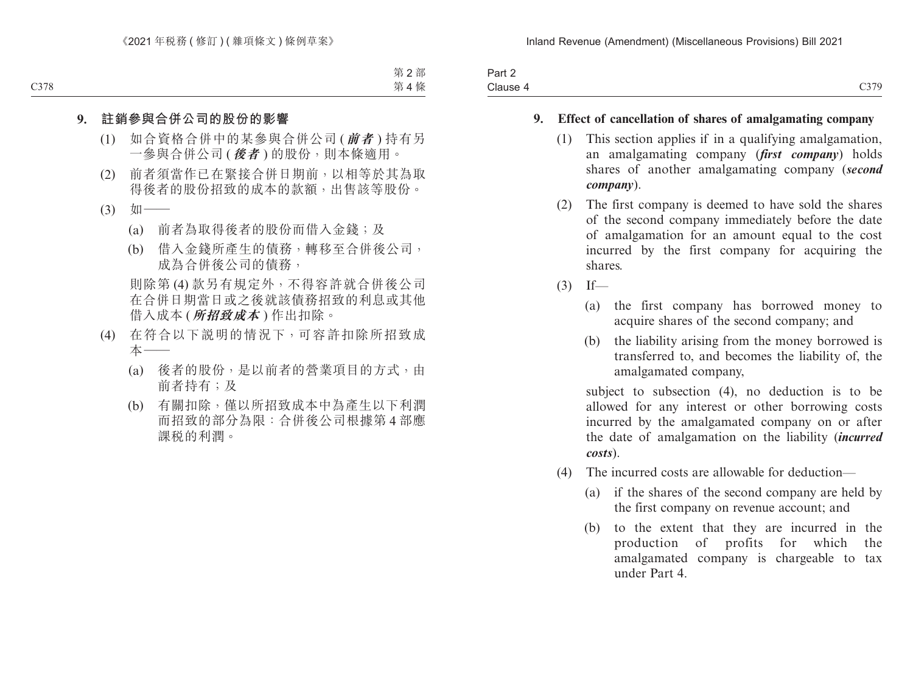**9. 註銷參與合併公司的股份的影響**

(1) 如合資格合併中的某參與合併公司 (***前者***) 持有另一參與合併公司 (***後者***) 的股份，則本條適用。

(2) 前者須當作已在緊接合併日期前，以相等於其為取得後者的股份招致的成本的款額，出售該等股份。

(3) 如——

(a) 前者為取得後者的股份而借入金錢；及

(b) 借入金錢所產生的債務，轉移至合併後公司，成為合併後公司的債務，

則除第 (4) 款另有規定外，不得容許就合併後公司在合併日期當日或之後就該債務招致的利息或其他借入成本 (***所招致成本***) 作出扣除。

(4) 在符合以下說明的情況下，可容許扣除所招致成本——

(a) 後者的股份，是以前者的營業項目的方式，由前者持有；及

(b) 有關扣除，僅以所招致成本中為產生以下利潤而招致的部分為限：合併後公司根據第 4 部應課稅的利潤。

**9. Effect of cancellation of shares of amalgamating company**

(1) This section applies if in a qualifying amalgamation, an amalgamating company (***first company***) holds shares of another amalgamating company (***second company***).

(2) The first company is deemed to have sold the shares of the second company immediately before the date of amalgamation for an amount equal to the cost incurred by the first company for acquiring the shares.

(3) If—

(a) the first company has borrowed money to acquire shares of the second company; and

(b) the liability arising from the money borrowed is transferred to, and becomes the liability of, the amalgamated company,

subject to subsection (4), no deduction is to be allowed for any interest or other borrowing costs incurred by the amalgamated company on or after the date of amalgamation on the liability (***incurred costs***).

(4) The incurred costs are allowable for deduction—

(a) if the shares of the second company are held by the first company on revenue account; and

(b) to the extent that they are incurred in the production of profits for which the amalgamated company is chargeable to tax under Part 4.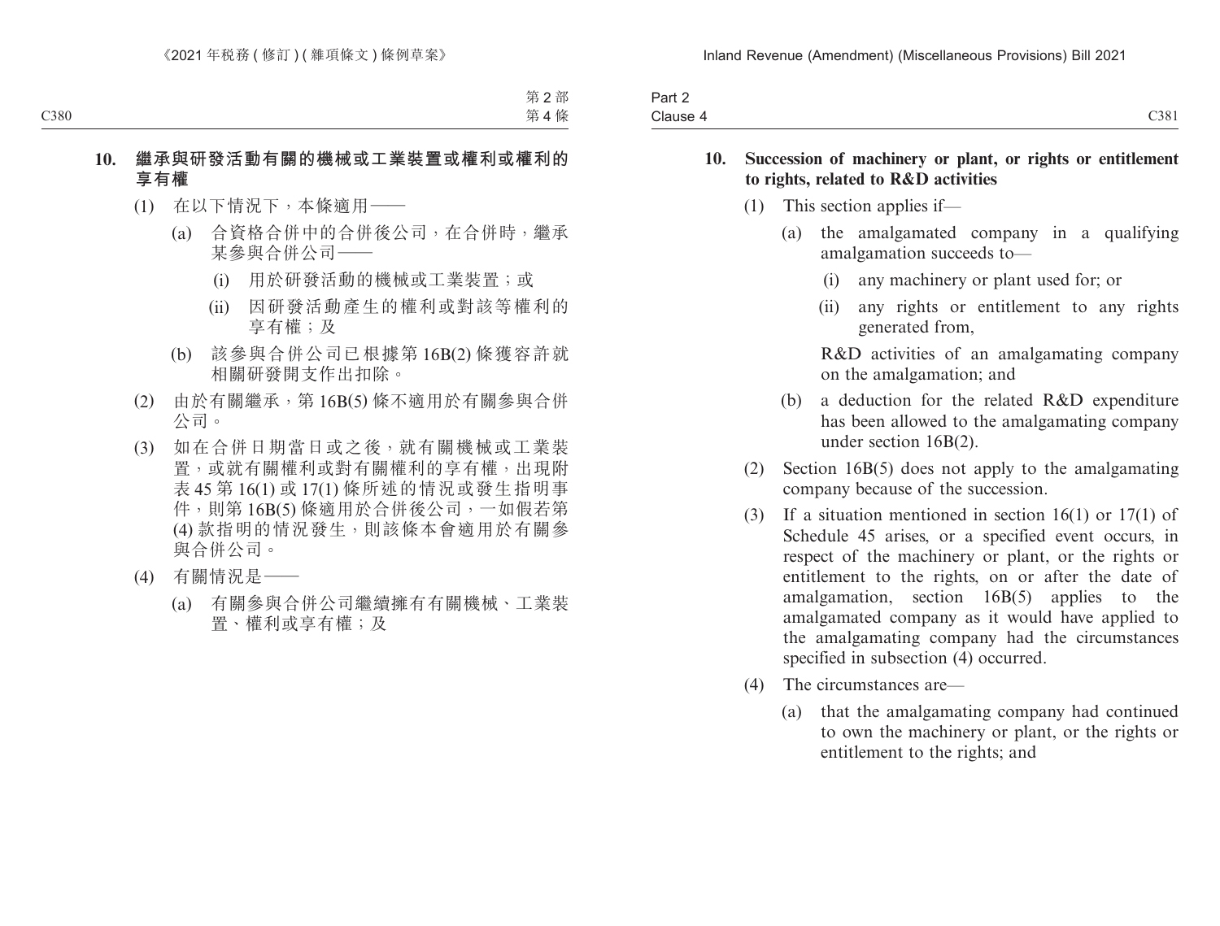**10. 繼承與研發活動有關的機械或工業裝置或權利或權利的享有權**

(1) 在以下情況下，本條適用——

(a) 合資格合併中的合併後公司，在合併時，繼承某參與合併公司——

(i) 用於研發活動的機械或工業裝置；或

(ii) 因研發活動產生的權利或對該等權利的享有權；及

(b) 該參與合併公司已根據第 16B(2) 條獲容許就相關研發開支作出扣除。

(2) 由於有關繼承，第 16B(5) 條不適用於有關參與合併公司。

(3) 如在合併日期當日或之後，就有關機械或工業裝置，或就有關權利或對有關權利的享有權，出現附表 45 第 16(1) 或 17(1) 條所述的情況或發生指明事件，則第 16B(5) 條適用於合併後公司，一如假若第 (4) 款指明的情況發生，則該條本會適用於有關參與合併公司。

(4) 有關情況是——

(a) 有關參與合併公司繼續擁有有關機械、工業裝置、權利或享有權；及

**10. Succession of machinery or plant, or rights or entitlement to rights, related to R&D activities**

(1) This section applies if—

(a) the amalgamated company in a qualifying amalgamation succeeds to—

(i) any machinery or plant used for; or

(ii) any rights or entitlement to any rights generated from,

R&D activities of an amalgamating company on the amalgamation; and

(b) a deduction for the related R&D expenditure has been allowed to the amalgamating company under section 16B(2).

(2) Section 16B(5) does not apply to the amalgamating company because of the succession.

(3) If a situation mentioned in section 16(1) or 17(1) of Schedule 45 arises, or a specified event occurs, in respect of the machinery or plant, or the rights or entitlement to the rights, on or after the date of amalgamation, section 16B(5) applies to the amalgamated company as it would have applied to the amalgamating company had the circumstances specified in subsection (4) occurred.

(4) The circumstances are—

(a) that the amalgamating company had continued to own the machinery or plant, or the rights or entitlement to the rights; and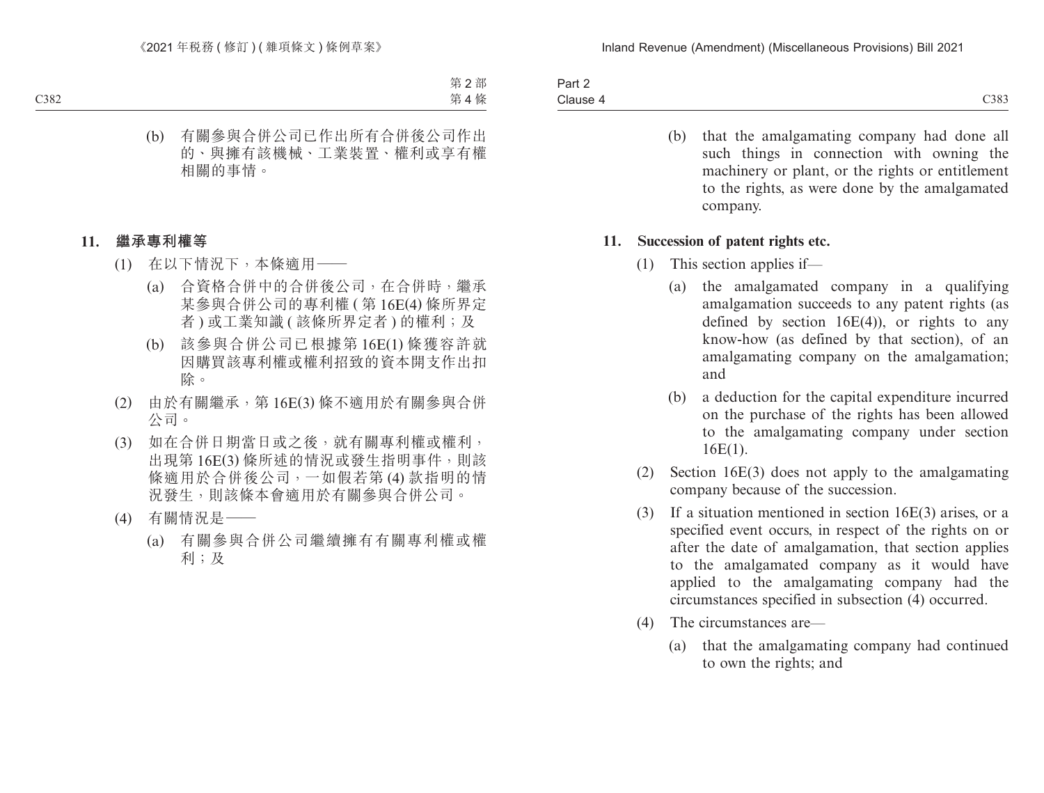(b) 有關參與合併公司已作出所有合併後公司作出的、與擁有該機械、工業裝置、權利或享有權相關的事情。

**11. 繼承專利權等**

(1) 在以下情況下，本條適用——

(a) 合資格合併中的合併後公司，在合併時，繼承某參與合併公司的專利權 (第 16E(4) 條所界定者) 或工業知識 (該條所界定者) 的權利；及

(b) 該參與合併公司已根據第 16E(1) 條獲容許就因購買該專利權或權利招致的資本開支作出扣除。

(2) 由於有關繼承，第 16E(3) 條不適用於有關參與合併公司。

(3) 如在合併日期當日或之後，就有關專利權或權利，出現第 16E(3) 條所述的情況或發生指明事件，則該條適用於合併後公司，一如假若第 (4) 款指明的情況發生，則該條本會適用於有關參與合併公司。

(4) 有關情況是——

(a) 有關參與合併公司繼續擁有有關專利權或權利；及

(b) that the amalgamating company had done all such things in connection with owning the machinery or plant, or the rights or entitlement to the rights, as were done by the amalgamated company.

**11. Succession of patent rights etc.**

(1) This section applies if—

(a) the amalgamated company in a qualifying amalgamation succeeds to any patent rights (as defined by section 16E(4)), or rights to any know-how (as defined by that section), of an amalgamating company on the amalgamation; and

(b) a deduction for the capital expenditure incurred on the purchase of the rights has been allowed to the amalgamating company under section 16E(1).

(2) Section 16E(3) does not apply to the amalgamating company because of the succession.

(3) If a situation mentioned in section 16E(3) arises, or a specified event occurs, in respect of the rights on or after the date of amalgamation, that section applies to the amalgamated company as it would have applied to the amalgamating company had the circumstances specified in subsection (4) occurred.

(4) The circumstances are—

(a) that the amalgamating company had continued to own the rights; and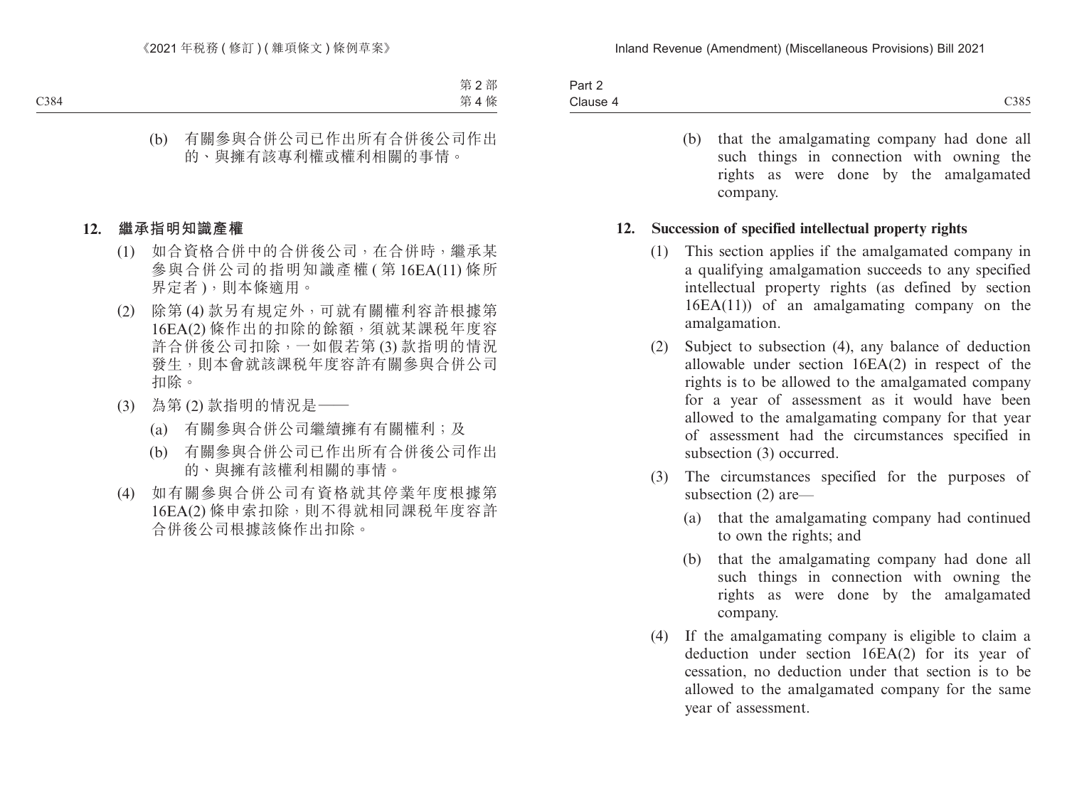(b) 有關參與合併公司已作出所有合併後公司作出的、與擁有該專利權或權利相關的事情。

**12. 繼承指明知識產權**

(1) 如合資格合併中的合併後公司，在合併時，繼承某參與合併公司的指明知識產權 (第 16EA(11) 條所界定者 )，則本條適用。

(2) 除第 (4) 款另有規定外，可就有關權利容許根據第 16EA(2) 條作出的扣除的餘額，須就某課税年度容許合併後公司扣除，一如假若第 (3) 款指明的情況發生，則本會就該課税年度容許有關參與合併公司扣除。

(3) 為第 (2) 款指明的情況是——

(a) 有關參與合併公司繼續擁有有關權利；及

(b) 有關參與合併公司已作出所有合併後公司作出的、與擁有該權利相關的事情。

(4) 如有關參與合併公司有資格就其停業年度根據第 16EA(2) 條申索扣除，則不得就相同課税年度容許合併後公司根據該條作出扣除。

(b) that the amalgamating company had done all such things in connection with owning the rights as were done by the amalgamated company.

**12. Succession of specified intellectual property rights**

(1) This section applies if the amalgamated company in a qualifying amalgamation succeeds to any specified intellectual property rights (as defined by section 16EA(11)) of an amalgamating company on the amalgamation.

(2) Subject to subsection (4), any balance of deduction allowable under section 16EA(2) in respect of the rights is to be allowed to the amalgamated company for a year of assessment as it would have been allowed to the amalgamating company for that year of assessment had the circumstances specified in subsection (3) occurred.

(3) The circumstances specified for the purposes of subsection (2) are—

(a) that the amalgamating company had continued to own the rights; and

(b) that the amalgamating company had done all such things in connection with owning the rights as were done by the amalgamated company.

(4) If the amalgamating company is eligible to claim a deduction under section 16EA(2) for its year of cessation, no deduction under that section is to be allowed to the amalgamated company for the same year of assessment.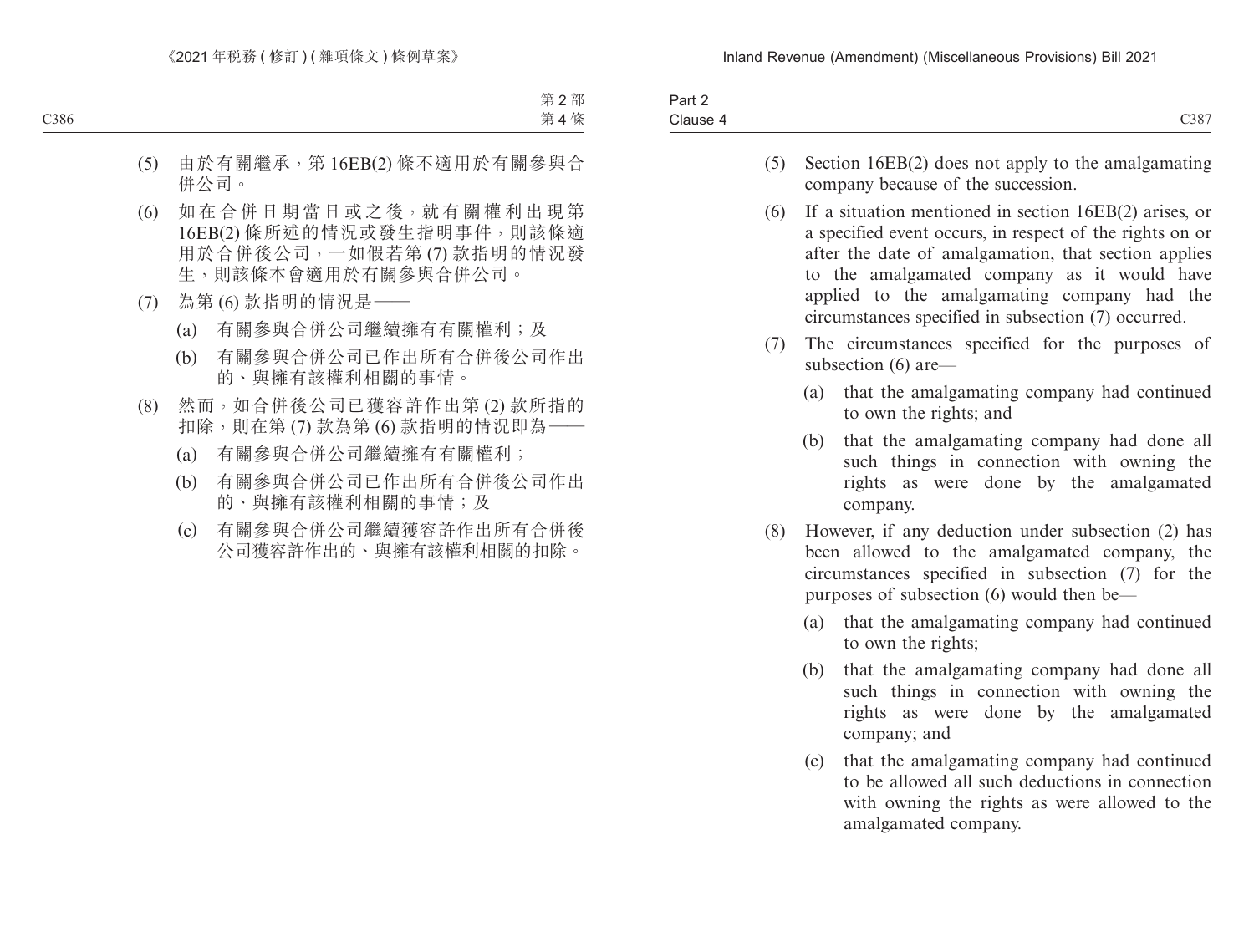(5) 由於有關繼承，第 16EB(2) 條不適用於有關參與合併公司。

(6) 如在合併日期當日或之後，就有關權利出現第 16EB(2) 條所述的情況或發生指明事件，則該條適用於合併後公司，一如假若第 (7) 款指明的情況發生，則該條本會適用於有關參與合併公司。

(7) 為第 (6) 款指明的情況是——

(a) 有關參與合併公司繼續擁有有關權利；及

(b) 有關參與合併公司已作出所有合併後公司作出的、與擁有該權利相關的事情。

(8) 然而，如合併後公司已獲容許作出第 (2) 款所指的扣除，則在第 (7) 款為第 (6) 款指明的情況即為——

(a) 有關參與合併公司繼續擁有有關權利；

(b) 有關參與合併公司已作出所有合併後公司作出的、與擁有該權利相關的事情；及

(c) 有關參與合併公司繼續獲容許作出所有合併後公司獲容許作出的、與擁有該權利相關的扣除。

(5) Section 16EB(2) does not apply to the amalgamating company because of the succession.

(6) If a situation mentioned in section 16EB(2) arises, or a specified event occurs, in respect of the rights on or after the date of amalgamation, that section applies to the amalgamated company as it would have applied to the amalgamating company had the circumstances specified in subsection (7) occurred.

(7) The circumstances specified for the purposes of subsection (6) are—

(a) that the amalgamating company had continued to own the rights; and

(b) that the amalgamating company had done all such things in connection with owning the rights as were done by the amalgamated company.

(8) However, if any deduction under subsection (2) has been allowed to the amalgamated company, the circumstances specified in subsection (7) for the purposes of subsection (6) would then be—

(a) that the amalgamating company had continued to own the rights;

(b) that the amalgamating company had done all such things in connection with owning the rights as were done by the amalgamated company; and

(c) that the amalgamating company had continued to be allowed all such deductions in connection with owning the rights as were allowed to the amalgamated company.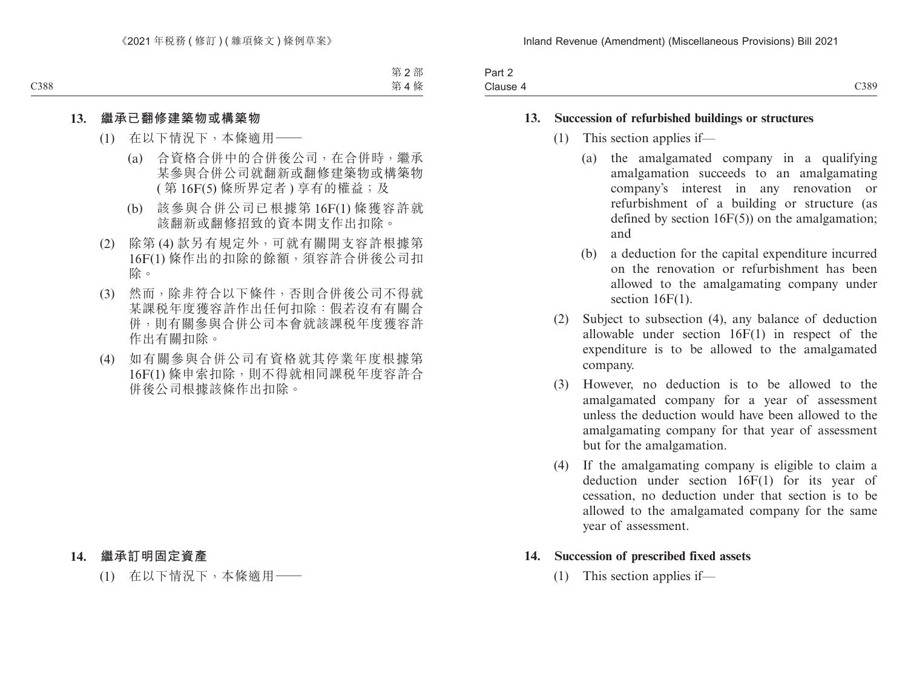**13. 繼承已翻修建築物或構築物**

(1) 在以下情況下，本條適用——

(a) 合資格合併中的合併後公司，在合併時，繼承某參與合併公司就翻新或翻修建築物或構築物 (第 16F(5) 條所界定者) 享有的權益；及

(b) 該參與合併公司已根據第 16F(1) 條獲容許就該翻新或翻修招致的資本開支作出扣除。

(2) 除第 (4) 款另有規定外，可就有關開支容許根據第 16F(1) 條作出的扣除的餘額，須容許合併後公司扣除。

(3) 然而，除非符合以下條件，否則合併後公司不得就某課税年度獲容許作出任何扣除：假若沒有有關合併，則有關參與合併公司本會就該課税年度獲容許作出有關扣除。

(4) 如有關參與合併公司有資格就其停業年度根據第 16F(1) 條申索扣除，則不得就相同課税年度容許合併後公司根據該條作出扣除。

**14. 繼承訂明固定資產**

(1) 在以下情況下，本條適用——

**13. Succession of refurbished buildings or structures**

(1) This section applies if—

(a) the amalgamated company in a qualifying amalgamation succeeds to an amalgamating company's interest in any renovation or refurbishment of a building or structure (as defined by section 16F(5)) on the amalgamation; and

(b) a deduction for the capital expenditure incurred on the renovation or refurbishment has been allowed to the amalgamating company under section 16F(1).

(2) Subject to subsection (4), any balance of deduction allowable under section 16F(1) in respect of the expenditure is to be allowed to the amalgamated company.

(3) However, no deduction is to be allowed to the amalgamated company for a year of assessment unless the deduction would have been allowed to the amalgamating company for that year of assessment but for the amalgamation.

(4) If the amalgamating company is eligible to claim a deduction under section 16F(1) for its year of cessation, no deduction under that section is to be allowed to the amalgamated company for the same year of assessment.

**14. Succession of prescribed fixed assets**

(1) This section applies if—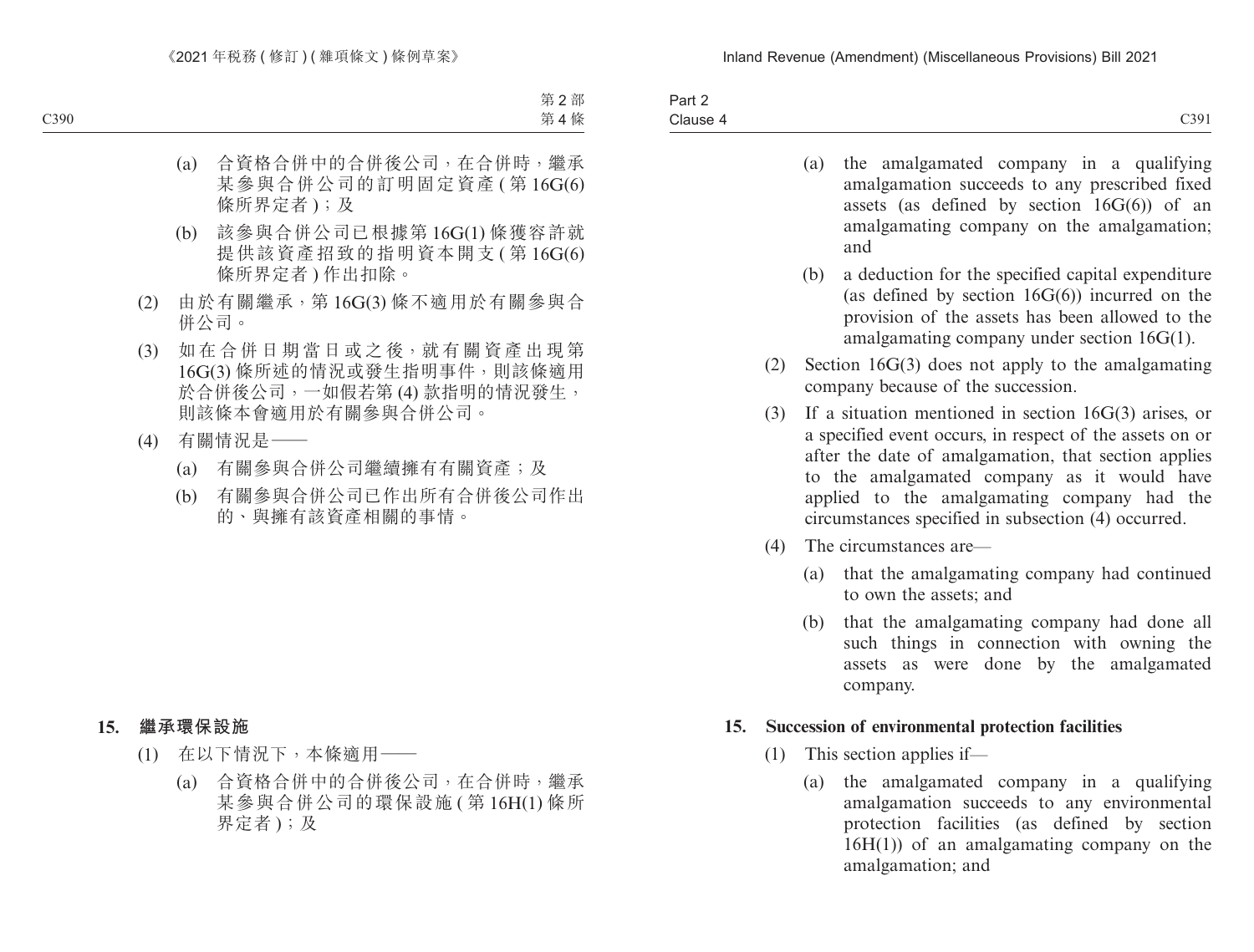(a) 合資格合併中的合併後公司，在合併時，繼承某參與合併公司的訂明固定資產 (第 16G(6) 條所界定者)；及

(b) 該參與合併公司已根據第 16G(1) 條獲容許就提供該資產招致的指明資本開支 (第 16G(6) 條所界定者) 作出扣除。

(2) 由於有關繼承，第 16G(3) 條不適用於有關參與合併公司。

(3) 如在合併日期當日或之後，就有關資產出現第 16G(3) 條所述的情況或發生指明事件，則該條適用於合併後公司，一如假若第 (4) 款指明的情況發生，則該條本會適用於有關參與合併公司。

(4) 有關情況是——

(a) 有關參與合併公司繼續擁有有關資產；及

(b) 有關參與合併公司已作出所有合併後公司作出的、與擁有該資產相關的事情。

**15. 繼承環保設施**

(1) 在以下情況下，本條適用——

(a) 合資格合併中的合併後公司，在合併時，繼承某參與合併公司的環保設施 (第 16H(1) 條所界定者)；及

(a) the amalgamated company in a qualifying amalgamation succeeds to any prescribed fixed assets (as defined by section 16G(6)) of an amalgamating company on the amalgamation; and

(b) a deduction for the specified capital expenditure (as defined by section 16G(6)) incurred on the provision of the assets has been allowed to the amalgamating company under section 16G(1).

(2) Section 16G(3) does not apply to the amalgamating company because of the succession.

(3) If a situation mentioned in section 16G(3) arises, or a specified event occurs, in respect of the assets on or after the date of amalgamation, that section applies to the amalgamated company as it would have applied to the amalgamating company had the circumstances specified in subsection (4) occurred.

(4) The circumstances are—

(a) that the amalgamating company had continued to own the assets; and

(b) that the amalgamating company had done all such things in connection with owning the assets as were done by the amalgamated company.

**15. Succession of environmental protection facilities**

(1) This section applies if—

(a) the amalgamated company in a qualifying amalgamation succeeds to any environmental protection facilities (as defined by section 16H(1)) of an amalgamating company on the amalgamation; and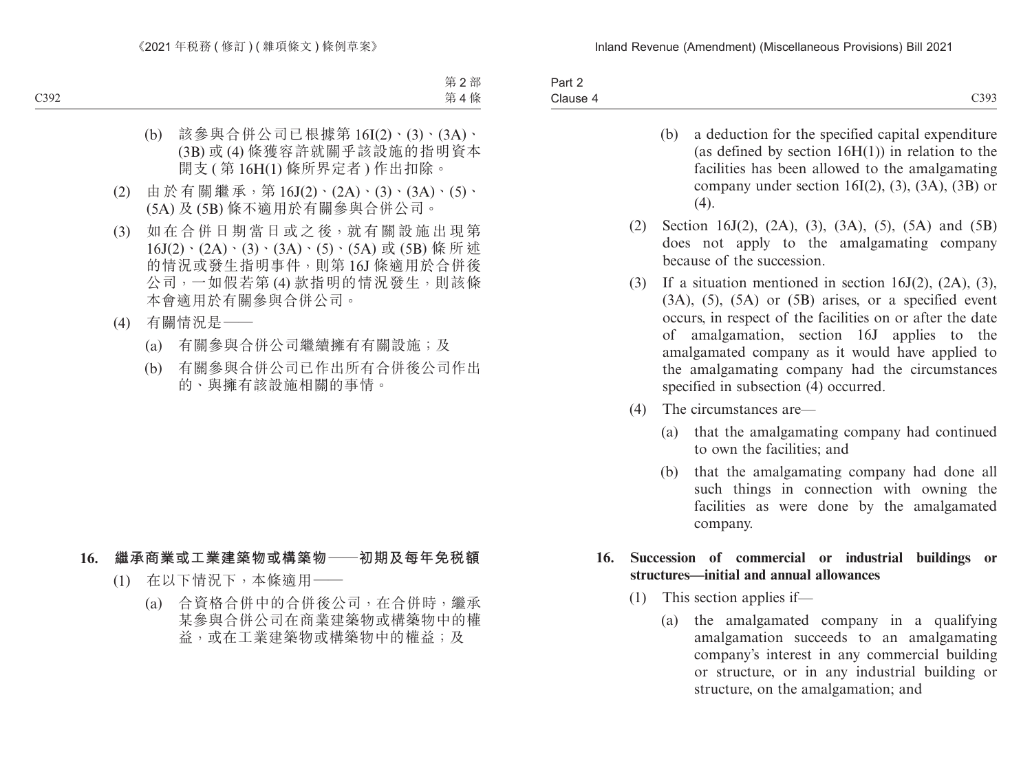(b) 該參與合併公司已根據第 16I(2)、(3)、(3A)、(3B) 或 (4) 條獲容許就關乎該設施的指明資本開支 ( 第 16H(1) 條所界定者 ) 作出扣除。

(2) 由於有關繼承，第 16J(2)、(2A)、(3)、(3A)、(5)、(5A) 及 (5B) 條不適用於有關參與合併公司。

(3) 如在合併日期當日或之後，就有關設施出現第 16J(2)、(2A)、(3)、(3A)、(5)、(5A) 或 (5B) 條所述的情況或發生指明事件，則第 16J 條適用於合併後公司，一如假若第 (4) 款指明的情況發生，則該條本會適用於有關參與合併公司。

(4) 有關情況是——

(a) 有關參與合併公司繼續擁有有關設施；及

(b) 有關參與合併公司已作出所有合併後公司作出的、與擁有該設施相關的事情。

**16. 繼承商業或工業建築物或構築物——初期及每年免稅額**

(1) 在以下情況下，本條適用——

(a) 合資格合併中的合併後公司，在合併時，繼承某參與合併公司在商業建築物或構築物中的權益，或在工業建築物或構築物中的權益；及

(b) a deduction for the specified capital expenditure (as defined by section 16H(1)) in relation to the facilities has been allowed to the amalgamating company under section 16I(2), (3), (3A), (3B) or (4).

(2) Section 16J(2), (2A), (3), (3A), (5), (5A) and (5B) does not apply to the amalgamating company because of the succession.

(3) If a situation mentioned in section 16J(2), (2A), (3), (3A), (5), (5A) or (5B) arises, or a specified event occurs, in respect of the facilities on or after the date of amalgamation, section 16J applies to the amalgamated company as it would have applied to the amalgamating company had the circumstances specified in subsection (4) occurred.

(4) The circumstances are—

(a) that the amalgamating company had continued to own the facilities; and

(b) that the amalgamating company had done all such things in connection with owning the facilities as were done by the amalgamated company.

**16. Succession of commercial or industrial buildings or structures—initial and annual allowances**

(1) This section applies if—

(a) the amalgamated company in a qualifying amalgamation succeeds to an amalgamating company's interest in any commercial building or structure, or in any industrial building or structure, on the amalgamation; and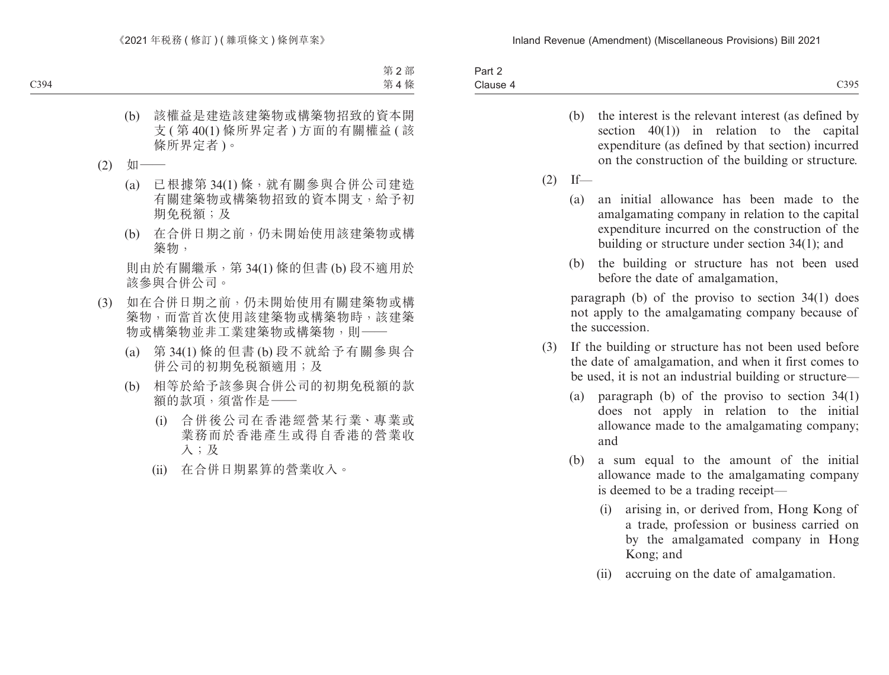(b) 該權益是建造該建築物或構築物招致的資本開支(第 40(1) 條所界定者)方面的有關權益(該條所界定者)。

(2) 如——

(a) 已根據第 34(1) 條,就有關參與合併公司建造有關建築物或構築物招致的資本開支,給予初期免稅額;及

(b) 在合併日期之前,仍未開始使用該建築物或構築物,

則由於有關繼承,第 34(1) 條的但書 (b) 段不適用於該參與合併公司。

(3) 如在合併日期之前,仍未開始使用有關建築物或構築物,而當首次使用該建築物或構築物時,該建築物或構築物並非工業建築物或構築物,則——

(a) 第 34(1) 條的但書 (b) 段不就給予有關參與合併公司的初期免稅額適用;及

(b) 相等於給予該參與合併公司的初期免稅額的款額的款項,須當作是——

(i) 合併後公司在香港經營某行業、專業或業務而於香港產生或得自香港的營業收入;及

(ii) 在合併日期累算的營業收入。

---

(b) the interest is the relevant interest (as defined by section 40(1)) in relation to the capital expenditure (as defined by that section) incurred on the construction of the building or structure.

(2) If—

(a) an initial allowance has been made to the amalgamating company in relation to the capital expenditure incurred on the construction of the building or structure under section 34(1); and

(b) the building or structure has not been used before the date of amalgamation,

paragraph (b) of the proviso to section 34(1) does not apply to the amalgamating company because of the succession.

(3) If the building or structure has not been used before the date of amalgamation, and when it first comes to be used, it is not an industrial building or structure—

(a) paragraph (b) of the proviso to section 34(1) does not apply in relation to the initial allowance made to the amalgamating company; and

(b) a sum equal to the amount of the initial allowance made to the amalgamating company is deemed to be a trading receipt—

(i) arising in, or derived from, Hong Kong of a trade, profession or business carried on by the amalgamated company in Hong Kong; and

(ii) accruing on the date of amalgamation.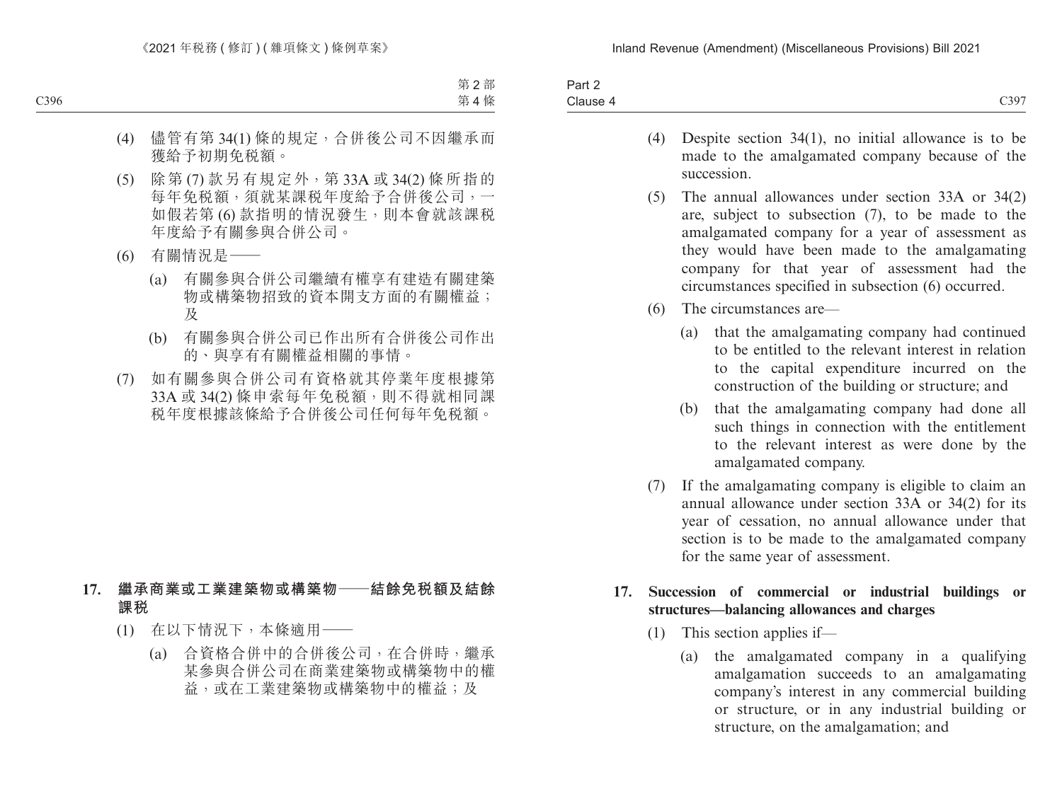(4) 儘管有第 34(1) 條的規定，合併後公司不因繼承而獲給予初期免稅額。

(5) 除第 (7) 款另有規定外，第 33A 或 34(2) 條所指的每年免稅額，須就某課稅年度給予合併後公司，一如假若第 (6) 款指明的情況發生，則本會就該課稅年度給予有關參與合併公司。

(6) 有關情況是——

(a) 有關參與合併公司繼續有權享有建造有關建築物或構築物招致的資本開支方面的有關權益；及

(b) 有關參與合併公司已作出所有合併後公司作出的、與享有有關權益相關的事情。

(7) 如有關參與合併公司有資格就其停業年度根據第 33A 或 34(2) 條申索每年免稅額，則不得就相同課稅年度根據該條給予合併後公司任何每年免稅額。

**17. 繼承商業或工業建築物或構築物——結餘免稅額及結餘課稅**

(1) 在以下情況下，本條適用——

(a) 合資格合併中的合併後公司，在合併時，繼承某參與合併公司在商業建築物或構築物中的權益，或在工業建築物或構築物中的權益；及

(4) Despite section 34(1), no initial allowance is to be made to the amalgamated company because of the succession.

(5) The annual allowances under section 33A or 34(2) are, subject to subsection (7), to be made to the amalgamated company for a year of assessment as they would have been made to the amalgamating company for that year of assessment had the circumstances specified in subsection (6) occurred.

(6) The circumstances are—

(a) that the amalgamating company had continued to be entitled to the relevant interest in relation to the capital expenditure incurred on the construction of the building or structure; and

(b) that the amalgamating company had done all such things in connection with the entitlement to the relevant interest as were done by the amalgamated company.

(7) If the amalgamating company is eligible to claim an annual allowance under section 33A or 34(2) for its year of cessation, no annual allowance under that section is to be made to the amalgamated company for the same year of assessment.

**17. Succession of commercial or industrial buildings or structures—balancing allowances and charges**

(1) This section applies if—

(a) the amalgamated company in a qualifying amalgamation succeeds to an amalgamating company's interest in any commercial building or structure, or in any industrial building or structure, on the amalgamation; and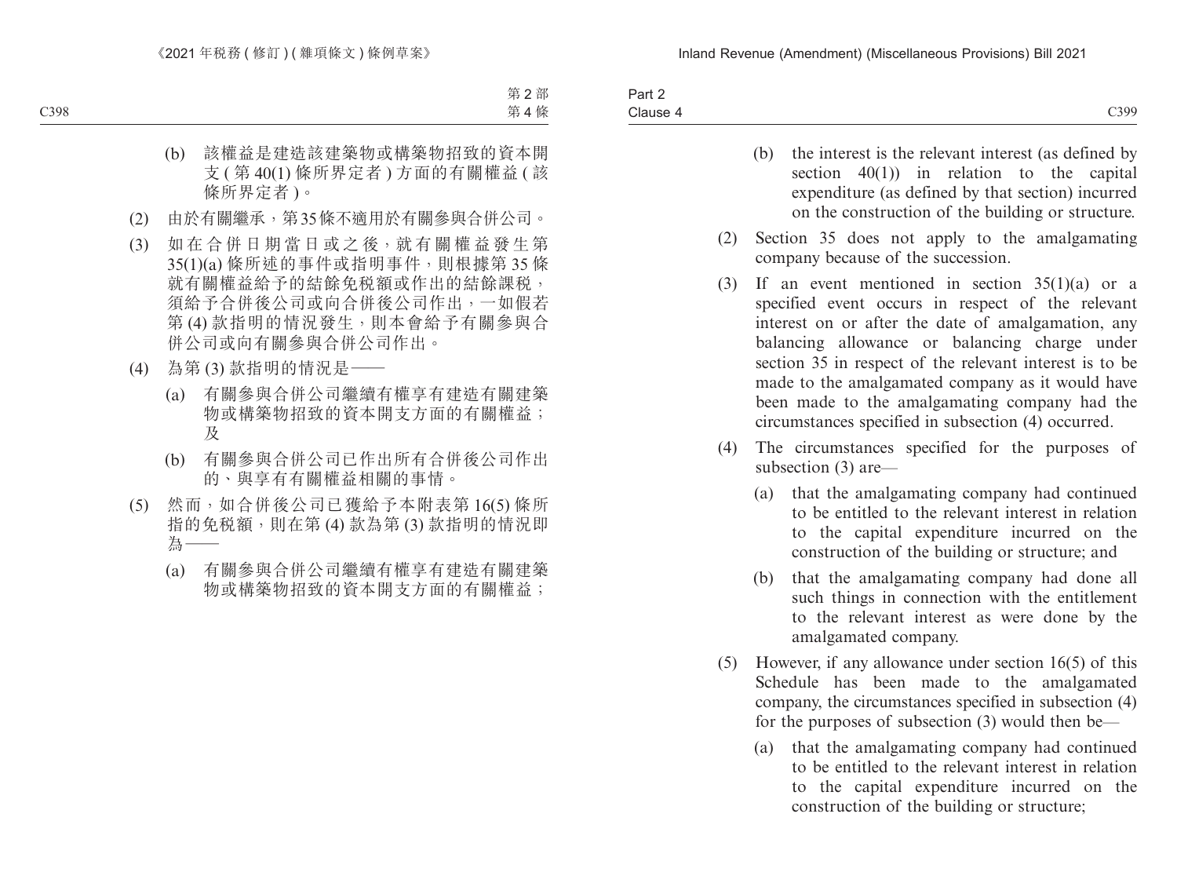(b) 該權益是建造該建築物或構築物招致的資本開支 ( 第 40(1) 條所界定者 ) 方面的有關權益 ( 該條所界定者 )。

(2) 由於有關繼承，第35條不適用於有關參與合併公司。

(3) 如在合併日期當日或之後，就有關權益發生第35(1)(a) 條所述的事件或指明事件，則根據第 35 條就有關權益給予的結餘免稅額或作出的結餘課稅，須給予合併後公司或向合併後公司作出，一如假若第 (4) 款指明的情況發生，則本會給予有關參與合併公司或向有關參與合併公司作出。

(4) 為第 (3) 款指明的情況是——

(a) 有關參與合併公司繼續有權享有建造有關建築物或構築物招致的資本開支方面的有關權益；及

(b) 有關參與合併公司已作出所有合併後公司作出的、與享有有關權益相關的事情。

(5) 然而，如合併後公司已獲給予本附表第 16(5) 條所指的免稅額，則在第 (4) 款為第 (3) 款指明的情況即為——

(a) 有關參與合併公司繼續有權享有建造有關建築物或構築物招致的資本開支方面的有關權益；

(b) the interest is the relevant interest (as defined by section 40(1)) in relation to the capital expenditure (as defined by that section) incurred on the construction of the building or structure.

(2) Section 35 does not apply to the amalgamating company because of the succession.

(3) If an event mentioned in section 35(1)(a) or a specified event occurs in respect of the relevant interest on or after the date of amalgamation, any balancing allowance or balancing charge under section 35 in respect of the relevant interest is to be made to the amalgamated company as it would have been made to the amalgamating company had the circumstances specified in subsection (4) occurred.

(4) The circumstances specified for the purposes of subsection (3) are—

(a) that the amalgamating company had continued to be entitled to the relevant interest in relation to the capital expenditure incurred on the construction of the building or structure; and

(b) that the amalgamating company had done all such things in connection with the entitlement to the relevant interest as were done by the amalgamated company.

(5) However, if any allowance under section 16(5) of this Schedule has been made to the amalgamated company, the circumstances specified in subsection (4) for the purposes of subsection (3) would then be—

(a) that the amalgamating company had continued to be entitled to the relevant interest in relation to the capital expenditure incurred on the construction of the building or structure;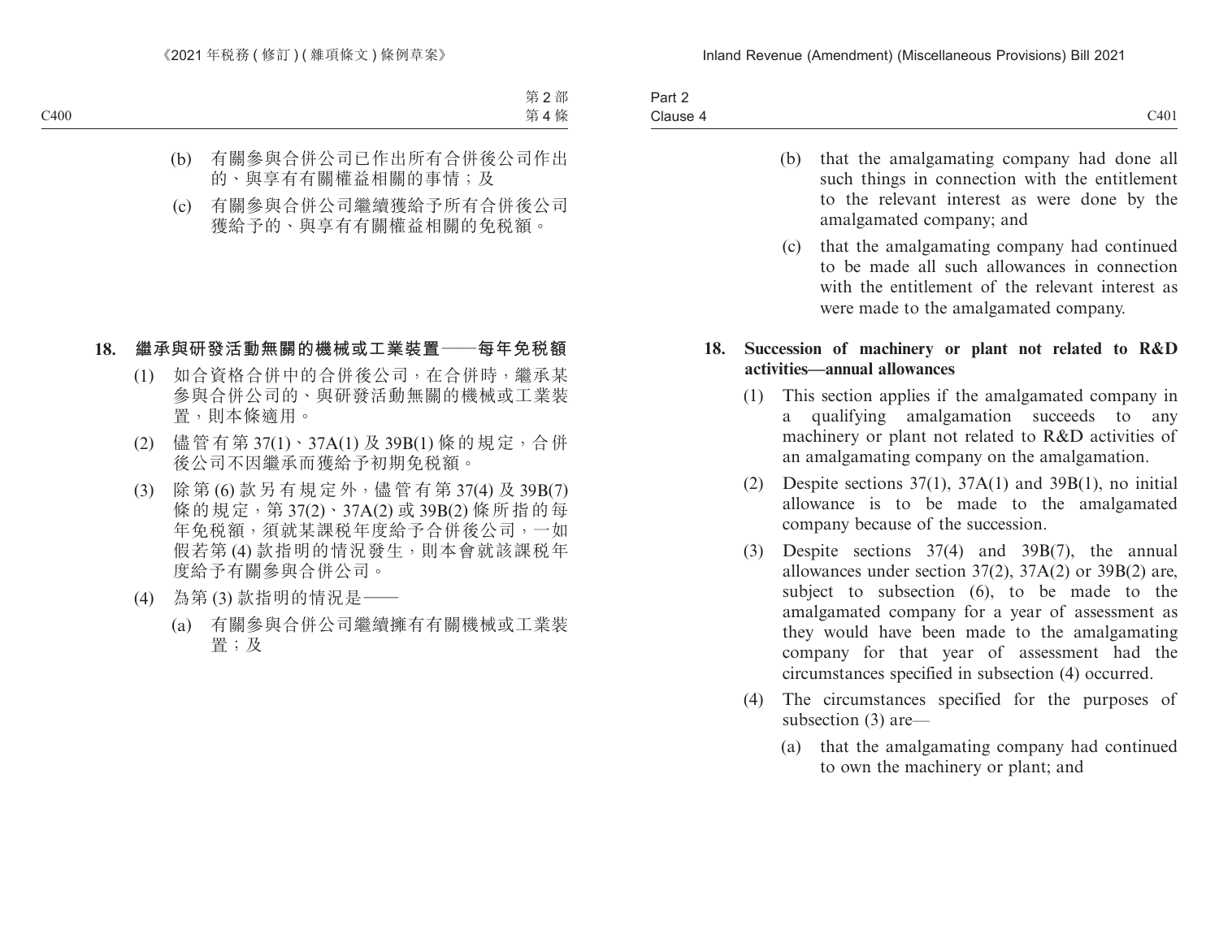(b) 有關參與合併公司已作出所有合併後公司作出的、與享有有關權益相關的事情；及

(c) 有關參與合併公司繼續獲給予所有合併後公司獲給予的、與享有有關權益相關的免稅額。

**18. 繼承與研發活動無關的機械或工業裝置——每年免稅額**

(1) 如合資格合併中的合併後公司，在合併時，繼承某參與合併公司的、與研發活動無關的機械或工業裝置，則本條適用。

(2) 儘管有第 37(1)、37A(1) 及 39B(1) 條的規定，合併後公司不因繼承而獲給予初期免稅額。

(3) 除第 (6) 款另有規定外，儘管有第 37(4) 及 39B(7) 條的規定，第 37(2)、37A(2) 或 39B(2) 條所指的每年免稅額，須就某課稅年度給予合併後公司，一如假若第 (4) 款指明的情況發生，則本會就該課稅年度給予有關參與合併公司。

(4) 為第 (3) 款指明的情況是——

(a) 有關參與合併公司繼續擁有有關機械或工業裝置；及

(b) that the amalgamating company had done all such things in connection with the entitlement to the relevant interest as were done by the amalgamated company; and

(c) that the amalgamating company had continued to be made all such allowances in connection with the entitlement of the relevant interest as were made to the amalgamated company.

**18. Succession of machinery or plant not related to R&D activities—annual allowances**

(1) This section applies if the amalgamated company in a qualifying amalgamation succeeds to any machinery or plant not related to R&D activities of an amalgamating company on the amalgamation.

(2) Despite sections 37(1), 37A(1) and 39B(1), no initial allowance is to be made to the amalgamated company because of the succession.

(3) Despite sections 37(4) and 39B(7), the annual allowances under section 37(2), 37A(2) or 39B(2) are, subject to subsection (6), to be made to the amalgamated company for a year of assessment as they would have been made to the amalgamating company for that year of assessment had the circumstances specified in subsection (4) occurred.

(4) The circumstances specified for the purposes of subsection (3) are—

(a) that the amalgamating company had continued to own the machinery or plant; and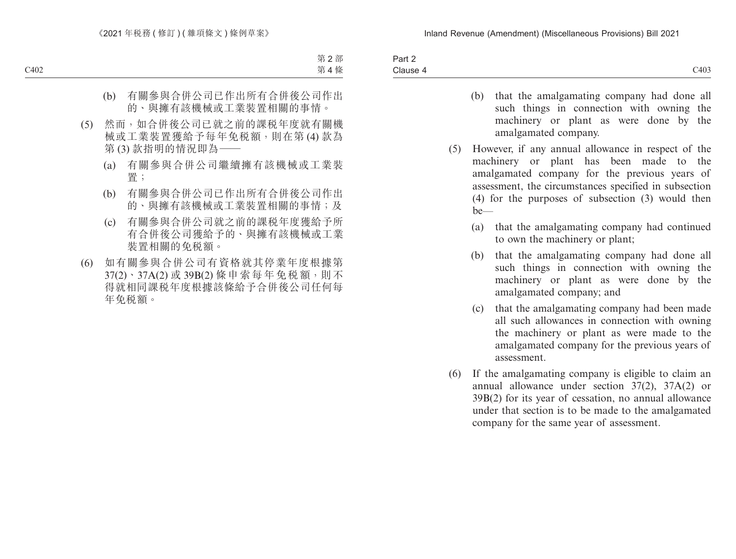(b) 有關參與合併公司已作出所有合併後公司作出的、與擁有該機械或工業裝置相關的事情。

(5) 然而，如合併後公司已就之前的課稅年度就有關機械或工業裝置獲給予每年免稅額，則在第 (4) 款為第 (3) 款指明的情況即為——

(a) 有關參與合併公司繼續擁有該機械或工業裝置；

(b) 有關參與合併公司已作出所有合併後公司作出的、與擁有該機械或工業裝置相關的事情；及

(c) 有關參與合併公司就之前的課稅年度獲給予所有合併後公司獲給予的、與擁有該機械或工業裝置相關的免稅額。

(6) 如有關參與合併公司有資格就其停業年度根據第 37(2)、37A(2) 或 39B(2) 條申索每年免稅額，則不得就相同課稅年度根據該條給予合併後公司任何每年免稅額。

(b) that the amalgamating company had done all such things in connection with owning the machinery or plant as were done by the amalgamated company.

(5) However, if any annual allowance in respect of the machinery or plant has been made to the amalgamated company for the previous years of assessment, the circumstances specified in subsection (4) for the purposes of subsection (3) would then be—

(a) that the amalgamating company had continued to own the machinery or plant;

(b) that the amalgamating company had done all such things in connection with owning the machinery or plant as were done by the amalgamated company; and

(c) that the amalgamating company had been made all such allowances in connection with owning the machinery or plant as were made to the amalgamated company for the previous years of assessment.

(6) If the amalgamating company is eligible to claim an annual allowance under section 37(2), 37A(2) or 39B(2) for its year of cessation, no annual allowance under that section is to be made to the amalgamated company for the same year of assessment.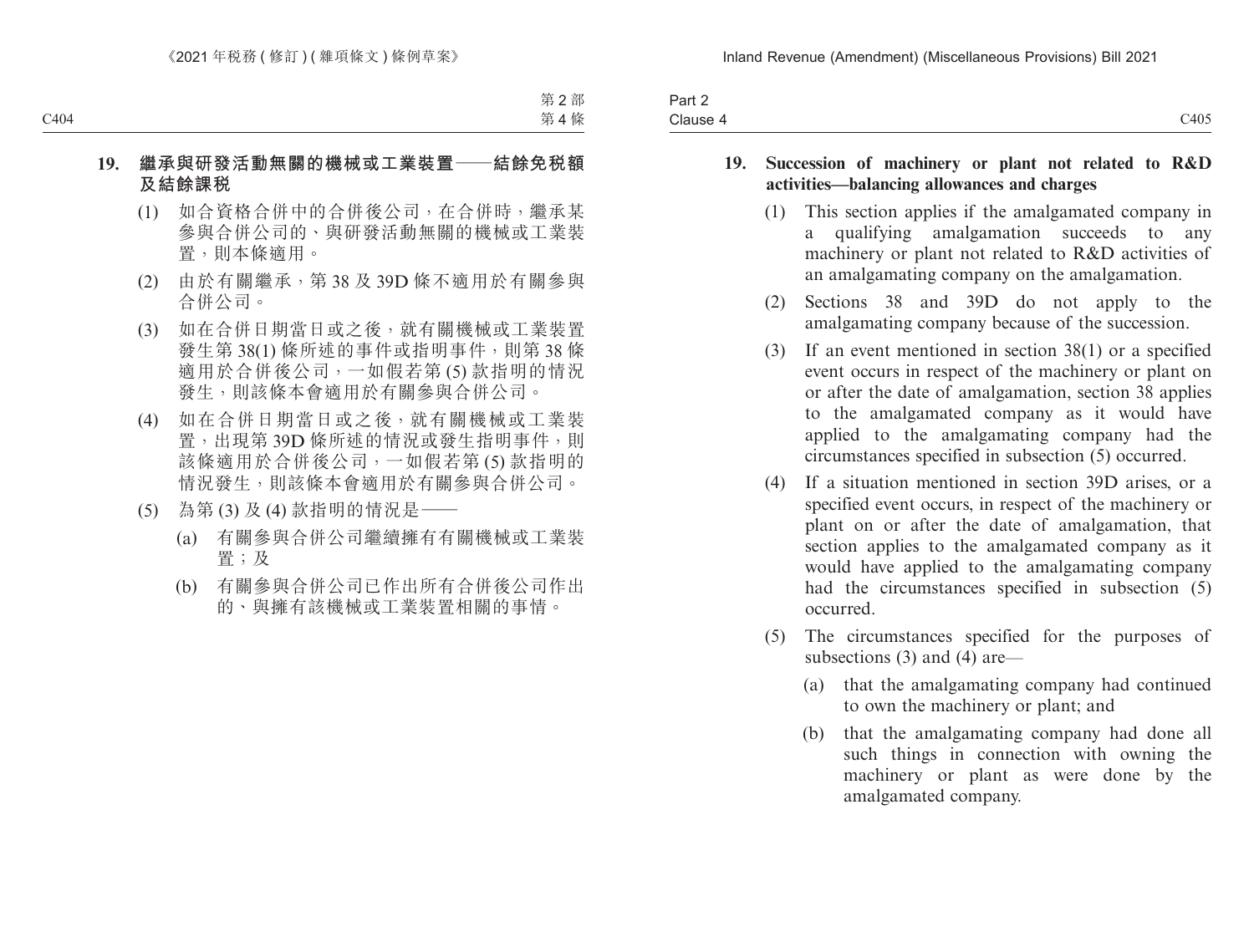**19. 繼承與研發活動無關的機械或工業裝置——結餘免稅額及結餘課稅**

(1) 如合資格合併中的合併後公司，在合併時，繼承某參與合併公司的、與研發活動無關的機械或工業裝置，則本條適用。

(2) 由於有關繼承，第 38 及 39D 條不適用於有關參與合併公司。

(3) 如在合併日期當日或之後，就有關機械或工業裝置發生第 38(1) 條所述的事件或指明事件，則第 38 條適用於合併後公司，一如假若第 (5) 款指明的情況發生，則該條本會適用於有關參與合併公司。

(4) 如在合併日期當日或之後，就有關機械或工業裝置，出現第 39D 條所述的情況或發生指明事件，則該條適用於合併後公司，一如假若第 (5) 款指明的情況發生，則該條本會適用於有關參與合併公司。

(5) 為第 (3) 及 (4) 款指明的情況是——

(a) 有關參與合併公司繼續擁有有關機械或工業裝置；及

(b) 有關參與合併公司已作出所有合併後公司作出的、與擁有該機械或工業裝置相關的事情。

**19. Succession of machinery or plant not related to R&D activities—balancing allowances and charges**

(1) This section applies if the amalgamated company in a qualifying amalgamation succeeds to any machinery or plant not related to R&D activities of an amalgamating company on the amalgamation.

(2) Sections 38 and 39D do not apply to the amalgamating company because of the succession.

(3) If an event mentioned in section 38(1) or a specified event occurs in respect of the machinery or plant on or after the date of amalgamation, section 38 applies to the amalgamated company as it would have applied to the amalgamating company had the circumstances specified in subsection (5) occurred.

(4) If a situation mentioned in section 39D arises, or a specified event occurs, in respect of the machinery or plant on or after the date of amalgamation, that section applies to the amalgamated company as it would have applied to the amalgamating company had the circumstances specified in subsection (5) occurred.

(5) The circumstances specified for the purposes of subsections (3) and (4) are—

(a) that the amalgamating company had continued to own the machinery or plant; and

(b) that the amalgamating company had done all such things in connection with owning the machinery or plant as were done by the amalgamated company.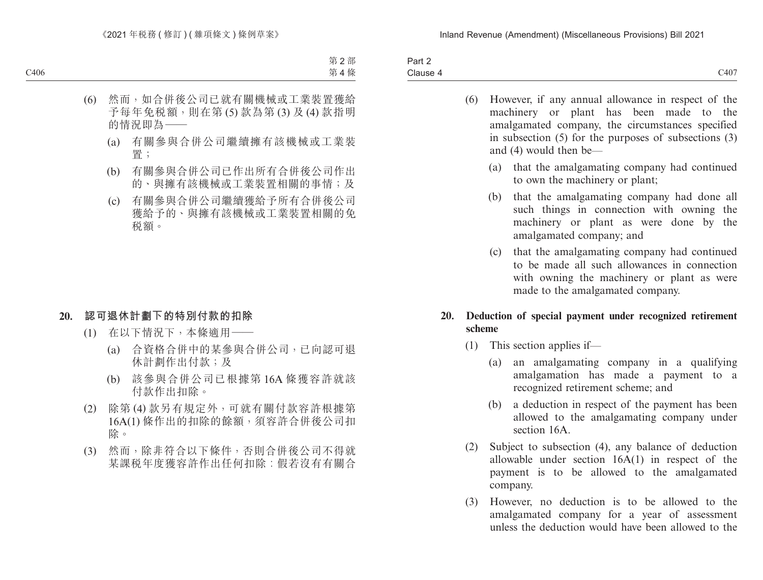(6) 然而，如合併後公司已就有關機械或工業裝置獲給予每年免稅額，則在第 (5) 款為第 (3) 及 (4) 款指明的情況即為——

(a) 有關參與合併公司繼續擁有該機械或工業裝置；

(b) 有關參與合併公司已作出所有合併後公司作出的、與擁有該機械或工業裝置相關的事情；及

(c) 有關參與合併公司繼續獲給予所有合併後公司獲給予的、與擁有該機械或工業裝置相關的免稅額。

**20. 認可退休計劃下的特別付款的扣除**

(1) 在以下情況下，本條適用——

(a) 合資格合併中的某參與合併公司，已向認可退休計劃作出付款；及

(b) 該參與合併公司已根據第 16A 條獲容許就該付款作出扣除。

(2) 除第 (4) 款另有規定外，可就有關付款容許根據第 16A(1) 條作出的扣除的餘額，須容許合併後公司扣除。

(3) 然而，除非符合以下條件，否則合併後公司不得就某課稅年度獲容許作出任何扣除：假若沒有有關合

(6) However, if any annual allowance in respect of the machinery or plant has been made to the amalgamated company, the circumstances specified in subsection (5) for the purposes of subsections (3) and (4) would then be—

(a) that the amalgamating company had continued to own the machinery or plant;

(b) that the amalgamating company had done all such things in connection with owning the machinery or plant as were done by the amalgamated company; and

(c) that the amalgamating company had continued to be made all such allowances in connection with owning the machinery or plant as were made to the amalgamated company.

**20. Deduction of special payment under recognized retirement scheme**

(1) This section applies if—

(a) an amalgamating company in a qualifying amalgamation has made a payment to a recognized retirement scheme; and

(b) a deduction in respect of the payment has been allowed to the amalgamating company under section 16A.

(2) Subject to subsection (4), any balance of deduction allowable under section 16A(1) in respect of the payment is to be allowed to the amalgamated company.

(3) However, no deduction is to be allowed to the amalgamated company for a year of assessment unless the deduction would have been allowed to the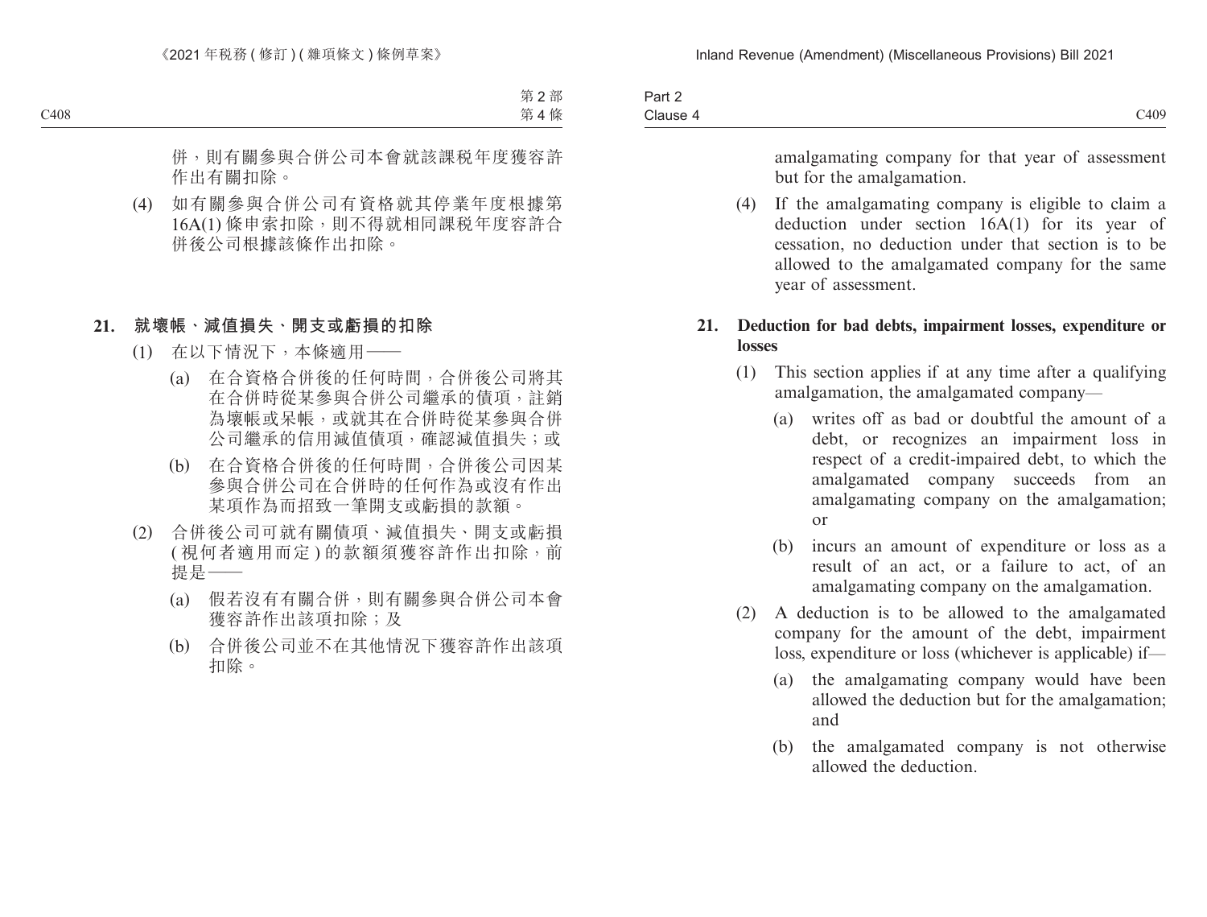併，則有關參與合併公司本會就該課稅年度獲容許作出有關扣除。

(4) 如有關參與合併公司有資格就其停業年度根據第16A(1) 條申索扣除，則不得就相同課稅年度容許合併後公司根據該條作出扣除。

**21. 就壞帳、減值損失、開支或虧損的扣除**

(1) 在以下情況下，本條適用——

(a) 在合資格合併後的任何時間，合併後公司將其在合併時從某參與合併公司繼承的債項，註銷為壞帳或呆帳，或就其在合併時從某參與合併公司繼承的信用減值債項，確認減值損失；或

(b) 在合資格合併後的任何時間，合併後公司因某參與合併公司在合併時的任何作為或沒有作出某項作為而招致一筆開支或虧損的款額。

(2) 合併後公司可就有關債項、減值損失、開支或虧損(視何者適用而定)的款額須獲容許作出扣除，前提是——

(a) 假若沒有有關合併，則有關參與合併公司本會獲容許作出該項扣除；及

(b) 合併後公司並不在其他情況下獲容許作出該項扣除。

amalgamating company for that year of assessment but for the amalgamation.

(4) If the amalgamating company is eligible to claim a deduction under section 16A(1) for its year of cessation, no deduction under that section is to be allowed to the amalgamated company for the same year of assessment.

**21. Deduction for bad debts, impairment losses, expenditure or losses**

(1) This section applies if at any time after a qualifying amalgamation, the amalgamated company—

(a) writes off as bad or doubtful the amount of a debt, or recognizes an impairment loss in respect of a credit-impaired debt, to which the amalgamated company succeeds from an amalgamating company on the amalgamation; or

(b) incurs an amount of expenditure or loss as a result of an act, or a failure to act, of an amalgamating company on the amalgamation.

(2) A deduction is to be allowed to the amalgamated company for the amount of the debt, impairment loss, expenditure or loss (whichever is applicable) if—

(a) the amalgamating company would have been allowed the deduction but for the amalgamation; and

(b) the amalgamated company is not otherwise allowed the deduction.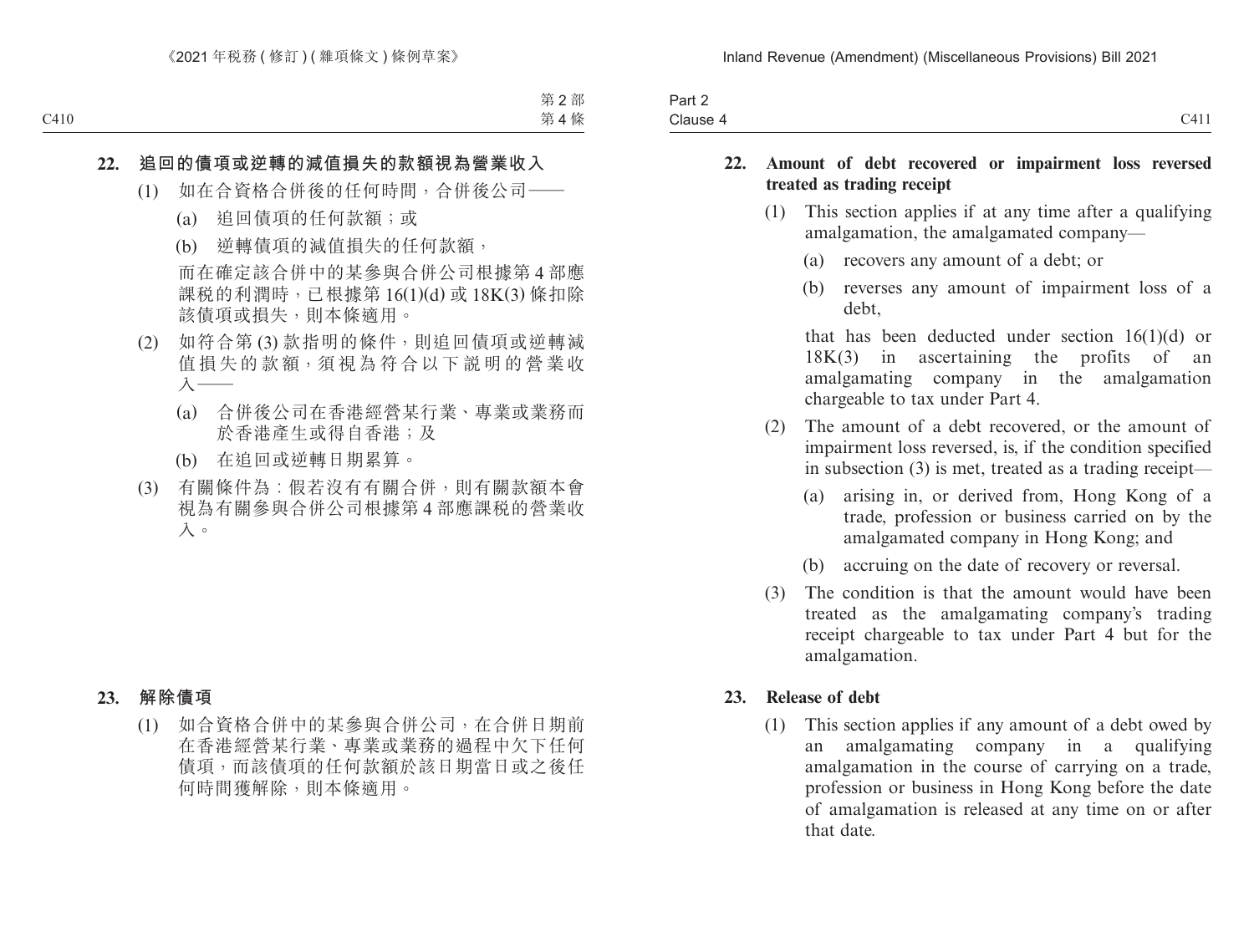**22. 追回的債項或逆轉的減值損失的款額視為營業收入**

(1) 如在合資格合併後的任何時間，合併後公司——

(a) 追回債項的任何款額；或

(b) 逆轉債項的減值損失的任何款額，

而在確定該合併中的某參與合併公司根據第 4 部應課稅的利潤時，已根據第 16(1)(d) 或 18K(3) 條扣除該債項或損失，則本條適用。

(2) 如符合第 (3) 款指明的條件，則追回債項或逆轉減值損失的款額，須視為符合以下說明的營業收入——

(a) 合併後公司在香港經營某行業、專業或業務而於香港產生或得自香港；及

(b) 在追回或逆轉日期累算。

(3) 有關條件為：假若沒有有關合併，則有關款額本會視為有關參與合併公司根據第 4 部應課稅的營業收入。

**23. 解除債項**

(1) 如合資格合併中的某參與合併公司，在合併日期前在香港經營某行業、專業或業務的過程中欠下任何債項，而該債項的任何款額於該日期當日或之後任何時間獲解除，則本條適用。

**22. Amount of debt recovered or impairment loss reversed treated as trading receipt**

(1) This section applies if at any time after a qualifying amalgamation, the amalgamated company—

(a) recovers any amount of a debt; or

(b) reverses any amount of impairment loss of a debt,

that has been deducted under section 16(1)(d) or 18K(3) in ascertaining the profits of an amalgamating company in the amalgamation chargeable to tax under Part 4.

(2) The amount of a debt recovered, or the amount of impairment loss reversed, is, if the condition specified in subsection (3) is met, treated as a trading receipt—

(a) arising in, or derived from, Hong Kong of a trade, profession or business carried on by the amalgamated company in Hong Kong; and

(b) accruing on the date of recovery or reversal.

(3) The condition is that the amount would have been treated as the amalgamating company's trading receipt chargeable to tax under Part 4 but for the amalgamation.

**23. Release of debt**

(1) This section applies if any amount of a debt owed by an amalgamating company in a qualifying amalgamation in the course of carrying on a trade, profession or business in Hong Kong before the date of amalgamation is released at any time on or after that date.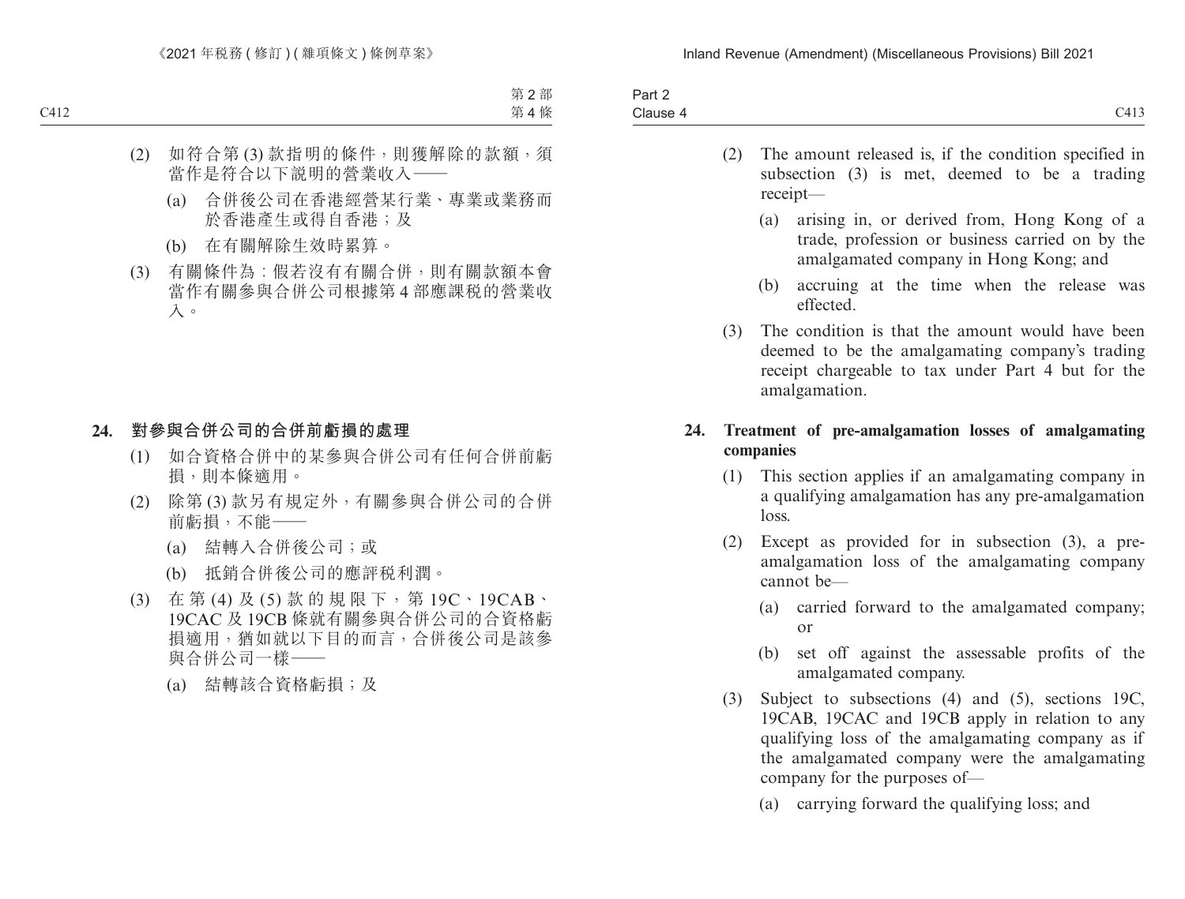(2) 如符合第 (3) 款指明的條件，則獲解除的款額，須當作是符合以下説明的營業收入——

(a) 合併後公司在香港經營某行業、專業或業務而於香港產生或得自香港；及

(b) 在有關解除生效時累算。

(3) 有關條件為：假若沒有有關合併，則有關款額本會當作有關參與合併公司根據第 4 部應課税的營業收入。

**24. 對參與合併公司的合併前虧損的處理**

(1) 如合資格合併中的某參與合併公司有任何合併前虧損，則本條適用。

(2) 除第 (3) 款另有規定外，有關參與合併公司的合併前虧損，不能——

(a) 結轉入合併後公司；或

(b) 抵銷合併後公司的應評税利潤。

(3) 在第 (4) 及 (5) 款的規限下，第 19C、19CAB、19CAC 及 19CB 條就有關參與合併公司的合資格虧損適用，猶如就以下目的而言，合併後公司是該參與合併公司一樣——

(a) 結轉該合資格虧損；及

(2) The amount released is, if the condition specified in subsection (3) is met, deemed to be a trading receipt—

(a) arising in, or derived from, Hong Kong of a trade, profession or business carried on by the amalgamated company in Hong Kong; and

(b) accruing at the time when the release was effected.

(3) The condition is that the amount would have been deemed to be the amalgamating company's trading receipt chargeable to tax under Part 4 but for the amalgamation.

**24. Treatment of pre-amalgamation losses of amalgamating companies**

(1) This section applies if an amalgamating company in a qualifying amalgamation has any pre-amalgamation loss.

(2) Except as provided for in subsection (3), a pre-amalgamation loss of the amalgamating company cannot be—

(a) carried forward to the amalgamated company; or

(b) set off against the assessable profits of the amalgamated company.

(3) Subject to subsections (4) and (5), sections 19C, 19CAB, 19CAC and 19CB apply in relation to any qualifying loss of the amalgamating company as if the amalgamated company were the amalgamating company for the purposes of—

(a) carrying forward the qualifying loss; and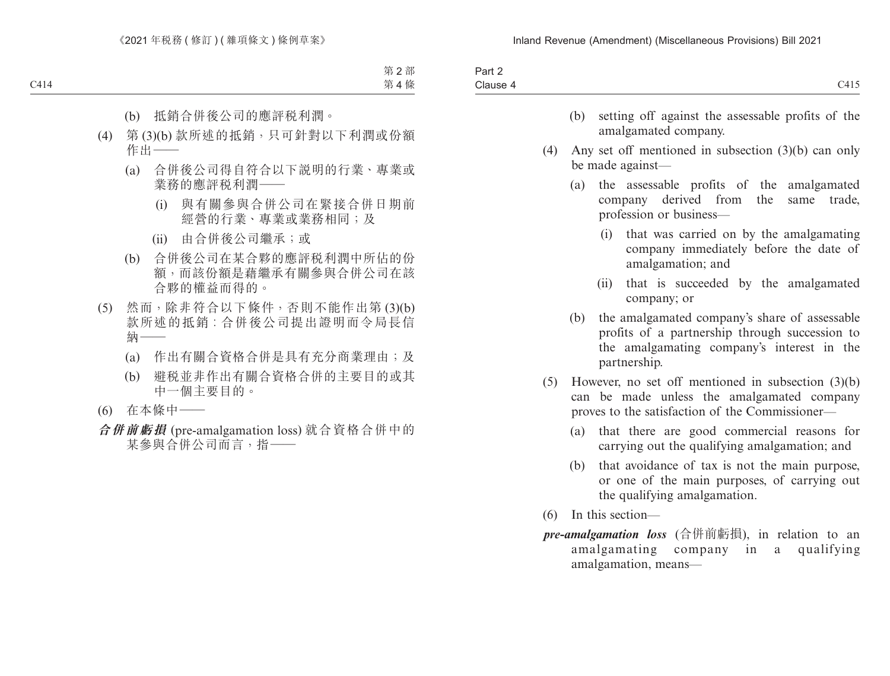(b) 抵銷合併後公司的應評税利潤。

(4) 第 (3)(b) 款所述的抵銷，只可針對以下利潤或份額作出——

(a) 合併後公司得自符合以下説明的行業、專業或業務的應評税利潤——

(i) 與有關參與合併公司在緊接合併日期前經營的行業、專業或業務相同；及

(ii) 由合併後公司繼承；或

(b) 合併後公司在某合夥的應評税利潤中所佔的份額，而該份額是藉繼承有關參與合併公司在該合夥的權益而得的。

(5) 然而，除非符合以下條件，否則不能作出第 (3)(b) 款所述的抵銷：合併後公司提出證明而令局長信納——

(a) 作出有關合資格合併是具有充分商業理由；及

(b) 避税並非作出有關合資格合併的主要目的或其中一個主要目的。

(6) 在本條中——

***合併前虧損*** (pre-amalgamation loss) 就合資格合併中的某參與合併公司而言，指——

(b) setting off against the assessable profits of the amalgamated company.

(4) Any set off mentioned in subsection (3)(b) can only be made against—

(a) the assessable profits of the amalgamated company derived from the same trade, profession or business—

(i) that was carried on by the amalgamating company immediately before the date of amalgamation; and

(ii) that is succeeded by the amalgamated company; or

(b) the amalgamated company's share of assessable profits of a partnership through succession to the amalgamating company's interest in the partnership.

(5) However, no set off mentioned in subsection (3)(b) can be made unless the amalgamated company proves to the satisfaction of the Commissioner—

(a) that there are good commercial reasons for carrying out the qualifying amalgamation; and

(b) that avoidance of tax is not the main purpose, or one of the main purposes, of carrying out the qualifying amalgamation.

(6) In this section—

***pre-amalgamation loss*** (合併前虧損), in relation to an amalgamating company in a qualifying amalgamation, means—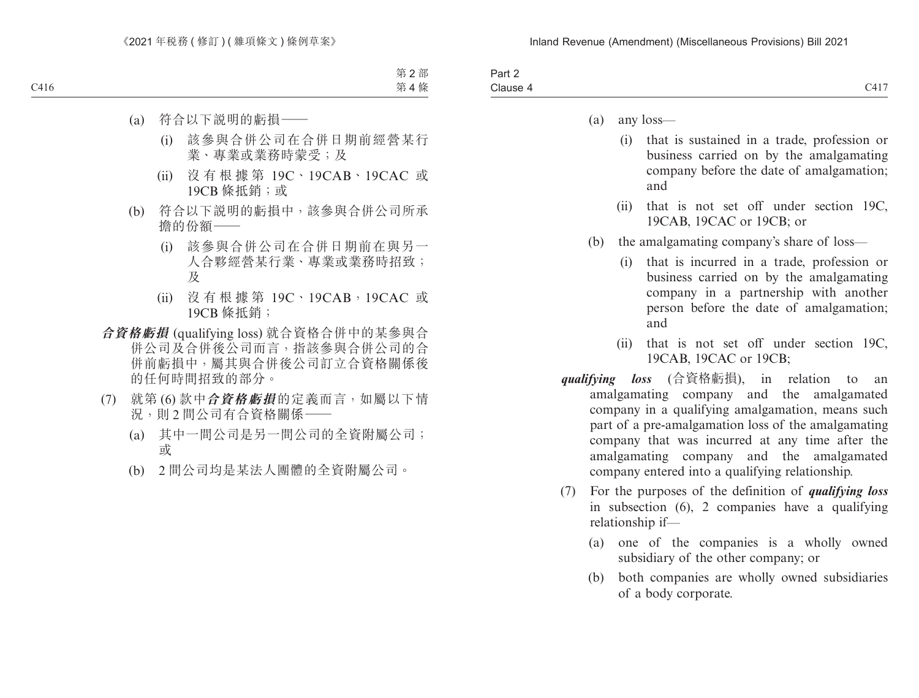(a) 符合以下說明的虧損——

(i) 該參與合併公司在合併日期前經營某行業、專業或業務時蒙受；及

(ii) 沒有根據第 19C、19CAB、19CAC 或 19CB 條抵銷；或

(b) 符合以下說明的虧損中，該參與合併公司所承擔的份額——

(i) 該參與合併公司在合併日期前在與另一人合夥經營某行業、專業或業務時招致；及

(ii) 沒有根據第 19C、19CAB，19CAC 或 19CB 條抵銷；

***合資格虧損*** (qualifying loss) 就合資格合併中的某參與合併公司及合併後公司而言，指該參與合併公司的合併前虧損中，屬其與合併後公司訂立合資格關係後的任何時間招致的部分。

(7) 就第 (6) 款中***合資格虧損***的定義而言，如屬以下情況，則 2 間公司有合資格關係——

(a) 其中一間公司是另一間公司的全資附屬公司；或

(b) 2 間公司均是某法人團體的全資附屬公司。

(a) any loss—

(i) that is sustained in a trade, profession or business carried on by the amalgamating company before the date of amalgamation; and

(ii) that is not set off under section 19C, 19CAB, 19CAC or 19CB; or

(b) the amalgamating company's share of loss—

(i) that is incurred in a trade, profession or business carried on by the amalgamating company in a partnership with another person before the date of amalgamation; and

(ii) that is not set off under section 19C, 19CAB, 19CAC or 19CB;

***qualifying loss*** (合資格虧損), in relation to an amalgamating company and the amalgamated company in a qualifying amalgamation, means such part of a pre-amalgamation loss of the amalgamating company that was incurred at any time after the amalgamating company and the amalgamated company entered into a qualifying relationship.

(7) For the purposes of the definition of ***qualifying loss*** in subsection (6), 2 companies have a qualifying relationship if—

(a) one of the companies is a wholly owned subsidiary of the other company; or

(b) both companies are wholly owned subsidiaries of a body corporate.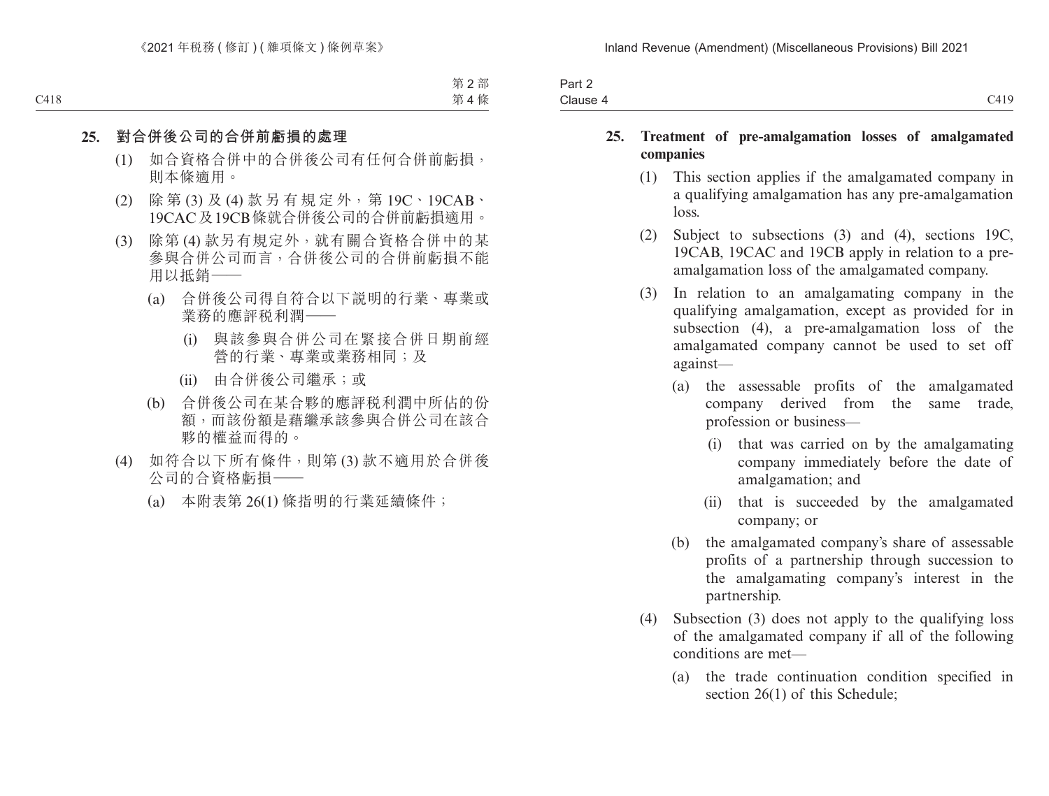## 25. 對合併後公司的合併前虧損的處理

(1) 如合資格合併中的合併後公司有任何合併前虧損，則本條適用。

(2) 除第 (3) 及 (4) 款另有規定外，第 19C、19CAB、19CAC 及 19CB 條就合併後公司的合併前虧損適用。

(3) 除第 (4) 款另有規定外，就有關合資格合併中的某參與合併公司而言，合併後公司的合併前虧損不能用以抵銷——

  (a) 合併後公司得自符合以下說明的行業、專業或業務的應評稅利潤——

    (i) 與該參與合併公司在緊接合併日期前經營的行業、專業或業務相同；及

    (ii) 由合併後公司繼承；或

  (b) 合併後公司在某合夥的應評稅利潤中所佔的份額，而該份額是藉繼承該參與合併公司在該合夥的權益而得的。

(4) 如符合以下所有條件，則第 (3) 款不適用於合併後公司的合資格虧損——

  (a) 本附表第 26(1) 條指明的行業延續條件；

## 25. Treatment of pre-amalgamation losses of amalgamated companies

(1) This section applies if the amalgamated company in a qualifying amalgamation has any pre-amalgamation loss.

(2) Subject to subsections (3) and (4), sections 19C, 19CAB, 19CAC and 19CB apply in relation to a pre-amalgamation loss of the amalgamated company.

(3) In relation to an amalgamating company in the qualifying amalgamation, except as provided for in subsection (4), a pre-amalgamation loss of the amalgamated company cannot be used to set off against—

  (a) the assessable profits of the amalgamated company derived from the same trade, profession or business—

    (i) that was carried on by the amalgamating company immediately before the date of amalgamation; and

    (ii) that is succeeded by the amalgamated company; or

  (b) the amalgamated company's share of assessable profits of a partnership through succession to the amalgamating company's interest in the partnership.

(4) Subsection (3) does not apply to the qualifying loss of the amalgamated company if all of the following conditions are met—

  (a) the trade continuation condition specified in section 26(1) of this Schedule;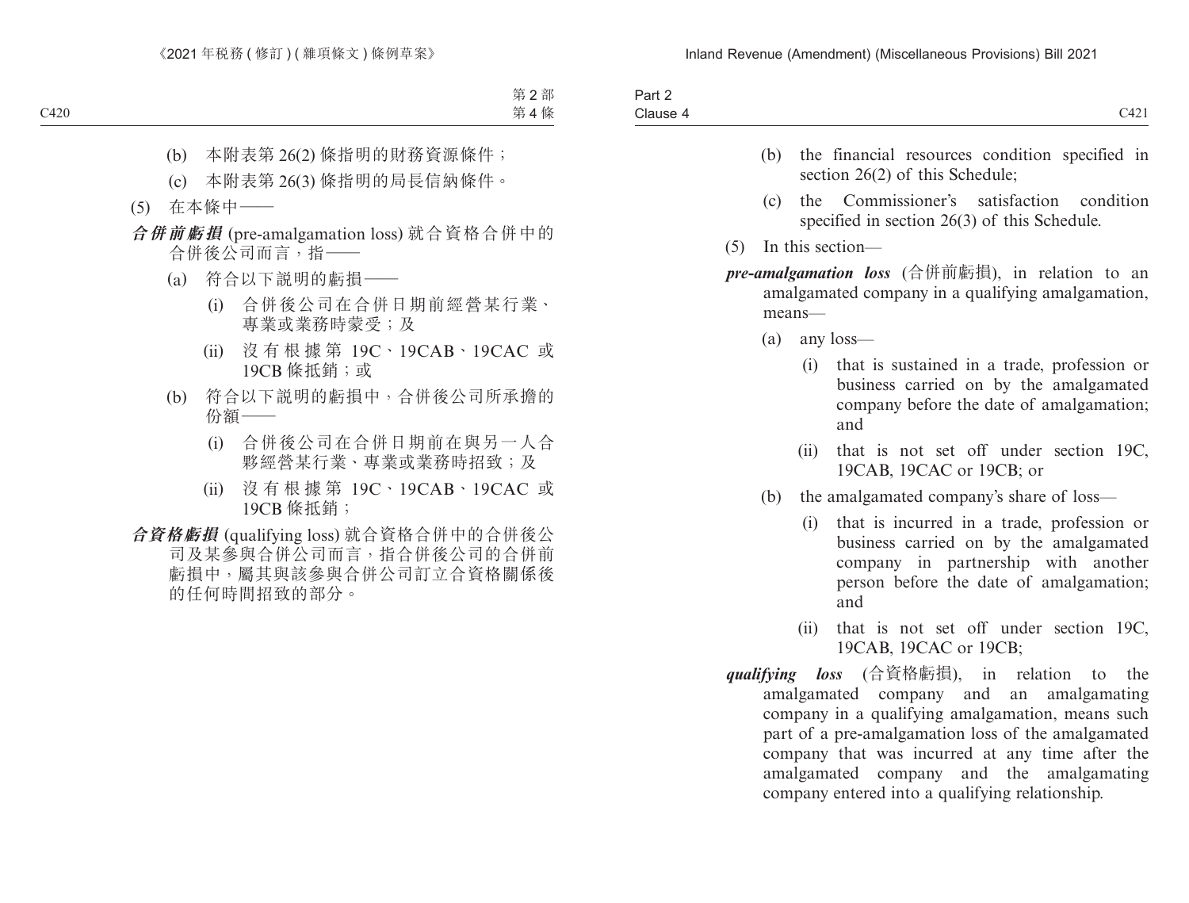(b) 本附表第 26(2) 條指明的財務資源條件；

(c) 本附表第 26(3) 條指明的局長信納條件。

(5) 在本條中——

***合併前虧損*** (pre-amalgamation loss) 就合資格合併中的合併後公司而言，指——

(a) 符合以下說明的虧損——

(i) 合併後公司在合併日期前經營某行業、專業或業務時蒙受；及

(ii) 沒有根據第 19C、19CAB、19CAC 或 19CB 條抵銷；或

(b) 符合以下說明的虧損中，合併後公司所承擔的份額——

(i) 合併後公司在合併日期前在與另一人合夥經營某行業、專業或業務時招致；及

(ii) 沒有根據第 19C、19CAB、19CAC 或 19CB 條抵銷；

***合資格虧損*** (qualifying loss) 就合資格合併中的合併後公司及某參與合併公司而言，指合併後公司的合併前虧損中，屬其與該參與合併公司訂立合資格關係後的任何時間招致的部分。

(b) the financial resources condition specified in section 26(2) of this Schedule;

(c) the Commissioner's satisfaction condition specified in section 26(3) of this Schedule.

(5) In this section—

***pre-amalgamation loss*** (合併前虧損), in relation to an amalgamated company in a qualifying amalgamation, means—

(a) any loss—

(i) that is sustained in a trade, profession or business carried on by the amalgamated company before the date of amalgamation; and

(ii) that is not set off under section 19C, 19CAB, 19CAC or 19CB; or

(b) the amalgamated company's share of loss—

(i) that is incurred in a trade, profession or business carried on by the amalgamated company in partnership with another person before the date of amalgamation; and

(ii) that is not set off under section 19C, 19CAB, 19CAC or 19CB;

***qualifying loss*** (合資格虧損), in relation to the amalgamated company and an amalgamating company in a qualifying amalgamation, means such part of a pre-amalgamation loss of the amalgamated company that was incurred at any time after the amalgamated company and the amalgamating company entered into a qualifying relationship.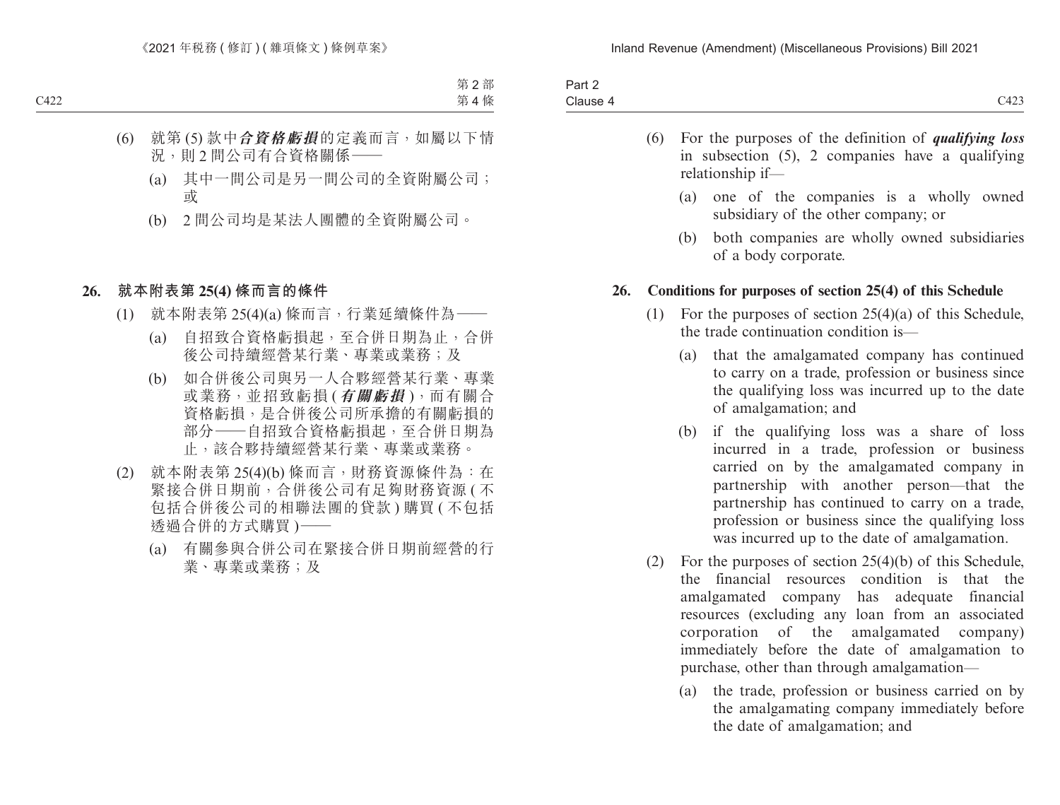(6) 就第 (5) 款中***合資格虧損***的定義而言，如屬以下情況，則 2 間公司有合資格關係——

(a) 其中一間公司是另一間公司的全資附屬公司；或

(b) 2 間公司均是某法人團體的全資附屬公司。

**26. 就本附表第 25(4) 條而言的條件**

(1) 就本附表第 25(4)(a) 條而言，行業延續條件為——

(a) 自招致合資格虧損起，至合併日期為止，合併後公司持續經營某行業、專業或業務；及

(b) 如合併後公司與另一人合夥經營某行業、專業或業務，並招致虧損 (***有關虧損***)，而有關合資格虧損，是合併後公司所承擔的有關虧損的部分——自招致合資格虧損起，至合併日期為止，該合夥持續經營某行業、專業或業務。

(2) 就本附表第 25(4)(b) 條而言，財務資源條件為：在緊接合併日期前，合併後公司有足夠財務資源 (不包括合併後公司的相聯法團的貸款) 購買 (不包括透過合併的方式購買)——

(a) 有關參與合併公司在緊接合併日期前經營的行業、專業或業務；及

(6) For the purposes of the definition of ***qualifying loss*** in subsection (5), 2 companies have a qualifying relationship if—

(a) one of the companies is a wholly owned subsidiary of the other company; or

(b) both companies are wholly owned subsidiaries of a body corporate.

**26. Conditions for purposes of section 25(4) of this Schedule**

(1) For the purposes of section 25(4)(a) of this Schedule, the trade continuation condition is—

(a) that the amalgamated company has continued to carry on a trade, profession or business since the qualifying loss was incurred up to the date of amalgamation; and

(b) if the qualifying loss was a share of loss incurred in a trade, profession or business carried on by the amalgamated company in partnership with another person—that the partnership has continued to carry on a trade, profession or business since the qualifying loss was incurred up to the date of amalgamation.

(2) For the purposes of section 25(4)(b) of this Schedule, the financial resources condition is that the amalgamated company has adequate financial resources (excluding any loan from an associated corporation of the amalgamated company) immediately before the date of amalgamation to purchase, other than through amalgamation—

(a) the trade, profession or business carried on by the amalgamating company immediately before the date of amalgamation; and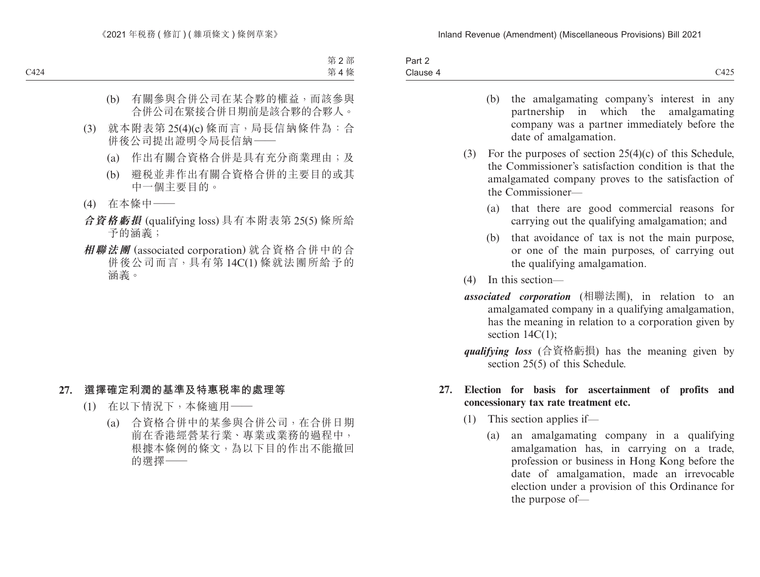(b) 有關參與合併公司在某合夥的權益，而該參與合併公司在緊接合併日期前是該合夥的合夥人。

(3) 就本附表第 25(4)(c) 條而言，局長信納條件為：合併後公司提出證明令局長信納——

(a) 作出有關合資格合併是具有充分商業理由；及

(b) 避稅並非作出有關合資格合併的主要目的或其中一個主要目的。

(4) 在本條中——

***合資格虧損*** (qualifying loss) 具有本附表第 25(5) 條所給予的涵義；

***相聯法團*** (associated corporation) 就合資格合併中的合併後公司而言，具有第 14C(1) 條就法團所給予的涵義。

**27. 選擇確定利潤的基準及特惠稅率的處理等**

(1) 在以下情況下，本條適用——

(a) 合資格合併中的某參與合併公司，在合併日期前在香港經營某行業、專業或業務的過程中，根據本條例的條文，為以下目的作出不能撤回的選擇——

(b) the amalgamating company's interest in any partnership in which the amalgamating company was a partner immediately before the date of amalgamation.

(3) For the purposes of section 25(4)(c) of this Schedule, the Commissioner's satisfaction condition is that the amalgamated company proves to the satisfaction of the Commissioner—

(a) that there are good commercial reasons for carrying out the qualifying amalgamation; and

(b) that avoidance of tax is not the main purpose, or one of the main purposes, of carrying out the qualifying amalgamation.

(4) In this section—

***associated corporation*** (相聯法團), in relation to an amalgamated company in a qualifying amalgamation, has the meaning in relation to a corporation given by section 14C(1);

***qualifying loss*** (合資格虧損) has the meaning given by section 25(5) of this Schedule.

**27. Election for basis for ascertainment of profits and concessionary tax rate treatment etc.**

(1) This section applies if—

(a) an amalgamating company in a qualifying amalgamation has, in carrying on a trade, profession or business in Hong Kong before the date of amalgamation, made an irrevocable election under a provision of this Ordinance for the purpose of—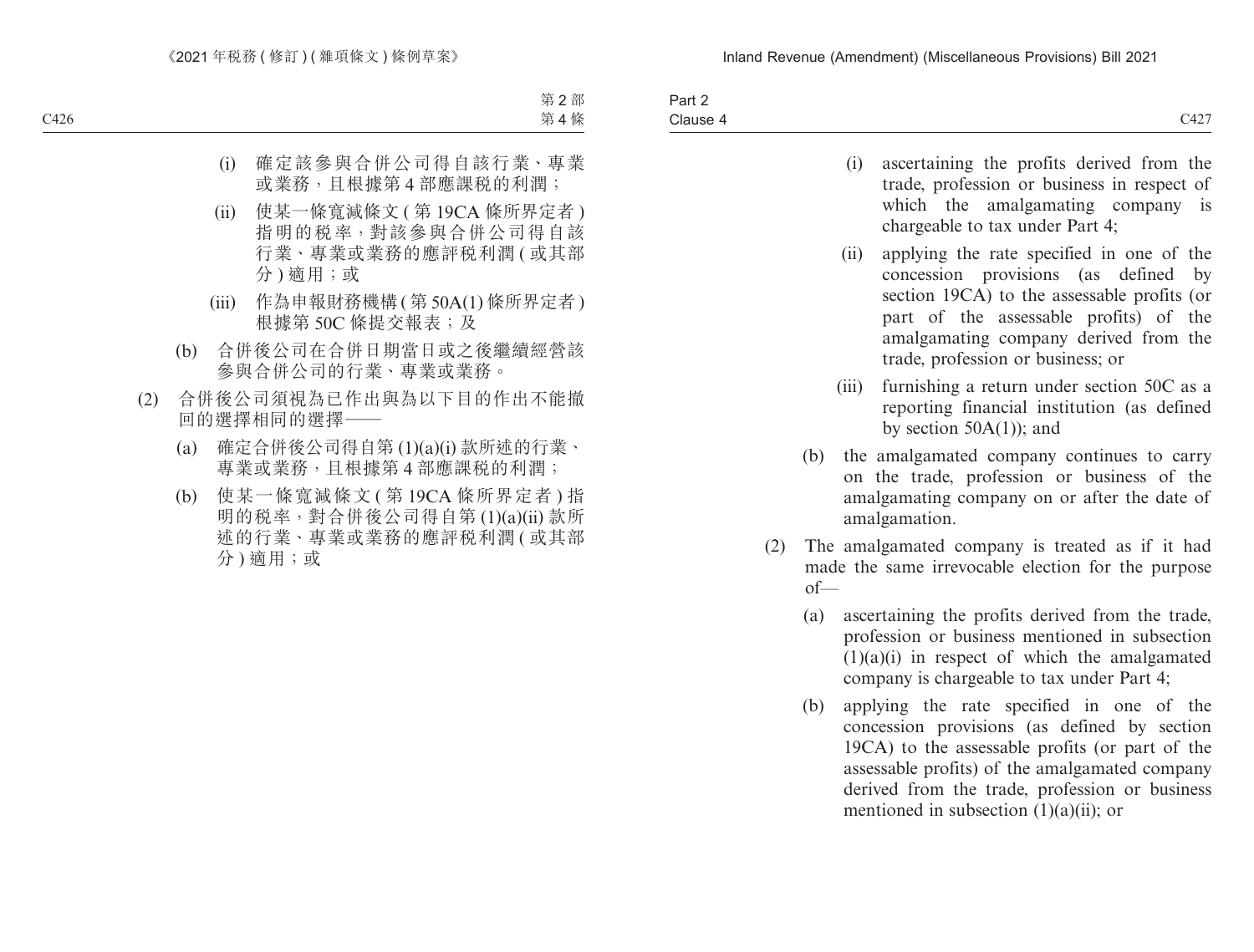(i) 確定該參與合併公司得自該行業、專業或業務，且根據第 4 部應課稅的利潤；

(ii) 使某一條寬減條文 ( 第 19CA 條所界定者 ) 指明的稅率，對該參與合併公司得自該行業、專業或業務的應評稅利潤 ( 或其部分 ) 適用；或

(iii) 作為申報財務機構 ( 第 50A(1) 條所界定者 ) 根據第 50C 條提交報表；及

(b) 合併後公司在合併日期當日或之後繼續經營該參與合併公司的行業、專業或業務。

(2) 合併後公司須視為已作出與為以下目的作出不能撤回的選擇相同的選擇——

(a) 確定合併後公司得自第 (1)(a)(i) 款所述的行業、專業或業務，且根據第 4 部應課稅的利潤；

(b) 使某一條寬減條文 ( 第 19CA 條所界定者 ) 指明的稅率，對合併後公司得自第 (1)(a)(ii) 款所述的行業、專業或業務的應評稅利潤 ( 或其部分 ) 適用；或

(i) ascertaining the profits derived from the trade, profession or business in respect of which the amalgamating company is chargeable to tax under Part 4;

(ii) applying the rate specified in one of the concession provisions (as defined by section 19CA) to the assessable profits (or part of the assessable profits) of the amalgamating company derived from the trade, profession or business; or

(iii) furnishing a return under section 50C as a reporting financial institution (as defined by section 50A(1)); and

(b) the amalgamated company continues to carry on the trade, profession or business of the amalgamating company on or after the date of amalgamation.

(2) The amalgamated company is treated as if it had made the same irrevocable election for the purpose of—

(a) ascertaining the profits derived from the trade, profession or business mentioned in subsection (1)(a)(i) in respect of which the amalgamated company is chargeable to tax under Part 4;

(b) applying the rate specified in one of the concession provisions (as defined by section 19CA) to the assessable profits (or part of the assessable profits) of the amalgamated company derived from the trade, profession or business mentioned in subsection (1)(a)(ii); or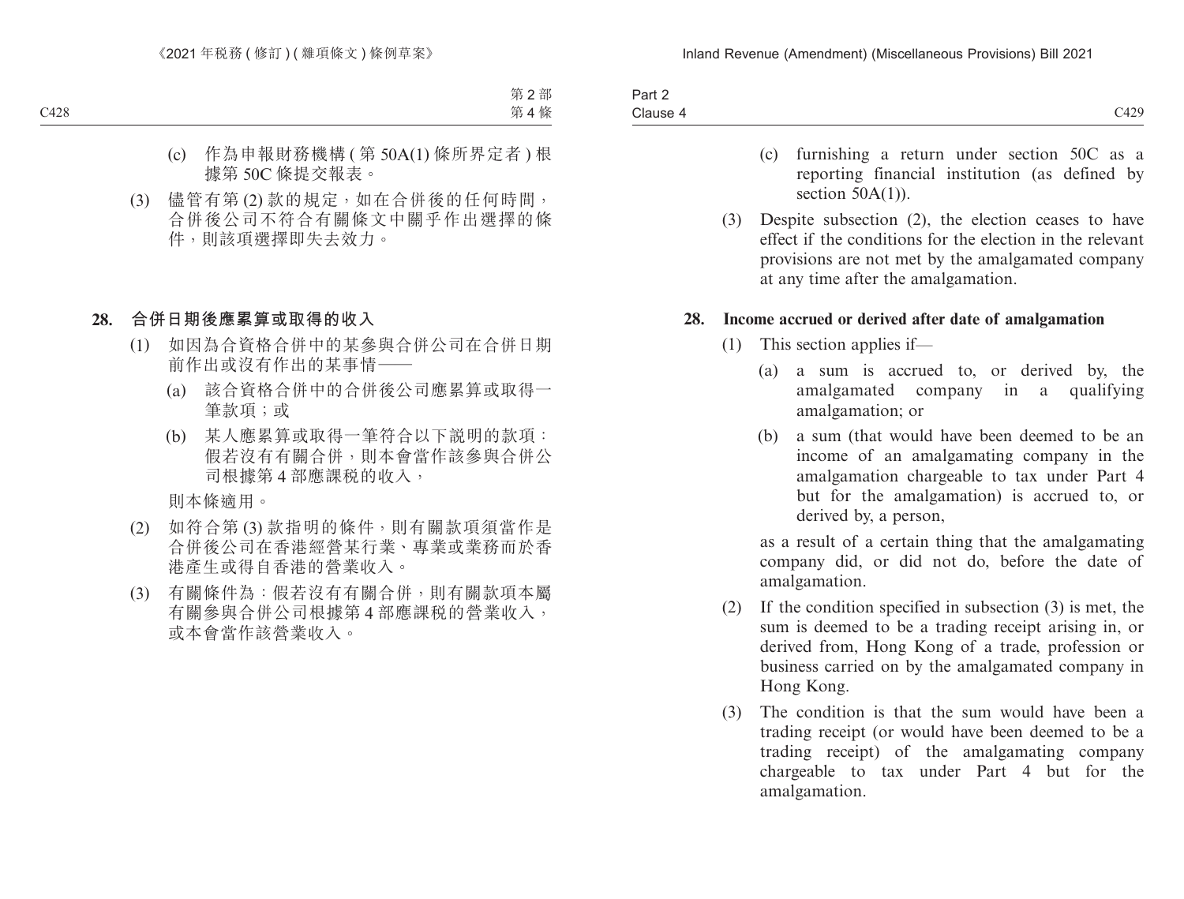(c) 作為申報財務機構 ( 第 50A(1) 條所界定者 ) 根據第 50C 條提交報表。

(3) 儘管有第 (2) 款的規定，如在合併後的任何時間，合併後公司不符合有關條文中關乎作出選擇的條件，則該項選擇即失去效力。

**28. 合併日期後應累算或取得的收入**

(1) 如因為合資格合併中的某參與合併公司在合併日期前作出或沒有作出的某事情——

(a) 該合資格合併中的合併後公司應累算或取得一筆款項；或

(b) 某人應累算或取得一筆符合以下說明的款項：假若沒有有關合併，則本會當作該參與合併公司根據第 4 部應課稅的收入，

則本條適用。

(2) 如符合第 (3) 款指明的條件，則有關款項須當作是合併後公司在香港經營某行業、專業或業務而於香港產生或得自香港的營業收入。

(3) 有關條件為：假若沒有有關合併，則有關款項本屬有關參與合併公司根據第 4 部應課稅的營業收入，或本會當作該營業收入。

(c) furnishing a return under section 50C as a reporting financial institution (as defined by section 50A(1)).

(3) Despite subsection (2), the election ceases to have effect if the conditions for the election in the relevant provisions are not met by the amalgamated company at any time after the amalgamation.

**28. Income accrued or derived after date of amalgamation**

(1) This section applies if—

(a) a sum is accrued to, or derived by, the amalgamated company in a qualifying amalgamation; or

(b) a sum (that would have been deemed to be an income of an amalgamating company in the amalgamation chargeable to tax under Part 4 but for the amalgamation) is accrued to, or derived by, a person,

as a result of a certain thing that the amalgamating company did, or did not do, before the date of amalgamation.

(2) If the condition specified in subsection (3) is met, the sum is deemed to be a trading receipt arising in, or derived from, Hong Kong of a trade, profession or business carried on by the amalgamated company in Hong Kong.

(3) The condition is that the sum would have been a trading receipt (or would have been deemed to be a trading receipt) of the amalgamating company chargeable to tax under Part 4 but for the amalgamation.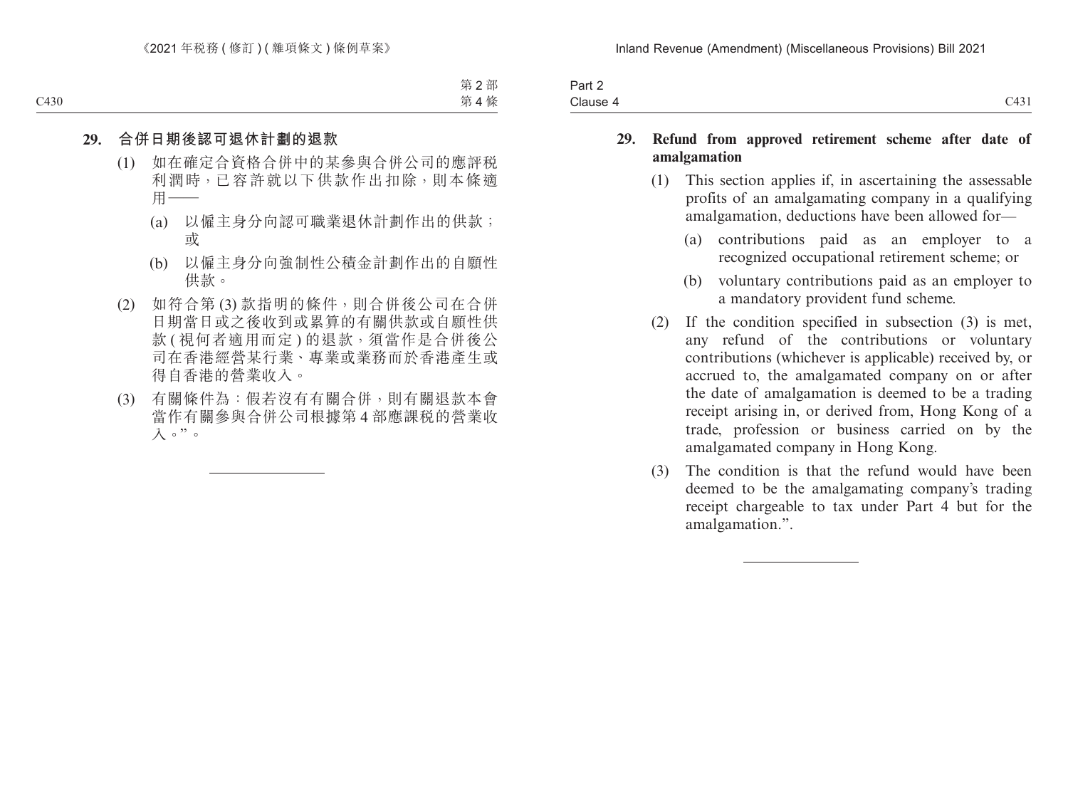**29. 合併日期後認可退休計劃的退款**

(1) 如在確定合資格合併中的某參與合併公司的應評稅利潤時，已容許就以下供款作出扣除，則本條適用——

(a) 以僱主身分向認可職業退休計劃作出的供款；或

(b) 以僱主身分向強制性公積金計劃作出的自願性供款。

(2) 如符合第 (3) 款指明的條件，則合併後公司在合併日期當日或之後收到或累算的有關供款或自願性供款 (視何者適用而定) 的退款，須當作是合併後公司在香港經營某行業、專業或業務而於香港產生或得自香港的營業收入。

(3) 有關條件為：假若沒有有關合併，則有關退款本會當作有關參與合併公司根據第 4 部應課稅的營業收入。”。

---

**29. Refund from approved retirement scheme after date of amalgamation**

(1) This section applies if, in ascertaining the assessable profits of an amalgamating company in a qualifying amalgamation, deductions have been allowed for—

(a) contributions paid as an employer to a recognized occupational retirement scheme; or

(b) voluntary contributions paid as an employer to a mandatory provident fund scheme.

(2) If the condition specified in subsection (3) is met, any refund of the contributions or voluntary contributions (whichever is applicable) received by, or accrued to, the amalgamated company on or after the date of amalgamation is deemed to be a trading receipt arising in, or derived from, Hong Kong of a trade, profession or business carried on by the amalgamated company in Hong Kong.

(3) The condition is that the refund would have been deemed to be the amalgamating company's trading receipt chargeable to tax under Part 4 but for the amalgamation.".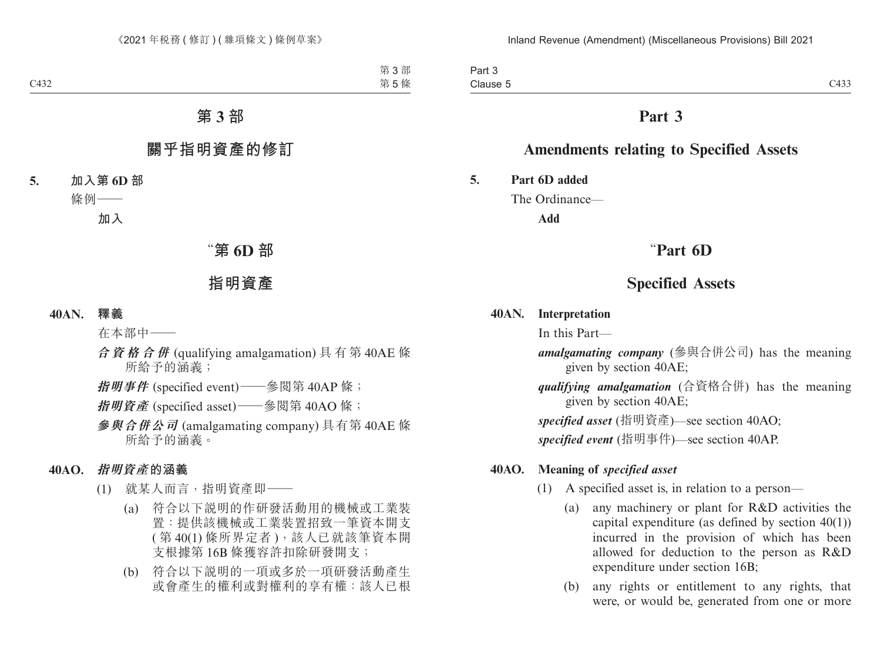# 第 3 部

## 關乎指明資產的修訂

**5. 加入第 6D 部**

條例——

**加入**

## "第 6D 部

## 指明資產

**40AN. 釋義**

在本部中——

***合資格合併*** (qualifying amalgamation) 具有第 40AE 條所給予的涵義；

***指明事件*** (specified event)——參閱第 40AP 條；

***指明資產*** (specified asset)——參閱第 40AO 條；

***參與合併公司*** (amalgamating company) 具有第 40AE 條所給予的涵義。

**40AO. *指明資產*的涵義**

(1) 就某人而言，指明資產即——

(a) 符合以下說明的作研發活動用的機械或工業裝置：提供該機械或工業裝置招致一筆資本開支 (第 40(1) 條所界定者)，該人已就該筆資本開支根據第 16B 條獲容許扣除研發開支；

(b) 符合以下說明的一項或多於一項研發活動產生或會產生的權利或對權利的享有權：該人已根

# Part 3

## Amendments relating to Specified Assets

**5. Part 6D added**

The Ordinance—

**Add**

## "Part 6D

## Specified Assets

**40AN. Interpretation**

In this Part—

***amalgamating company*** (參與合併公司) has the meaning given by section 40AE;

***qualifying amalgamation*** (合資格合併) has the meaning given by section 40AE;

***specified asset*** (指明資產)—see section 40AO;

***specified event*** (指明事件)—see section 40AP.

**40AO. Meaning of *specified asset***

(1) A specified asset is, in relation to a person—

(a) any machinery or plant for R&D activities the capital expenditure (as defined by section 40(1)) incurred in the provision of which has been allowed for deduction to the person as R&D expenditure under section 16B;

(b) any rights or entitlement to any rights, that were, or would be, generated from one or more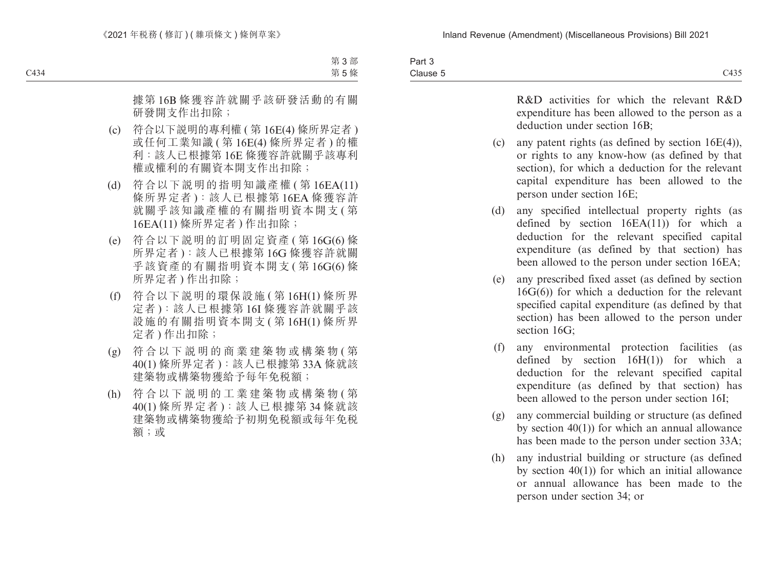據第 16B 條獲容許就關乎該研發活動的有關研發開支作出扣除；

(c) 符合以下說明的專利權 ( 第 16E(4) 條所界定者 ) 或任何工業知識 ( 第 16E(4) 條所界定者 ) 的權利：該人已根據第 16E 條獲容許就關乎該專利權或權利的有關資本開支作出扣除；

(d) 符合以下說明的指明知識產權 ( 第 16EA(11) 條所界定者 )：該人已根據第 16EA 條獲容許就關乎該知識產權的有關指明資本開支 ( 第 16EA(11) 條所界定者 ) 作出扣除；

(e) 符合以下說明的訂明固定資產 ( 第 16G(6) 條所界定者 )：該人已根據第 16G 條獲容許就關乎該資產的有關指明資本開支 ( 第 16G(6) 條所界定者 ) 作出扣除；

(f) 符合以下說明的環保設施 ( 第 16H(1) 條所界定者 )：該人已根據第 16I 條獲容許就關乎該設施的有關指明資本開支 ( 第 16H(1) 條所界定者 ) 作出扣除；

(g) 符合以下說明的商業建築物或構築物 ( 第 40(1) 條所界定者 )：該人已根據第 33A 條就該建築物或構築物獲給予每年免稅額；

(h) 符合以下說明的工業建築物或構築物 ( 第 40(1) 條所界定者 )：該人已根據第 34 條就該建築物或構築物獲給予初期免稅額或每年免稅額；或

R&D activities for which the relevant R&D expenditure has been allowed to the person as a deduction under section 16B;

(c) any patent rights (as defined by section 16E(4)), or rights to any know-how (as defined by that section), for which a deduction for the relevant capital expenditure has been allowed to the person under section 16E;

(d) any specified intellectual property rights (as defined by section 16EA(11)) for which a deduction for the relevant specified capital expenditure (as defined by that section) has been allowed to the person under section 16EA;

(e) any prescribed fixed asset (as defined by section 16G(6)) for which a deduction for the relevant specified capital expenditure (as defined by that section) has been allowed to the person under section 16G;

(f) any environmental protection facilities (as defined by section 16H(1)) for which a deduction for the relevant specified capital expenditure (as defined by that section) has been allowed to the person under section 16I;

(g) any commercial building or structure (as defined by section 40(1)) for which an annual allowance has been made to the person under section 33A;

(h) any industrial building or structure (as defined by section 40(1)) for which an initial allowance or annual allowance has been made to the person under section 34; or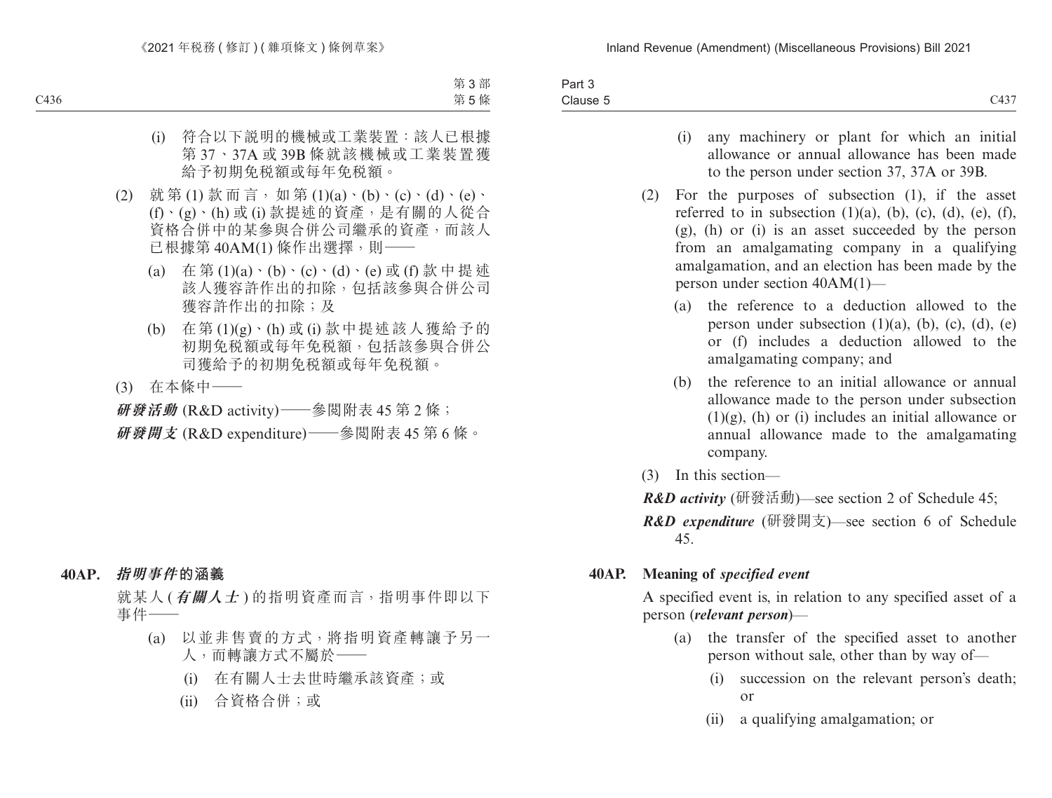(i) 符合以下說明的機械或工業裝置：該人已根據第 37、37A 或 39B 條就該機械或工業裝置獲給予初期免稅額或每年免稅額。

(2) 就第 (1) 款而言，如第 (1)(a)、(b)、(c)、(d)、(e)、(f)、(g)、(h) 或 (i) 款提述的資產，是有關的人從合資格合併中的某參與合併公司繼承的資產，而該人已根據第 40AM(1) 條作出選擇，則——

(a) 在第 (1)(a)、(b)、(c)、(d)、(e) 或 (f) 款中提述該人獲容許作出的扣除，包括該參與合併公司獲容許作出的扣除；及

(b) 在第 (1)(g)、(h) 或 (i) 款中提述該人獲給予的初期免稅額或每年免稅額，包括該參與合併公司獲給予的初期免稅額或每年免稅額。

(3) 在本條中——

***研發活動*** (R&D activity)——參閱附表 45 第 2 條；

***研發開支*** (R&D expenditure)——參閱附表 45 第 6 條。

## 40AP. *指明事件*的涵義

就某人 (***有關人士***) 的指明資產而言，指明事件即以下事件——

(a) 以並非售賣的方式，將指明資產轉讓予另一人，而轉讓方式不屬於——

(i) 在有關人士去世時繼承該資產；或

(ii) 合資格合併；或

(i) any machinery or plant for which an initial allowance or annual allowance has been made to the person under section 37, 37A or 39B.

(2) For the purposes of subsection (1), if the asset referred to in subsection (1)(a), (b), (c), (d), (e), (f), (g), (h) or (i) is an asset succeeded by the person from an amalgamating company in a qualifying amalgamation, and an election has been made by the person under section 40AM(1)—

(a) the reference to a deduction allowed to the person under subsection (1)(a), (b), (c), (d), (e) or (f) includes a deduction allowed to the amalgamating company; and

(b) the reference to an initial allowance or annual allowance made to the person under subsection (1)(g), (h) or (i) includes an initial allowance or annual allowance made to the amalgamating company.

(3) In this section—

***R&D activity*** (研發活動)—see section 2 of Schedule 45;

***R&D expenditure*** (研發開支)—see section 6 of Schedule 45.

## 40AP. Meaning of *specified event*

A specified event is, in relation to any specified asset of a person (***relevant person***)—

(a) the transfer of the specified asset to another person without sale, other than by way of—

(i) succession on the relevant person's death; or

(ii) a qualifying amalgamation; or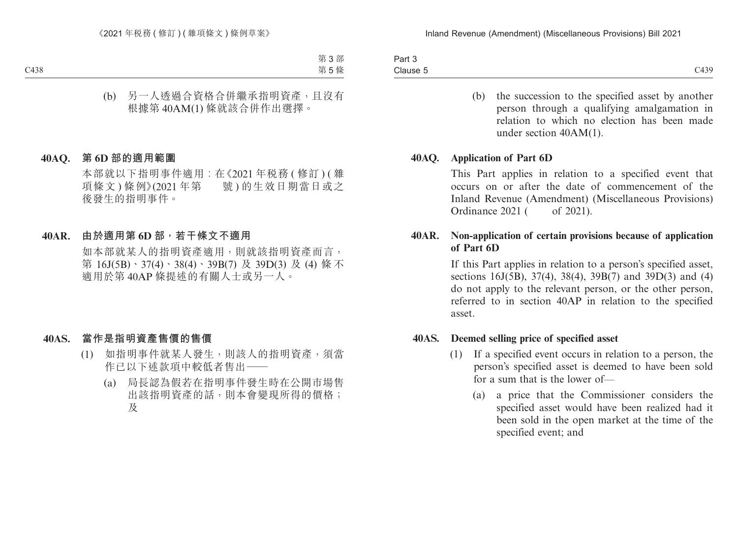(b) 另一人透過合資格合併繼承指明資產，且沒有根據第 40AM(1) 條就該合併作出選擇。

**40AQ. 第 6D 部的適用範圍**

本部就以下指明事件適用：在《2021 年稅務 ( 修訂 ) ( 雜項條文 ) 條例》(2021 年第　　號 ) 的生效日期當日或之後發生的指明事件。

**40AR. 由於適用第 6D 部，若干條文不適用**

如本部就某人的指明資產適用，則就該指明資產而言，第 16J(5B)、37(4)、38(4)、39B(7) 及 39D(3) 及 (4) 條不適用於第 40AP 條提述的有關人士或另一人。

**40AS. 當作是指明資產售價的售價**

(1) 如指明事件就某人發生，則該人的指明資產，須當作已以下述款項中較低者售出——

(a) 局長認為假若在指明事件發生時在公開市場售出該指明資產的話，則本會變現所得的價格；及

(b) the succession to the specified asset by another person through a qualifying amalgamation in relation to which no election has been made under section 40AM(1).

**40AQ. Application of Part 6D**

This Part applies in relation to a specified event that occurs on or after the date of commencement of the Inland Revenue (Amendment) (Miscellaneous Provisions) Ordinance 2021 (　　of 2021).

**40AR. Non-application of certain provisions because of application of Part 6D**

If this Part applies in relation to a person's specified asset, sections 16J(5B), 37(4), 38(4), 39B(7) and 39D(3) and (4) do not apply to the relevant person, or the other person, referred to in section 40AP in relation to the specified asset.

**40AS. Deemed selling price of specified asset**

(1) If a specified event occurs in relation to a person, the person's specified asset is deemed to have been sold for a sum that is the lower of—

(a) a price that the Commissioner considers the specified asset would have been realized had it been sold in the open market at the time of the specified event; and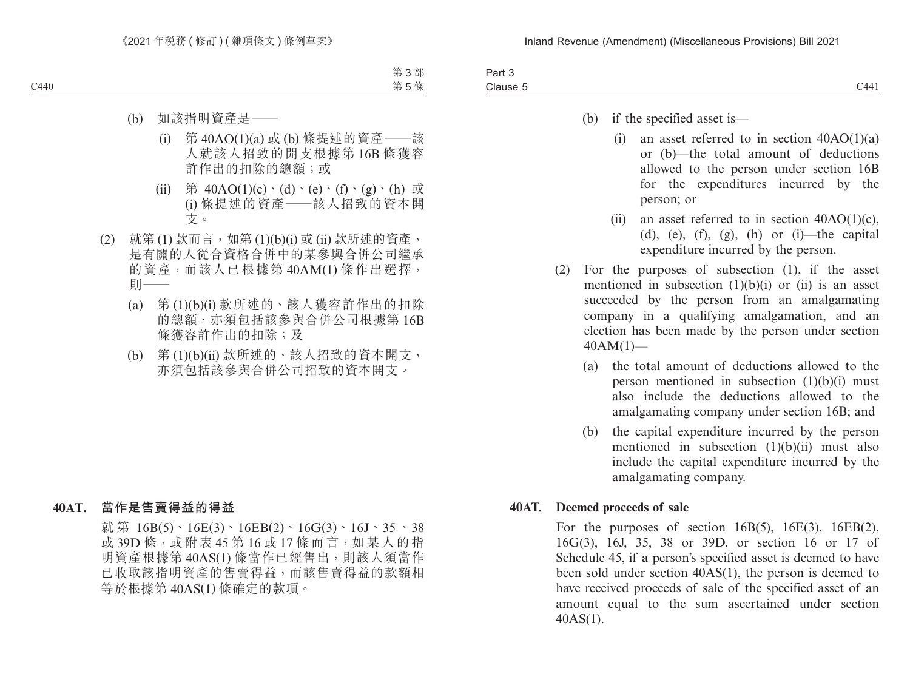(b) 如該指明資產是——

(i) 第 40AO(1)(a) 或 (b) 條提述的資產——該人就該人招致的開支根據第 16B 條獲容許作出的扣除的總額；或

(ii) 第 40AO(1)(c)、(d)、(e)、(f)、(g)、(h) 或 (i) 條提述的資產——該人招致的資本開支。

(2) 就第 (1) 款而言，如第 (1)(b)(i) 或 (ii) 款所述的資產，是有關的人從合資格合併中的某參與合併公司繼承的資產，而該人已根據第 40AM(1) 條作出選擇，則——

(a) 第 (1)(b)(i) 款所述的、該人獲容許作出的扣除的總額，亦須包括該參與合併公司根據第 16B 條獲容許作出的扣除；及

(b) 第 (1)(b)(ii) 款所述的、該人招致的資本開支，亦須包括該參與合併公司招致的資本開支。

**40AT. 當作是售賣得益的得益**

就第 16B(5)、16E(3)、16EB(2)、16G(3)、16J、35、38 或 39D 條，或附表 45 第 16 或 17 條而言，如某人的指明資產根據第 40AS(1) 條當作已經售出，則該人須當作已收取該指明資產的售賣得益，而該售賣得益的款額相等於根據第 40AS(1) 條確定的款項。

(b) if the specified asset is—

(i) an asset referred to in section 40AO(1)(a) or (b)—the total amount of deductions allowed to the person under section 16B for the expenditures incurred by the person; or

(ii) an asset referred to in section 40AO(1)(c), (d), (e), (f), (g), (h) or (i)—the capital expenditure incurred by the person.

(2) For the purposes of subsection (1), if the asset mentioned in subsection (1)(b)(i) or (ii) is an asset succeeded by the person from an amalgamating company in a qualifying amalgamation, and an election has been made by the person under section 40AM(1)—

(a) the total amount of deductions allowed to the person mentioned in subsection (1)(b)(i) must also include the deductions allowed to the amalgamating company under section 16B; and

(b) the capital expenditure incurred by the person mentioned in subsection (1)(b)(ii) must also include the capital expenditure incurred by the amalgamating company.

**40AT. Deemed proceeds of sale**

For the purposes of section 16B(5), 16E(3), 16EB(2), 16G(3), 16J, 35, 38 or 39D, or section 16 or 17 of Schedule 45, if a person's specified asset is deemed to have been sold under section 40AS(1), the person is deemed to have received proceeds of sale of the specified asset of an amount equal to the sum ascertained under section 40AS(1).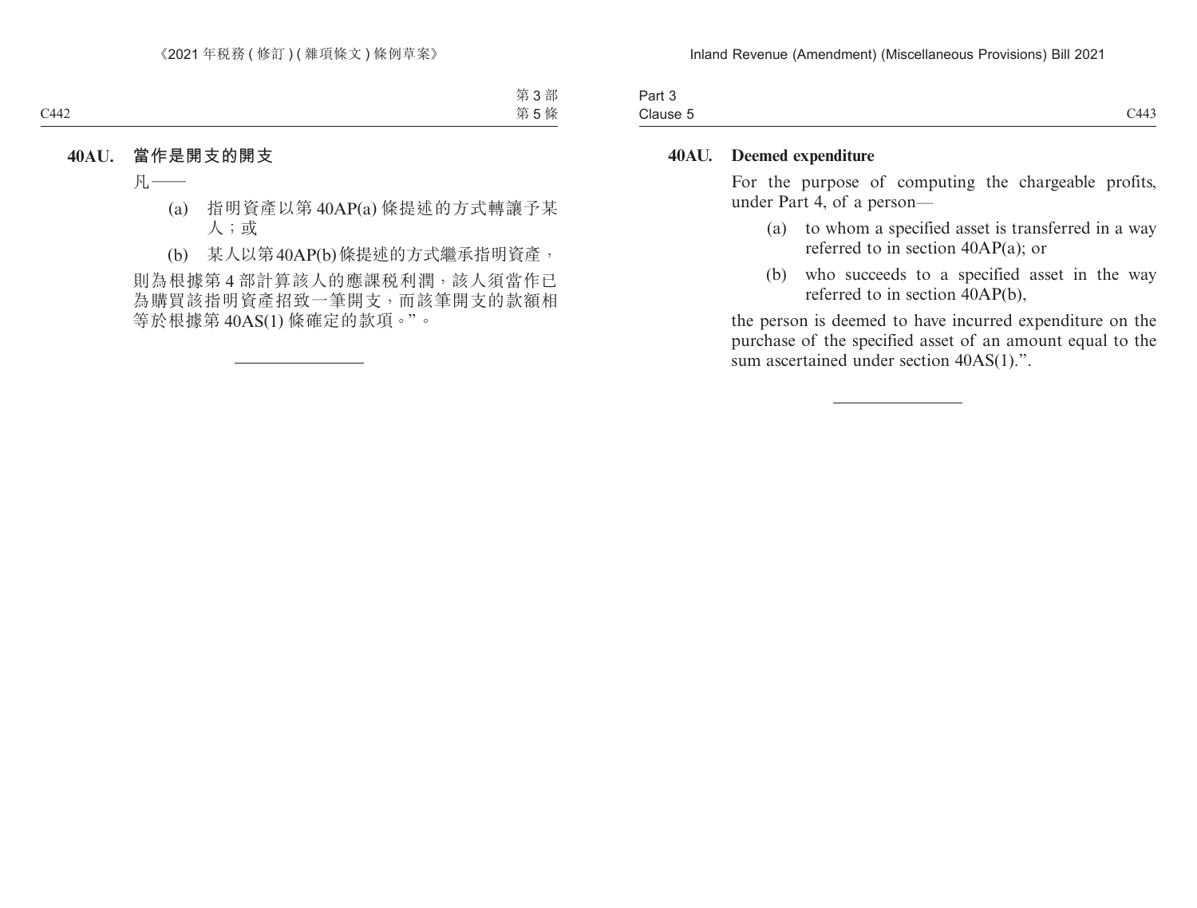**40AU. 當作是開支的開支**

凡——

(a) 指明資產以第 40AP(a) 條提述的方式轉讓予某人；或

(b) 某人以第 40AP(b) 條提述的方式繼承指明資產，

則為根據第 4 部計算該人的應課税利潤，該人須當作已為購買該指明資產招致一筆開支，而該筆開支的款額相等於根據第 40AS(1) 條確定的款項。”。

---

**40AU. Deemed expenditure**

For the purpose of computing the chargeable profits, under Part 4, of a person—

(a) to whom a specified asset is transferred in a way referred to in section 40AP(a); or

(b) who succeeds to a specified asset in the way referred to in section 40AP(b),

the person is deemed to have incurred expenditure on the purchase of the specified asset of an amount equal to the sum ascertained under section 40AS(1).”.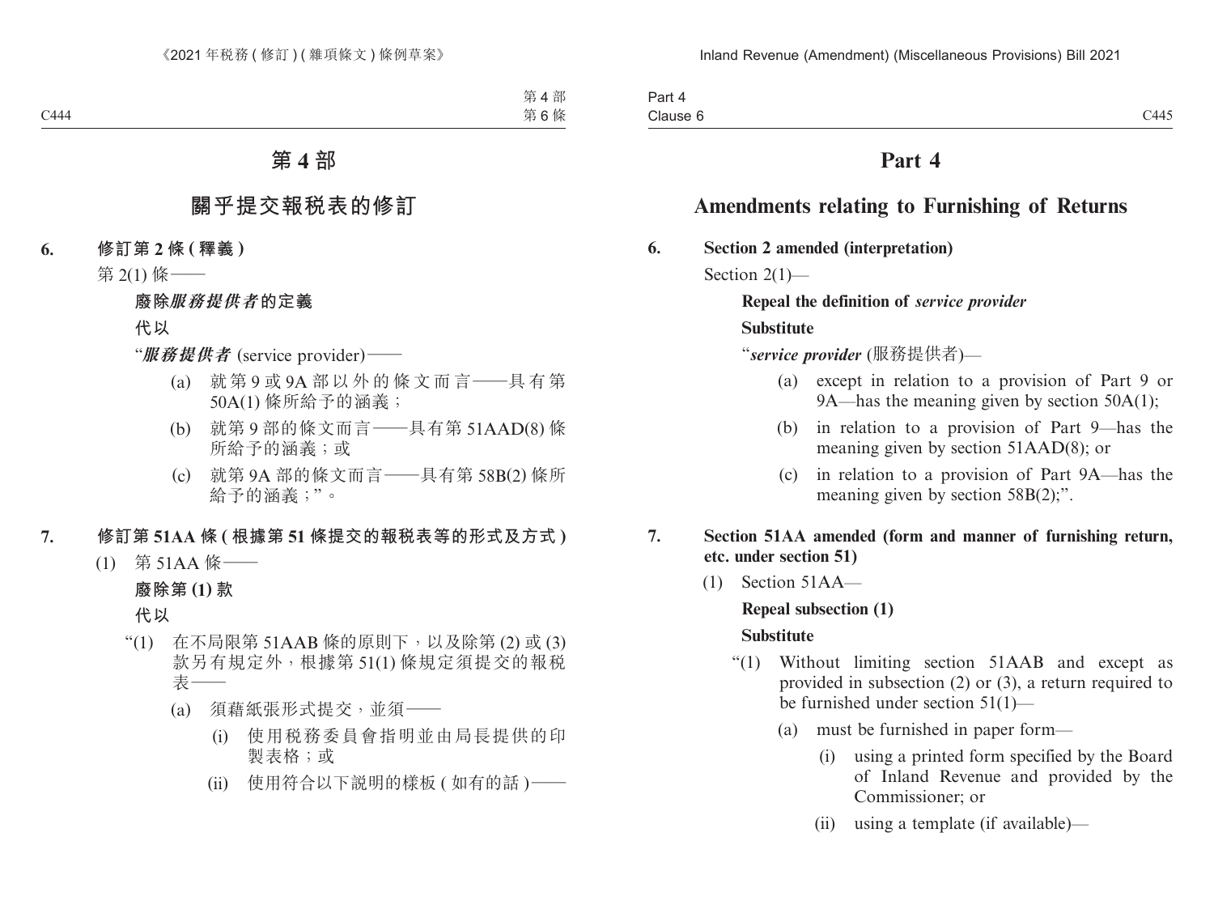# 第 4 部

## 關乎提交報稅表的修訂

**6. 修訂第 2 條 (釋義)**

第 2(1) 條——

**廢除*服務提供者*的定義**

**代以**

“***服務提供者*** (service provider)——

(a) 就第 9 或 9A 部以外的條文而言——具有第 50A(1) 條所給予的涵義；

(b) 就第 9 部的條文而言——具有第 51AAD(8) 條所給予的涵義；或

(c) 就第 9A 部的條文而言——具有第 58B(2) 條所給予的涵義；”。

**7. 修訂第 51AA 條 (根據第 51 條提交的報稅表等的形式及方式)**

(1) 第 51AA 條——

**廢除第 (1) 款**

**代以**

“(1) 在不局限第 51AAB 條的原則下，以及除第 (2) 或 (3) 款另有規定外，根據第 51(1) 條規定須提交的報稅表——

(a) 須藉紙張形式提交，並須——

(i) 使用税務委員會指明並由局長提供的印製表格；或

(ii) 使用符合以下說明的樣板 (如有的話)——

# Part 4

## Amendments relating to Furnishing of Returns

**6. Section 2 amended (interpretation)**

Section 2(1)—

**Repeal the definition of *service provider***

**Substitute**

“***service provider*** (服務提供者)—

(a) except in relation to a provision of Part 9 or 9A—has the meaning given by section 50A(1);

(b) in relation to a provision of Part 9—has the meaning given by section 51AAD(8); or

(c) in relation to a provision of Part 9A—has the meaning given by section 58B(2);”.

**7. Section 51AA amended (form and manner of furnishing return, etc. under section 51)**

(1) Section 51AA—

**Repeal subsection (1)**

**Substitute**

“(1) Without limiting section 51AAB and except as provided in subsection (2) or (3), a return required to be furnished under section 51(1)—

(a) must be furnished in paper form—

(i) using a printed form specified by the Board of Inland Revenue and provided by the Commissioner; or

(ii) using a template (if available)—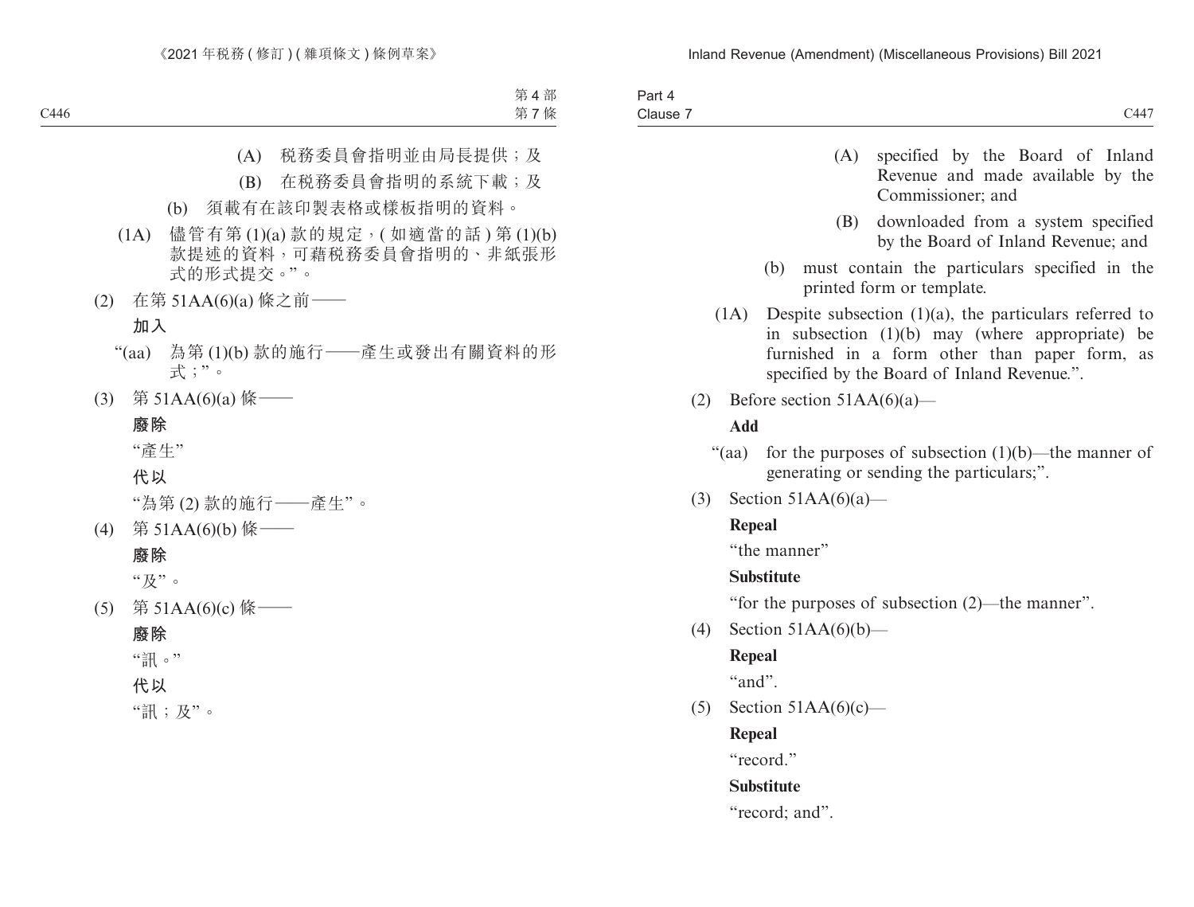(A) 稅務委員會指明並由局長提供；及

(B) 在稅務委員會指明的系統下載；及

(b) 須載有在該印製表格或樣板指明的資料。

(1A) 儘管有第 (1)(a) 款的規定，( 如適當的話 ) 第 (1)(b) 款提述的資料，可藉稅務委員會指明的、非紙張形式的形式提交。”。

(2) 在第 51AA(6)(a) 條之前——

**加入**

“(aa) 為第 (1)(b) 款的施行——產生或發出有關資料的形式；”。

(3) 第 51AA(6)(a) 條——

**廢除**

“產生”

**代以**

“為第 (2) 款的施行——產生”。

(4) 第 51AA(6)(b) 條——

**廢除**

“及”。

(5) 第 51AA(6)(c) 條——

**廢除**

“訊。”

**代以**

“訊；及”。

(A) specified by the Board of Inland Revenue and made available by the Commissioner; and

(B) downloaded from a system specified by the Board of Inland Revenue; and

(b) must contain the particulars specified in the printed form or template.

(1A) Despite subsection (1)(a), the particulars referred to in subsection (1)(b) may (where appropriate) be furnished in a form other than paper form, as specified by the Board of Inland Revenue.”.

(2) Before section 51AA(6)(a)—

**Add**

“(aa) for the purposes of subsection (1)(b)—the manner of generating or sending the particulars;”.

(3) Section 51AA(6)(a)—

**Repeal**

“the manner”

**Substitute**

“for the purposes of subsection (2)—the manner”.

(4) Section 51AA(6)(b)—

**Repeal**

“and”.

(5) Section 51AA(6)(c)—

**Repeal**

“record.”

**Substitute**

“record; and”.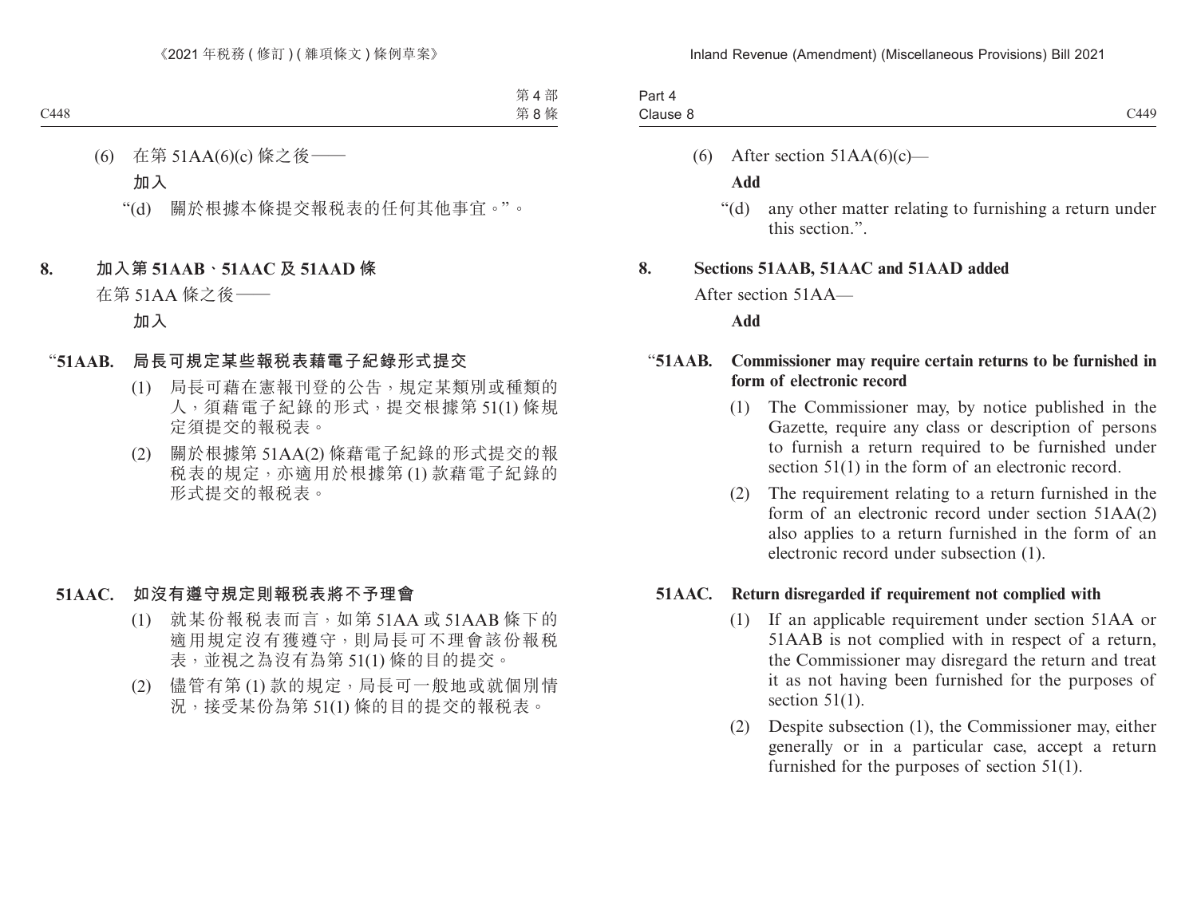(6) 在第 51AA(6)(c) 條之後——

**加入**

“(d) 關於根據本條提交報稅表的任何其他事宜。”。

**8. 加入第 51AAB、51AAC 及 51AAD 條**

在第 51AA 條之後——

**加入**

**“51AAB. 局長可規定某些報稅表藉電子紀錄形式提交**

(1) 局長可藉在憲報刊登的公告，規定某類別或種類的人，須藉電子紀錄的形式，提交根據第 51(1) 條規定須提交的報稅表。

(2) 關於根據第 51AA(2) 條藉電子紀錄的形式提交的報稅表的規定，亦適用於根據第 (1) 款藉電子紀錄的形式提交的報稅表。

**51AAC. 如沒有遵守規定則報稅表將不予理會**

(1) 就某份報稅表而言，如第 51AA 或 51AAB 條下的適用規定沒有獲遵守，則局長可不理會該份報稅表，並視之為沒有為第 51(1) 條的目的提交。

(2) 儘管有第 (1) 款的規定，局長可一般地或就個別情況，接受某份為第 51(1) 條的目的提交的報稅表。

(6) After section 51AA(6)(c)—

**Add**

“(d) any other matter relating to furnishing a return under this section.”.

**8. Sections 51AAB, 51AAC and 51AAD added**

After section 51AA—

**Add**

**“51AAB. Commissioner may require certain returns to be furnished in form of electronic record**

(1) The Commissioner may, by notice published in the Gazette, require any class or description of persons to furnish a return required to be furnished under section 51(1) in the form of an electronic record.

(2) The requirement relating to a return furnished in the form of an electronic record under section 51AA(2) also applies to a return furnished in the form of an electronic record under subsection (1).

**51AAC. Return disregarded if requirement not complied with**

(1) If an applicable requirement under section 51AA or 51AAB is not complied with in respect of a return, the Commissioner may disregard the return and treat it as not having been furnished for the purposes of section 51(1).

(2) Despite subsection (1), the Commissioner may, either generally or in a particular case, accept a return furnished for the purposes of section 51(1).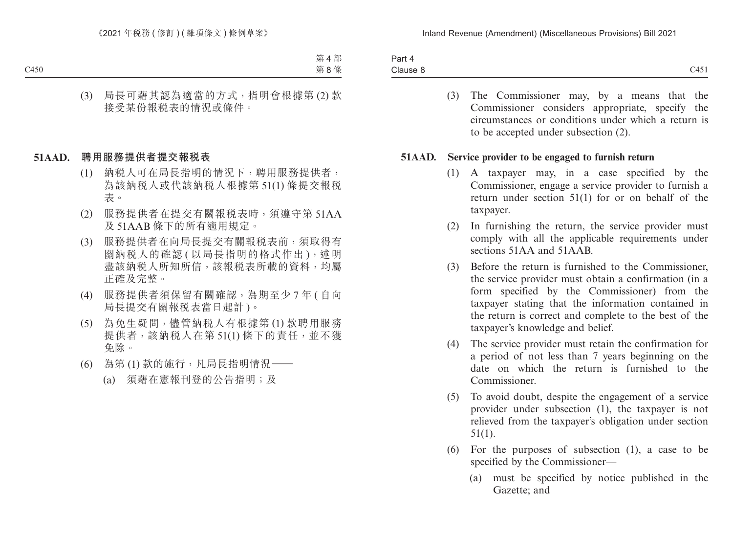(3) 局長可藉其認為適當的方式，指明會根據第 (2) 款接受某份報稅表的情況或條件。

**51AAD. 聘用服務提供者提交報稅表**

(1) 納稅人可在局長指明的情況下，聘用服務提供者，為該納稅人或代該納稅人根據第 51(1) 條提交報稅表。

(2) 服務提供者在提交有關報稅表時，須遵守第 51AA 及 51AAB 條下的所有適用規定。

(3) 服務提供者在向局長提交有關報稅表前，須取得有關納稅人的確認 (以局長指明的格式作出)，述明盡該納稅人所知所信，該報稅表所載的資料，均屬正確及完整。

(4) 服務提供者須保留有關確認，為期至少 7 年 (自向局長提交有關報稅表當日起計)。

(5) 為免生疑問，儘管納稅人有根據第 (1) 款聘用服務提供者，該納稅人在第 51(1) 條下的責任，並不獲免除。

(6) 為第 (1) 款的施行，凡局長指明情況——

(a) 須藉在憲報刊登的公告指明；及

(3) The Commissioner may, by a means that the Commissioner considers appropriate, specify the circumstances or conditions under which a return is to be accepted under subsection (2).

**51AAD. Service provider to be engaged to furnish return**

(1) A taxpayer may, in a case specified by the Commissioner, engage a service provider to furnish a return under section 51(1) for or on behalf of the taxpayer.

(2) In furnishing the return, the service provider must comply with all the applicable requirements under sections 51AA and 51AAB.

(3) Before the return is furnished to the Commissioner, the service provider must obtain a confirmation (in a form specified by the Commissioner) from the taxpayer stating that the information contained in the return is correct and complete to the best of the taxpayer's knowledge and belief.

(4) The service provider must retain the confirmation for a period of not less than 7 years beginning on the date on which the return is furnished to the Commissioner.

(5) To avoid doubt, despite the engagement of a service provider under subsection (1), the taxpayer is not relieved from the taxpayer's obligation under section 51(1).

(6) For the purposes of subsection (1), a case to be specified by the Commissioner—

(a) must be specified by notice published in the Gazette; and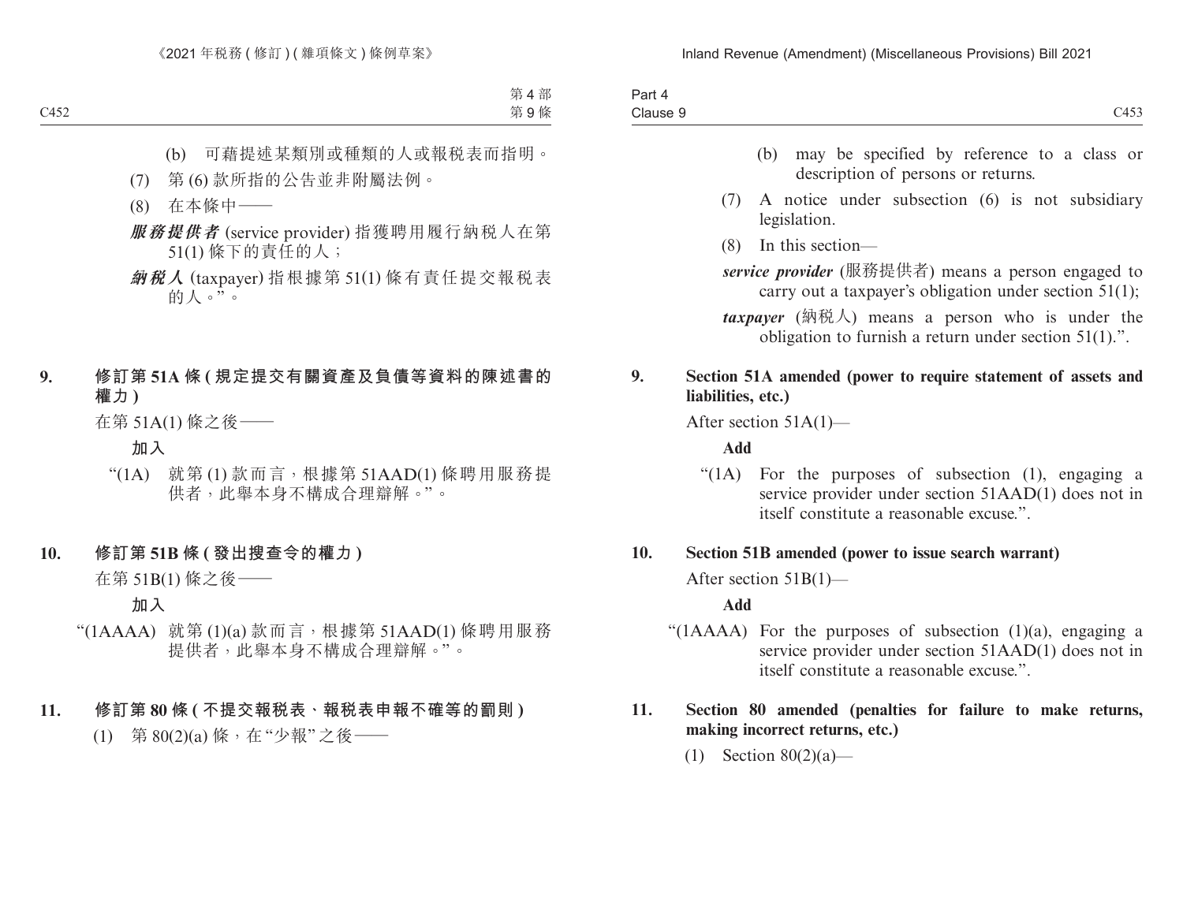(b) 可藉提述某類別或種類的人或報稅表而指明。

(7) 第 (6) 款所指的公告並非附屬法例。

(8) 在本條中——

***服務提供者*** (service provider) 指獲聘用履行納稅人在第 51(1) 條下的責任的人；

***納稅人*** (taxpayer) 指根據第 51(1) 條有責任提交報稅表的人。”。

**9. 修訂第 51A 條 (規定提交有關資產及負債等資料的陳述書的權力)**

在第 51A(1) 條之後——

**加入**

“(1A) 就第 (1) 款而言，根據第 51AAD(1) 條聘用服務提供者，此舉本身不構成合理辯解。”。

**10. 修訂第 51B 條 (發出搜查令的權力)**

在第 51B(1) 條之後——

**加入**

“(1AAAA) 就第 (1)(a) 款而言，根據第 51AAD(1) 條聘用服務提供者，此舉本身不構成合理辯解。”。

**11. 修訂第 80 條 (不提交報稅表、報稅表申報不確等的罰則)**

(1) 第 80(2)(a) 條，在“少報”之後——

(b) may be specified by reference to a class or description of persons or returns.

(7) A notice under subsection (6) is not subsidiary legislation.

(8) In this section—

***service provider*** (服務提供者) means a person engaged to carry out a taxpayer's obligation under section 51(1);

***taxpayer*** (納稅人) means a person who is under the obligation to furnish a return under section 51(1).”.

**9. Section 51A amended (power to require statement of assets and liabilities, etc.)**

After section 51A(1)—

**Add**

“(1A) For the purposes of subsection (1), engaging a service provider under section 51AAD(1) does not in itself constitute a reasonable excuse.”.

**10. Section 51B amended (power to issue search warrant)**

After section 51B(1)—

**Add**

“(1AAAA) For the purposes of subsection (1)(a), engaging a service provider under section 51AAD(1) does not in itself constitute a reasonable excuse.”.

**11. Section 80 amended (penalties for failure to make returns, making incorrect returns, etc.)**

(1) Section 80(2)(a)—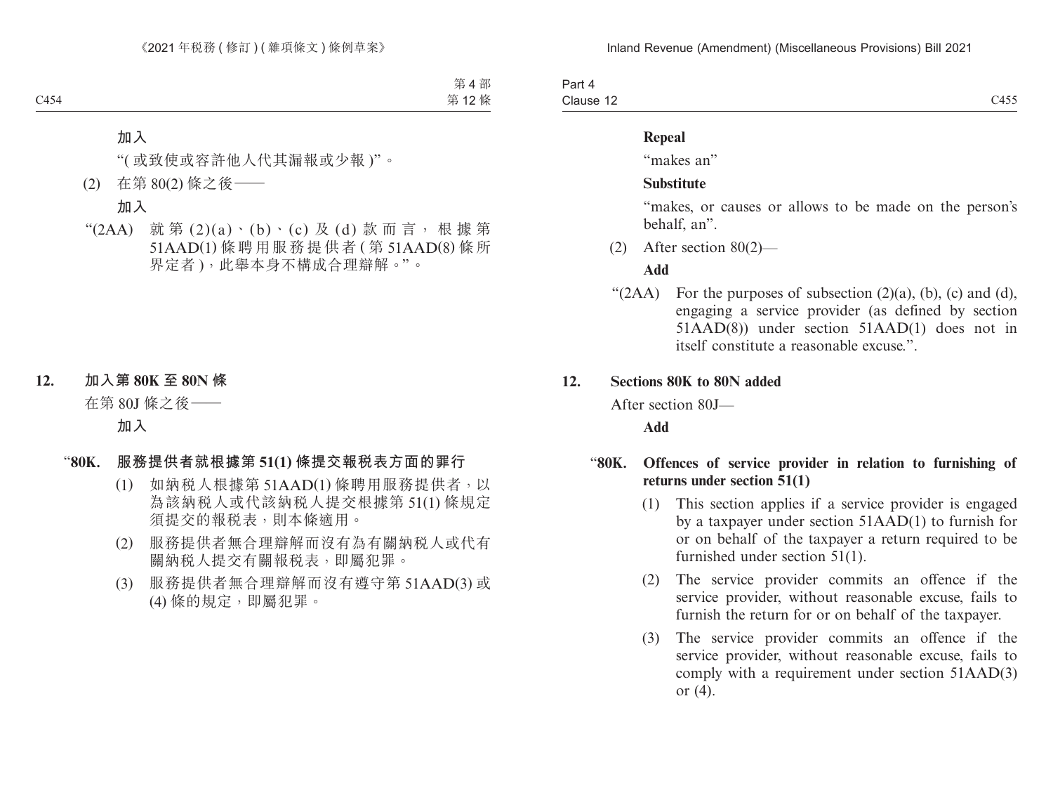加入

"(或致使或容許他人代其漏報或少報)"。

(2) 在第 80(2) 條之後——

加入

"(2AA) 就第 (2)(a)、(b)、(c) 及 (d) 款而言，根據第 51AAD(1) 條聘用服務提供者 (第 51AAD(8) 條所界定者)，此舉本身不構成合理辯解。"。

**12. 加入第 80K 至 80N 條**

在第 80J 條之後——

加入

**"80K. 服務提供者就根據第 51(1) 條提交報稅表方面的罪行**

(1) 如納稅人根據第 51AAD(1) 條聘用服務提供者，以為該納稅人或代該納稅人提交根據第 51(1) 條規定須提交的報稅表，則本條適用。

(2) 服務提供者無合理辯解而沒有為有關納稅人或代有關納稅人提交有關報稅表，即屬犯罪。

(3) 服務提供者無合理辯解而沒有遵守第 51AAD(3) 或 (4) 條的規定，即屬犯罪。

**Repeal**

"makes an"

**Substitute**

"makes, or causes or allows to be made on the person's behalf, an".

(2) After section 80(2)—

**Add**

"(2AA) For the purposes of subsection (2)(a), (b), (c) and (d), engaging a service provider (as defined by section 51AAD(8)) under section 51AAD(1) does not in itself constitute a reasonable excuse.".

**12. Sections 80K to 80N added**

After section 80J—

**Add**

**"80K. Offences of service provider in relation to furnishing of returns under section 51(1)**

(1) This section applies if a service provider is engaged by a taxpayer under section 51AAD(1) to furnish for or on behalf of the taxpayer a return required to be furnished under section 51(1).

(2) The service provider commits an offence if the service provider, without reasonable excuse, fails to furnish the return for or on behalf of the taxpayer.

(3) The service provider commits an offence if the service provider, without reasonable excuse, fails to comply with a requirement under section 51AAD(3) or (4).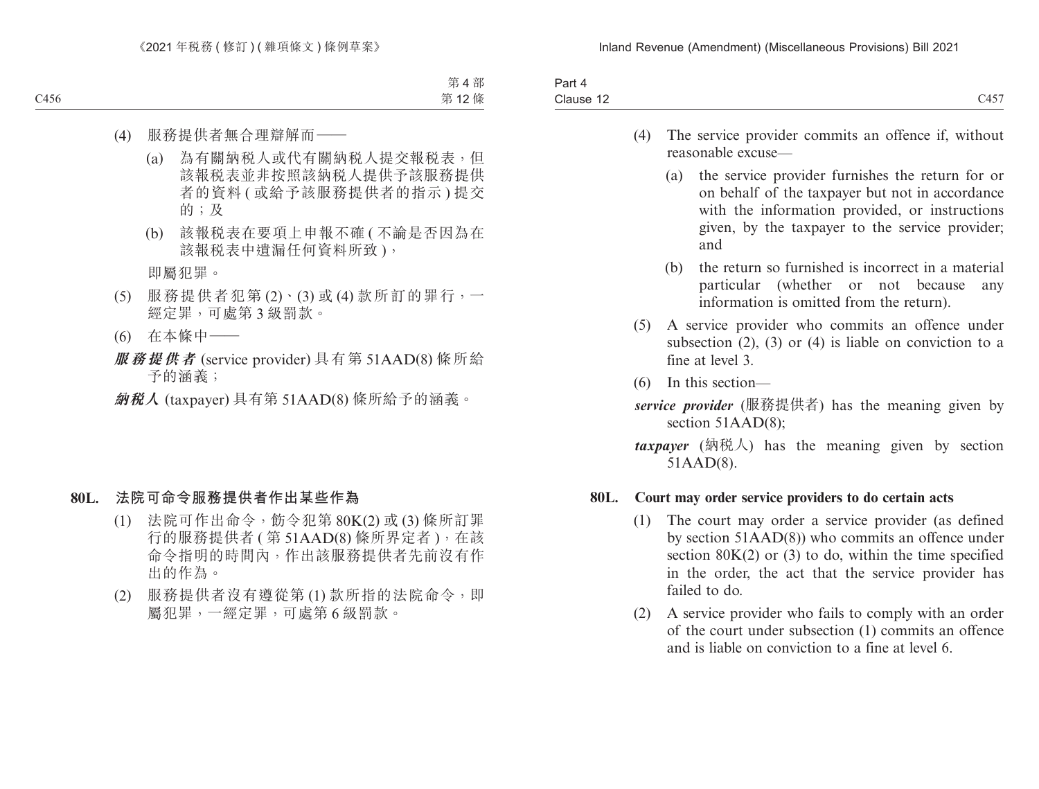(4) 服務提供者無合理辯解而——

(a) 為有關納稅人或代有關納稅人提交報稅表，但該報稅表並非按照該納稅人提供予該服務提供者的資料 ( 或給予該服務提供者的指示 ) 提交的；及

(b) 該報稅表在要項上申報不確 ( 不論是否因為在該報稅表中遺漏任何資料所致 )，

即屬犯罪。

(5) 服務提供者犯第 (2)、(3) 或 (4) 款所訂的罪行，一經定罪，可處第 3 級罰款。

(6) 在本條中——

***服務提供者*** (service provider) 具有第 51AAD(8) 條所給予的涵義；

***納稅人*** (taxpayer) 具有第 51AAD(8) 條所給予的涵義。

### 80L. 法院可命令服務提供者作出某些作為

(1) 法院可作出命令，飭令犯第 80K(2) 或 (3) 條所訂罪行的服務提供者 ( 第 51AAD(8) 條所界定者 )，在該命令指明的時間內，作出該服務提供者先前沒有作出的作為。

(2) 服務提供者沒有遵從第 (1) 款所指的法院命令，即屬犯罪，一經定罪，可處第 6 級罰款。

(4) The service provider commits an offence if, without reasonable excuse—

(a) the service provider furnishes the return for or on behalf of the taxpayer but not in accordance with the information provided, or instructions given, by the taxpayer to the service provider; and

(b) the return so furnished is incorrect in a material particular (whether or not because any information is omitted from the return).

(5) A service provider who commits an offence under subsection (2), (3) or (4) is liable on conviction to a fine at level 3.

(6) In this section—

***service provider*** (服務提供者) has the meaning given by section 51AAD(8);

***taxpayer*** (納稅人) has the meaning given by section 51AAD(8).

### 80L. Court may order service providers to do certain acts

(1) The court may order a service provider (as defined by section 51AAD(8)) who commits an offence under section 80K(2) or (3) to do, within the time specified in the order, the act that the service provider has failed to do.

(2) A service provider who fails to comply with an order of the court under subsection (1) commits an offence and is liable on conviction to a fine at level 6.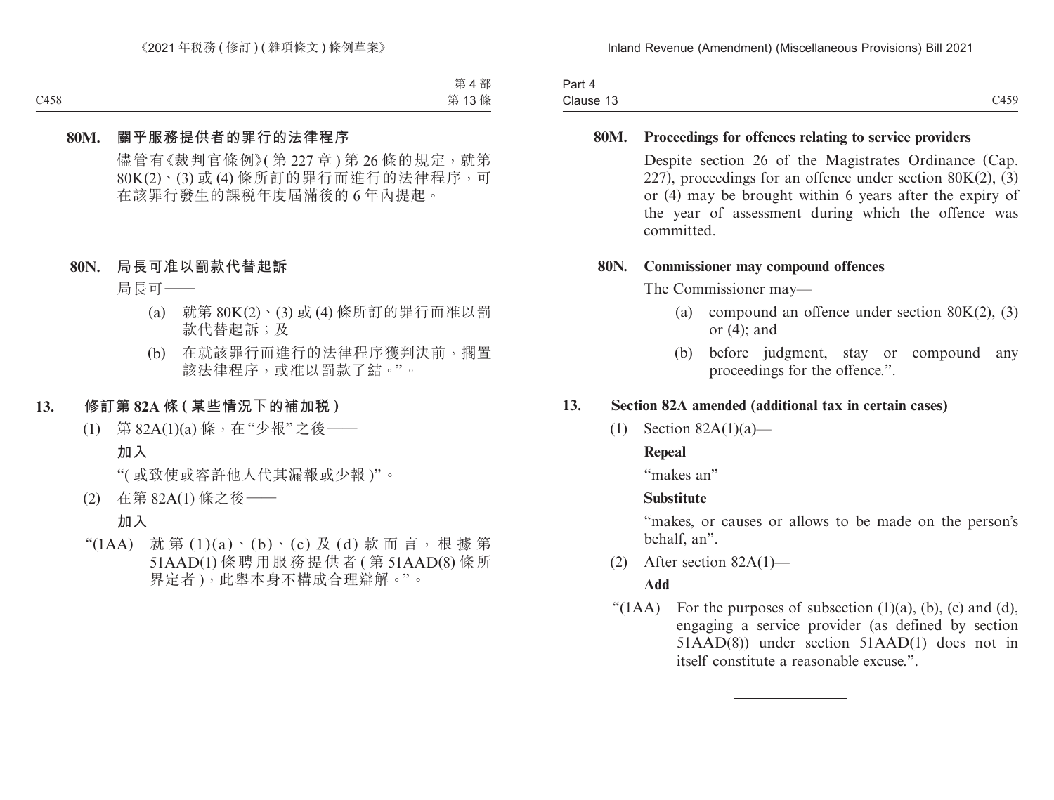**80M. 關乎服務提供者的罪行的法律程序**

儘管有《裁判官條例》(第 227 章) 第 26 條的規定，就第 80K(2)、(3) 或 (4) 條所訂的罪行而進行的法律程序，可在該罪行發生的課稅年度屆滿後的 6 年內提起。

**80N. 局長可准以罰款代替起訴**

局長可——

(a) 就第 80K(2)、(3) 或 (4) 條所訂的罪行而准以罰款代替起訴；及

(b) 在就該罪行而進行的法律程序獲判決前，擱置該法律程序，或准以罰款了結。”。

**13. 修訂第 82A 條 (某些情況下的補加稅)**

(1) 第 82A(1)(a) 條，在“少報”之後——

**加入**

“(或致使或容許他人代其漏報或少報)”。

(2) 在第 82A(1) 條之後——

**加入**

“(1AA) 就第 (1)(a)、(b)、(c) 及 (d) 款而言，根據第 51AAD(1) 條聘用服務提供者 (第 51AAD(8) 條所界定者)，此舉本身不構成合理辯解。”。

---

**80M. Proceedings for offences relating to service providers**

Despite section 26 of the Magistrates Ordinance (Cap. 227), proceedings for an offence under section 80K(2), (3) or (4) may be brought within 6 years after the expiry of the year of assessment during which the offence was committed.

**80N. Commissioner may compound offences**

The Commissioner may—

(a) compound an offence under section 80K(2), (3) or (4); and

(b) before judgment, stay or compound any proceedings for the offence.”.

**13. Section 82A amended (additional tax in certain cases)**

(1) Section 82A(1)(a)—

**Repeal**

“makes an”

**Substitute**

“makes, or causes or allows to be made on the person’s behalf, an”.

(2) After section 82A(1)—

**Add**

“(1AA) For the purposes of subsection (1)(a), (b), (c) and (d), engaging a service provider (as defined by section 51AAD(8)) under section 51AAD(1) does not in itself constitute a reasonable excuse.”.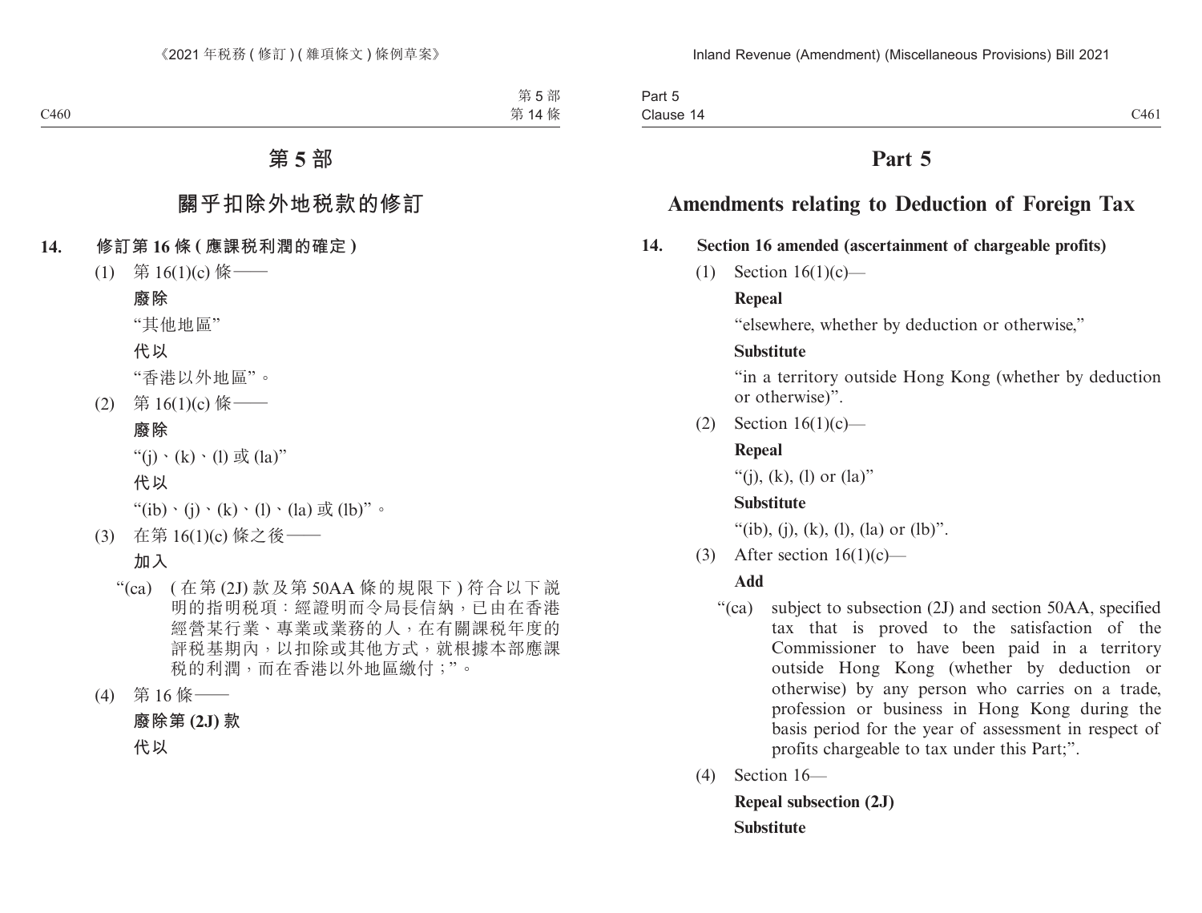# 第 5 部

## 關乎扣除外地稅款的修訂

**14. 修訂第 16 條 (應課稅利潤的確定)**

(1) 第 16(1)(c) 條——

**廢除**

“其他地區”

**代以**

“香港以外地區”。

(2) 第 16(1)(c) 條——

**廢除**

“(j)、(k)、(l) 或 (la)”

**代以**

“(ib)、(j)、(k)、(l)、(la) 或 (lb)”。

(3) 在第 16(1)(c) 條之後——

**加入**

“(ca) (在第 (2J) 款及第 50AA 條的規限下) 符合以下說明的指明稅項：經證明而令局長信納，已由在香港經營某行業、專業或業務的人，在有關課稅年度的評稅基期內，以扣除或其他方式，就根據本部應課稅的利潤，而在香港以外地區繳付；”。

(4) 第 16 條——

**廢除第 (2J) 款**

**代以**

# Part 5

## Amendments relating to Deduction of Foreign Tax

**14. Section 16 amended (ascertainment of chargeable profits)**

(1) Section 16(1)(c)—

**Repeal**

“elsewhere, whether by deduction or otherwise,”

**Substitute**

“in a territory outside Hong Kong (whether by deduction or otherwise)”.

(2) Section 16(1)(c)—

**Repeal**

“(j), (k), (l) or (la)”

**Substitute**

“(ib), (j), (k), (l), (la) or (lb)”.

(3) After section 16(1)(c)—

**Add**

“(ca) subject to subsection (2J) and section 50AA, specified tax that is proved to the satisfaction of the Commissioner to have been paid in a territory outside Hong Kong (whether by deduction or otherwise) by any person who carries on a trade, profession or business in Hong Kong during the basis period for the year of assessment in respect of profits chargeable to tax under this Part;”.

(4) Section 16—

**Repeal subsection (2J)**

**Substitute**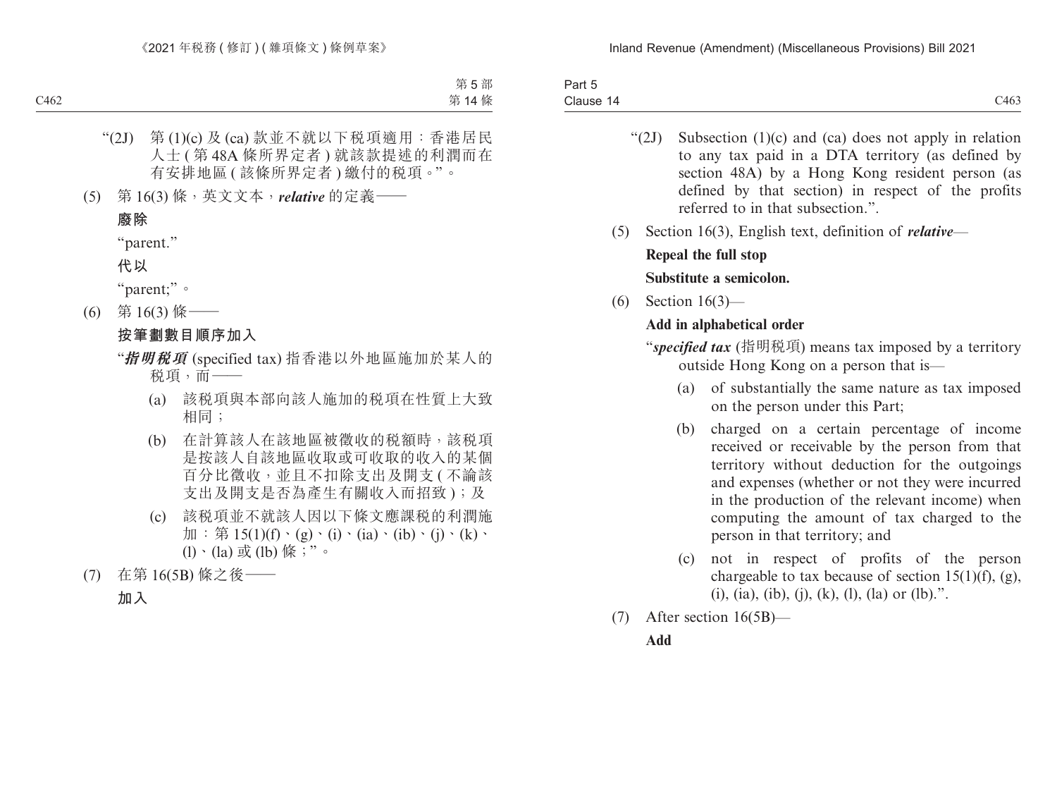“(2J) 第 (1)(c) 及 (ca) 款並不就以下稅項適用：香港居民人士 (第 48A 條所界定者) 就該款提述的利潤而在有安排地區 (該條所界定者) 繳付的稅項。”。

(5) 第 16(3) 條，英文文本，*relative* 的定義——

**廢除**

“parent.”

**代以**

“parent;”。

(6) 第 16(3) 條——

**按筆劃數目順序加入**

“***指明稅項*** (specified tax) 指香港以外地區施加於某人的稅項，而——

(a) 該稅項與本部向該人施加的稅項在性質上大致相同；

(b) 在計算該人在該地區被徵收的稅額時，該稅項是按該人自該地區收取或可收取的收入的某個百分比徵收，並且不扣除支出及開支 (不論該支出及開支是否為產生有關收入而招致)；及

(c) 該稅項並不就該人因以下條文應課稅的利潤施加：第 15(1)(f)、(g)、(i)、(ia)、(ib)、(j)、(k)、(l)、(la) 或 (lb) 條；”。

(7) 在第 16(5B) 條之後——

**加入**

“(2J) Subsection (1)(c) and (ca) does not apply in relation to any tax paid in a DTA territory (as defined by section 48A) by a Hong Kong resident person (as defined by that section) in respect of the profits referred to in that subsection.”.

(5) Section 16(3), English text, definition of ***relative***—

**Repeal the full stop**

**Substitute a semicolon.**

(6) Section 16(3)—

**Add in alphabetical order**

“***specified tax*** (指明稅項) means tax imposed by a territory outside Hong Kong on a person that is—

(a) of substantially the same nature as tax imposed on the person under this Part;

(b) charged on a certain percentage of income received or receivable by the person from that territory without deduction for the outgoings and expenses (whether or not they were incurred in the production of the relevant income) when computing the amount of tax charged to the person in that territory; and

(c) not in respect of profits of the person chargeable to tax because of section 15(1)(f), (g), (i), (ia), (ib), (j), (k), (l), (la) or (lb).”.

(7) After section 16(5B)—

**Add**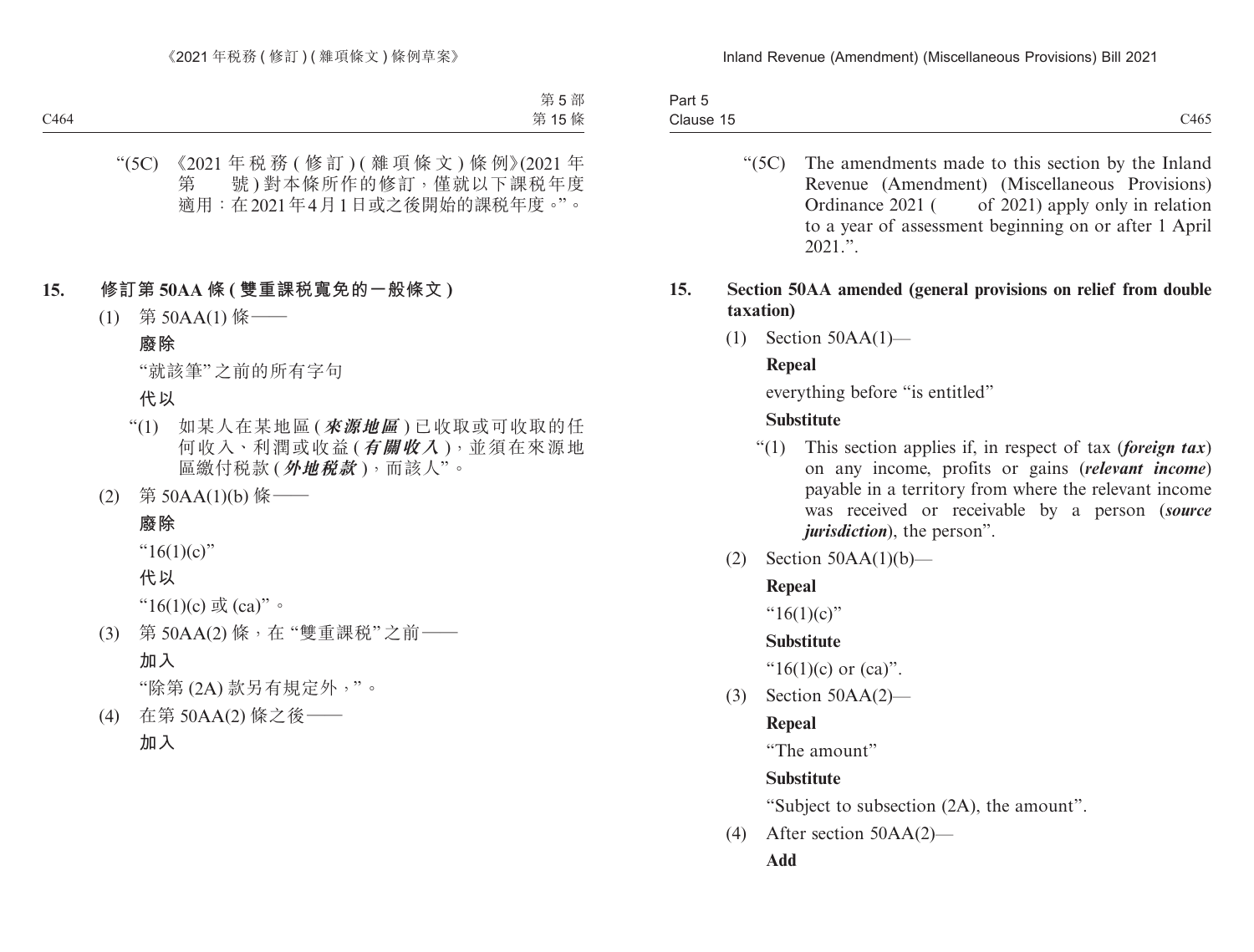“(5C) 《2021 年稅務 ( 修訂 ) ( 雜項條文 ) 條例》(2021 年第　　號 ) 對本條所作的修訂，僅就以下課稅年度適用：在 2021 年 4 月 1 日或之後開始的課稅年度。”。

**15. 修訂第 50AA 條 ( 雙重課稅寬免的一般條文 )**

(1) 第 50AA(1) 條——

**廢除**

“就該筆”之前的所有字句

**代以**

“(1) 如某人在某地區 (***來源地區***) 已收取或可收取的任何收入、利潤或收益 (***有關收入***)，並須在來源地區繳付稅款 (***外地稅款***)，而該人”。

(2) 第 50AA(1)(b) 條——

**廢除**

“16(1)(c)”

**代以**

“16(1)(c) 或 (ca)”。

(3) 第 50AA(2) 條，在“雙重課稅”之前——

**加入**

“除第 (2A) 款另有規定外，”。

(4) 在第 50AA(2) 條之後——

**加入**

---

“(5C) The amendments made to this section by the Inland Revenue (Amendment) (Miscellaneous Provisions) Ordinance 2021 (　　of 2021) apply only in relation to a year of assessment beginning on or after 1 April 2021.”.

**15. Section 50AA amended (general provisions on relief from double taxation)**

(1) Section 50AA(1)—

**Repeal**

everything before “is entitled”

**Substitute**

“(1) This section applies if, in respect of tax (***foreign tax***) on any income, profits or gains (***relevant income***) payable in a territory from where the relevant income was received or receivable by a person (***source jurisdiction***), the person”.

(2) Section 50AA(1)(b)—

**Repeal**

“16(1)(c)”

**Substitute**

“16(1)(c) or (ca)”.

(3) Section 50AA(2)—

**Repeal**

“The amount”

**Substitute**

“Subject to subsection (2A), the amount”.

(4) After section 50AA(2)—

**Add**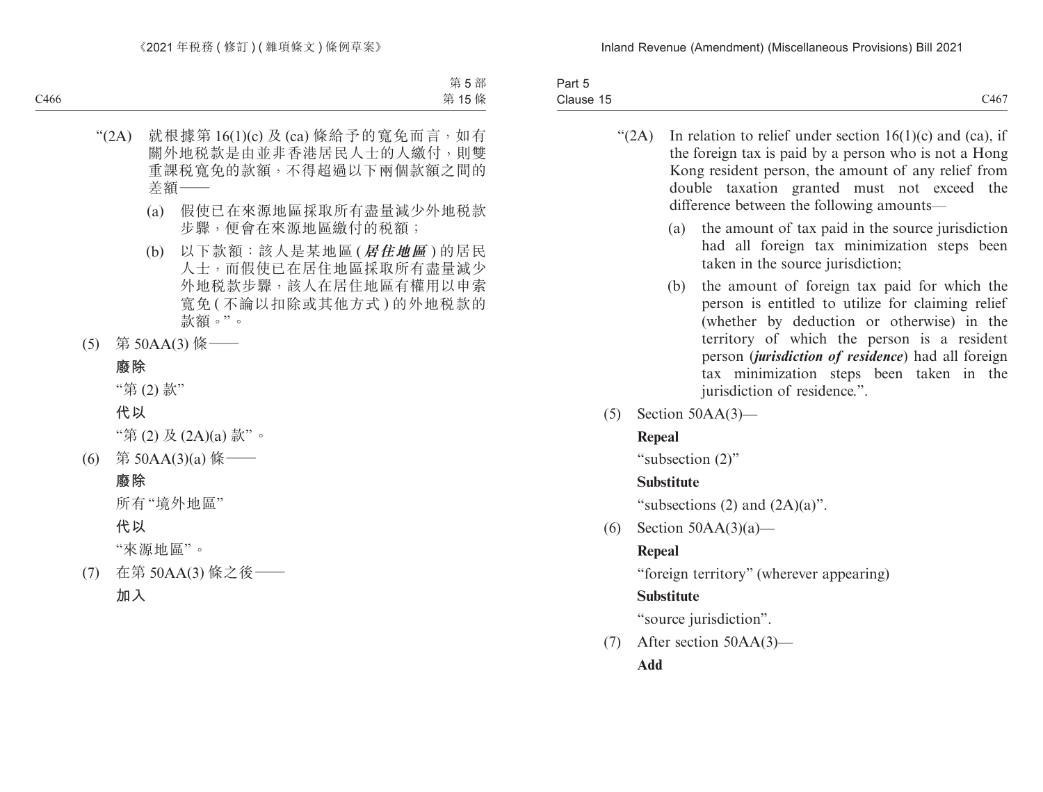“(2A) 就根據第 16(1)(c) 及 (ca) 條給予的寬免而言，如有關外地稅款是由並非香港居民人士的人繳付，則雙重課稅寬免的款額，不得超過以下兩個款額之間的差額——

(a) 假使已在來源地區採取所有盡量減少外地稅款步驟，便會在來源地區繳付的稅額；

(b) 以下款額：該人是某地區 (***居住地區***) 的居民人士，而假使已在居住地區採取所有盡量減少外地稅款步驟，該人在居住地區有權用以申索寬免 (不論以扣除或其他方式) 的外地稅款的款額。”。

(5) 第 50AA(3) 條——

**廢除**

“第 (2) 款”

**代以**

“第 (2) 及 (2A)(a) 款”。

(6) 第 50AA(3)(a) 條——

**廢除**

所有“境外地區”

**代以**

“來源地區”。

(7) 在第 50AA(3) 條之後——

**加入**

“(2A) In relation to relief under section 16(1)(c) and (ca), if the foreign tax is paid by a person who is not a Hong Kong resident person, the amount of any relief from double taxation granted must not exceed the difference between the following amounts—

(a) the amount of tax paid in the source jurisdiction had all foreign tax minimization steps been taken in the source jurisdiction;

(b) the amount of foreign tax paid for which the person is entitled to utilize for claiming relief (whether by deduction or otherwise) in the territory of which the person is a resident person (***jurisdiction of residence***) had all foreign tax minimization steps been taken in the jurisdiction of residence.”.

(5) Section 50AA(3)—

**Repeal**

“subsection (2)”

**Substitute**

“subsections (2) and (2A)(a)”.

(6) Section 50AA(3)(a)—

**Repeal**

“foreign territory” (wherever appearing)

**Substitute**

“source jurisdiction”.

(7) After section 50AA(3)—

**Add**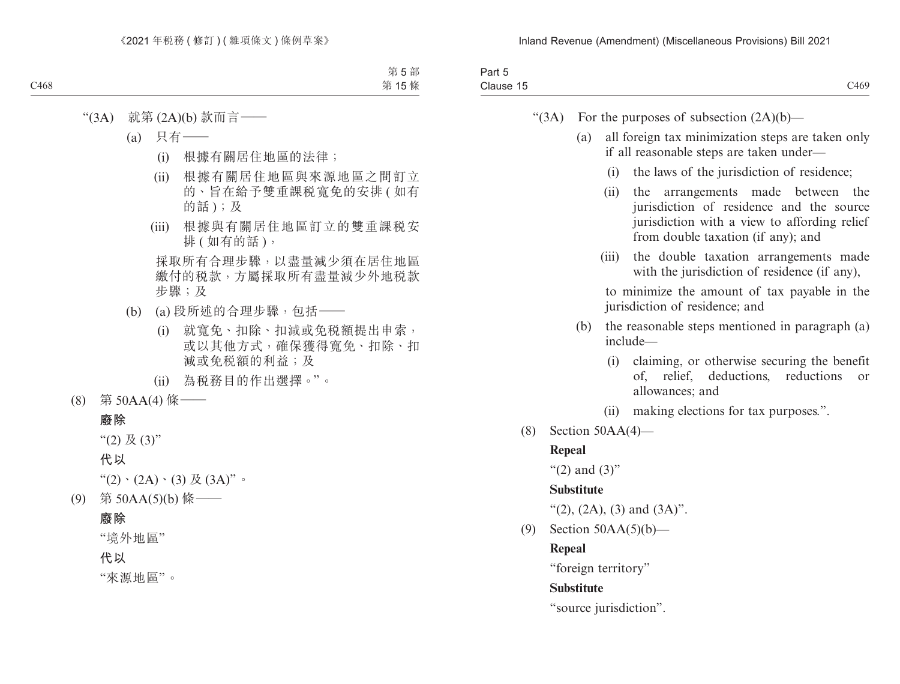"(3A) 就第 (2A)(b) 款而言——

(a) 只有——

(i) 根據有關居住地區的法律；

(ii) 根據有關居住地區與來源地區之間訂立的、旨在給予雙重課稅寬免的安排 (如有的話)；及

(iii) 根據與有關居住地區訂立的雙重課稅安排 (如有的話)，

採取所有合理步驟，以盡量減少須在居住地區繳付的稅款，方屬採取所有盡量減少外地稅款步驟；及

(b) (a) 段所述的合理步驟，包括——

(i) 就寬免、扣除、扣減或免稅額提出申索，或以其他方式，確保獲得寬免、扣除、扣減或免稅額的利益；及

(ii) 為稅務目的作出選擇。"。

(8) 第 50AA(4) 條——

**廢除**

"(2) 及 (3)"

**代以**

"(2)、(2A)、(3) 及 (3A)"。

(9) 第 50AA(5)(b) 條——

**廢除**

"境外地區"

**代以**

"來源地區"。

"(3A) For the purposes of subsection (2A)(b)—

(a) all foreign tax minimization steps are taken only if all reasonable steps are taken under—

(i) the laws of the jurisdiction of residence;

(ii) the arrangements made between the jurisdiction of residence and the source jurisdiction with a view to affording relief from double taxation (if any); and

(iii) the double taxation arrangements made with the jurisdiction of residence (if any),

to minimize the amount of tax payable in the jurisdiction of residence; and

(b) the reasonable steps mentioned in paragraph (a) include—

(i) claiming, or otherwise securing the benefit of, relief, deductions, reductions or allowances; and

(ii) making elections for tax purposes.".

(8) Section 50AA(4)—

**Repeal**

"(2) and (3)"

**Substitute**

"(2), (2A), (3) and (3A)".

(9) Section 50AA(5)(b)—

**Repeal**

"foreign territory"

**Substitute**

"source jurisdiction".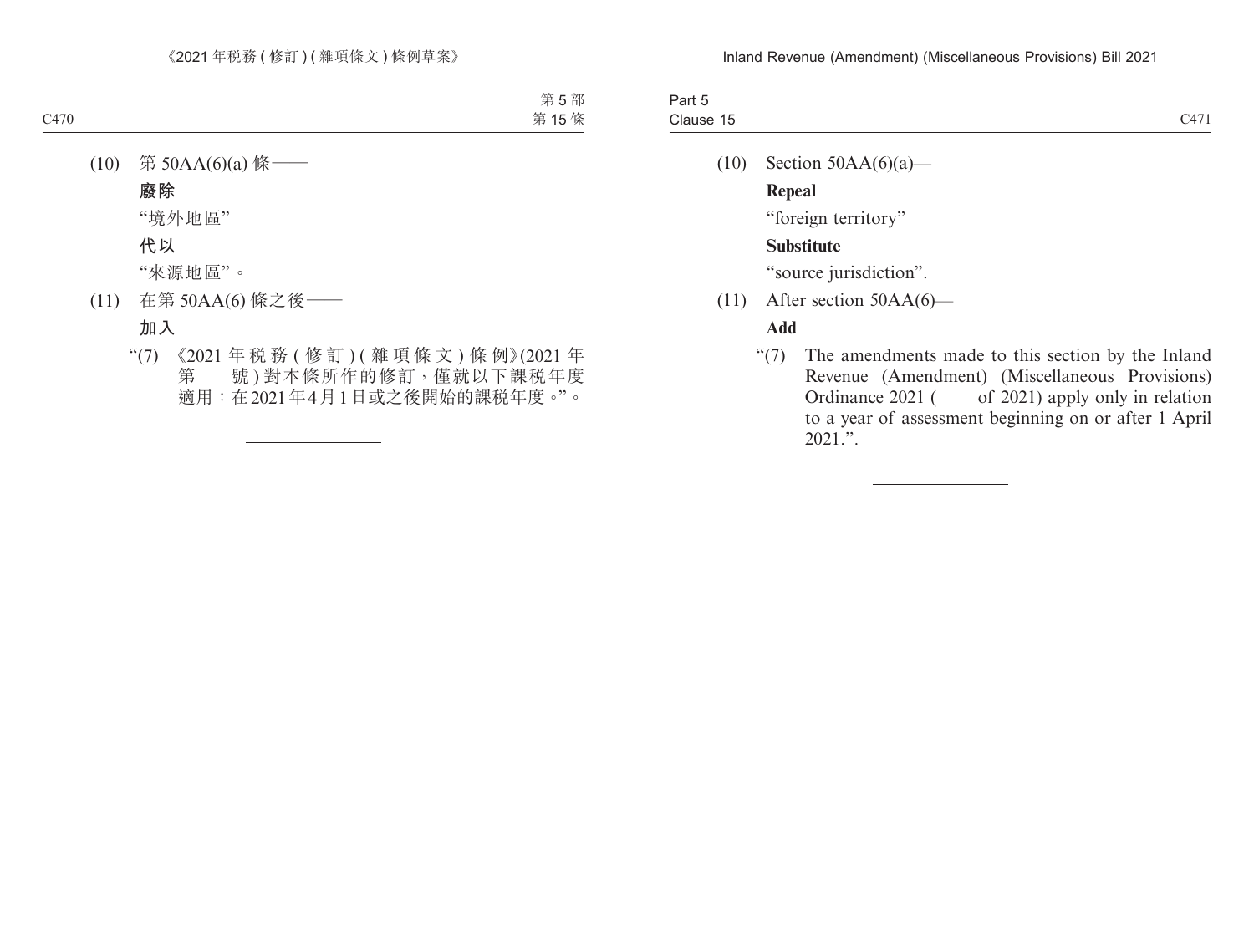(10) 第 50AA(6)(a) 條——

**廢除**

“境外地區”

**代以**

“來源地區”。

(11) 在第 50AA(6) 條之後——

**加入**

“(7) 《2021 年稅務 (修訂) (雜項條文) 條例》(2021 年第　　號) 對本條所作的修訂，僅就以下課稅年度適用：在 2021 年 4 月 1 日或之後開始的課稅年度。”。

---

(10) Section 50AA(6)(a)—

**Repeal**

“foreign territory”

**Substitute**

“source jurisdiction”.

(11) After section 50AA(6)—

**Add**

“(7) The amendments made to this section by the Inland Revenue (Amendment) (Miscellaneous Provisions) Ordinance 2021 (　　of 2021) apply only in relation to a year of assessment beginning on or after 1 April 2021.”.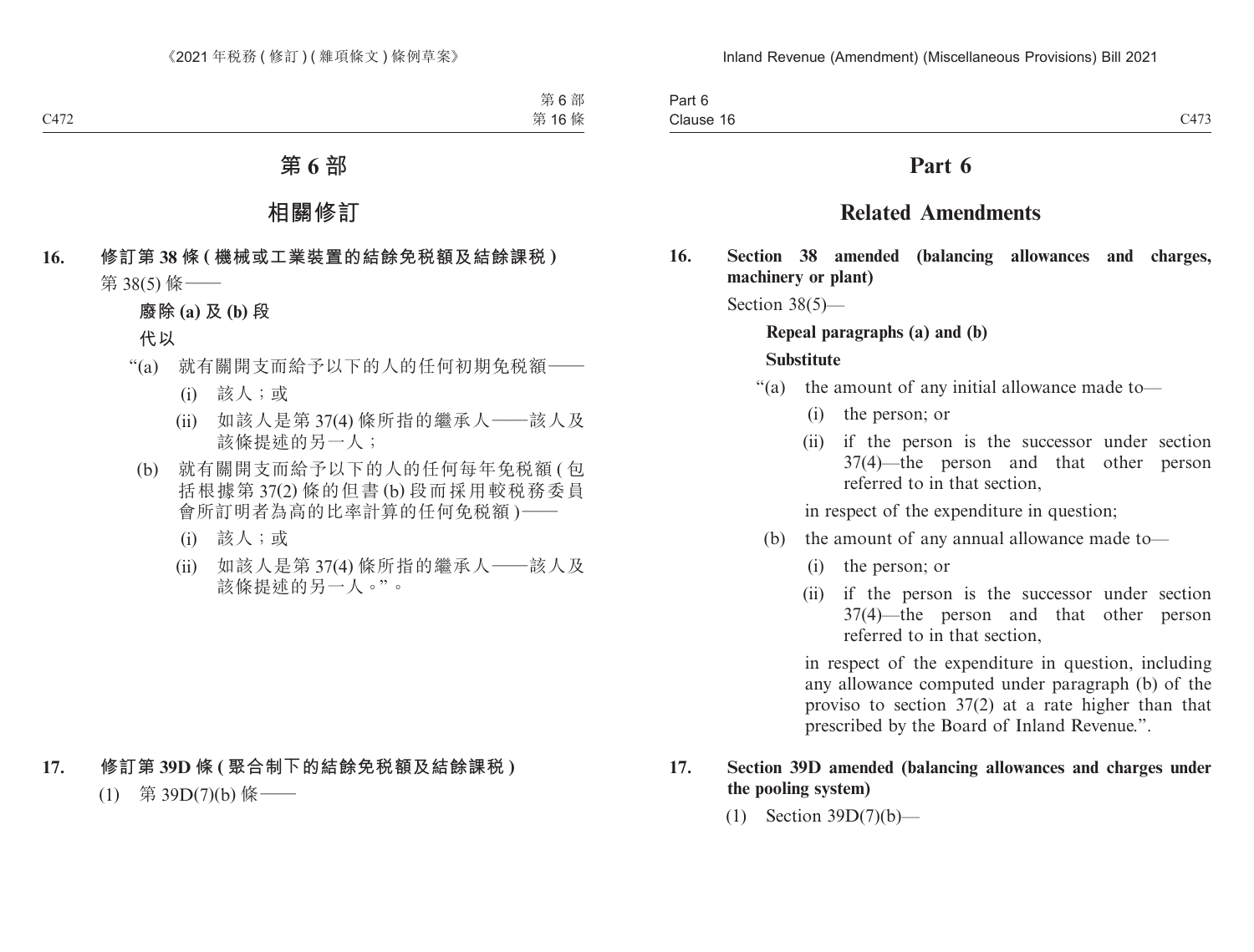# 第 6 部

## 相關修訂

**16. 修訂第 38 條 (機械或工業裝置的結餘免稅額及結餘課稅)**

第 38(5) 條——

**廢除 (a) 及 (b) 段**

**代以**

“(a) 就有關開支而給予以下的人的任何初期免稅額——

(i) 該人；或

(ii) 如該人是第 37(4) 條所指的繼承人——該人及該條提述的另一人；

(b) 就有關開支而給予以下的人的任何每年免稅額 (包括根據第 37(2) 條的但書 (b) 段而採用較稅務委員會所訂明者為高的比率計算的任何免稅額)——

(i) 該人；或

(ii) 如該人是第 37(4) 條所指的繼承人——該人及該條提述的另一人。”。

**17. 修訂第 39D 條 (聚合制下的結餘免稅額及結餘課稅)**

(1) 第 39D(7)(b) 條——

# Part 6

## Related Amendments

**16. Section 38 amended (balancing allowances and charges, machinery or plant)**

Section 38(5)—

**Repeal paragraphs (a) and (b)**

**Substitute**

“(a) the amount of any initial allowance made to—

(i) the person; or

(ii) if the person is the successor under section 37(4)—the person and that other person referred to in that section,

in respect of the expenditure in question;

(b) the amount of any annual allowance made to—

(i) the person; or

(ii) if the person is the successor under section 37(4)—the person and that other person referred to in that section,

in respect of the expenditure in question, including any allowance computed under paragraph (b) of the proviso to section 37(2) at a rate higher than that prescribed by the Board of Inland Revenue.”.

**17. Section 39D amended (balancing allowances and charges under the pooling system)**

(1) Section 39D(7)(b)—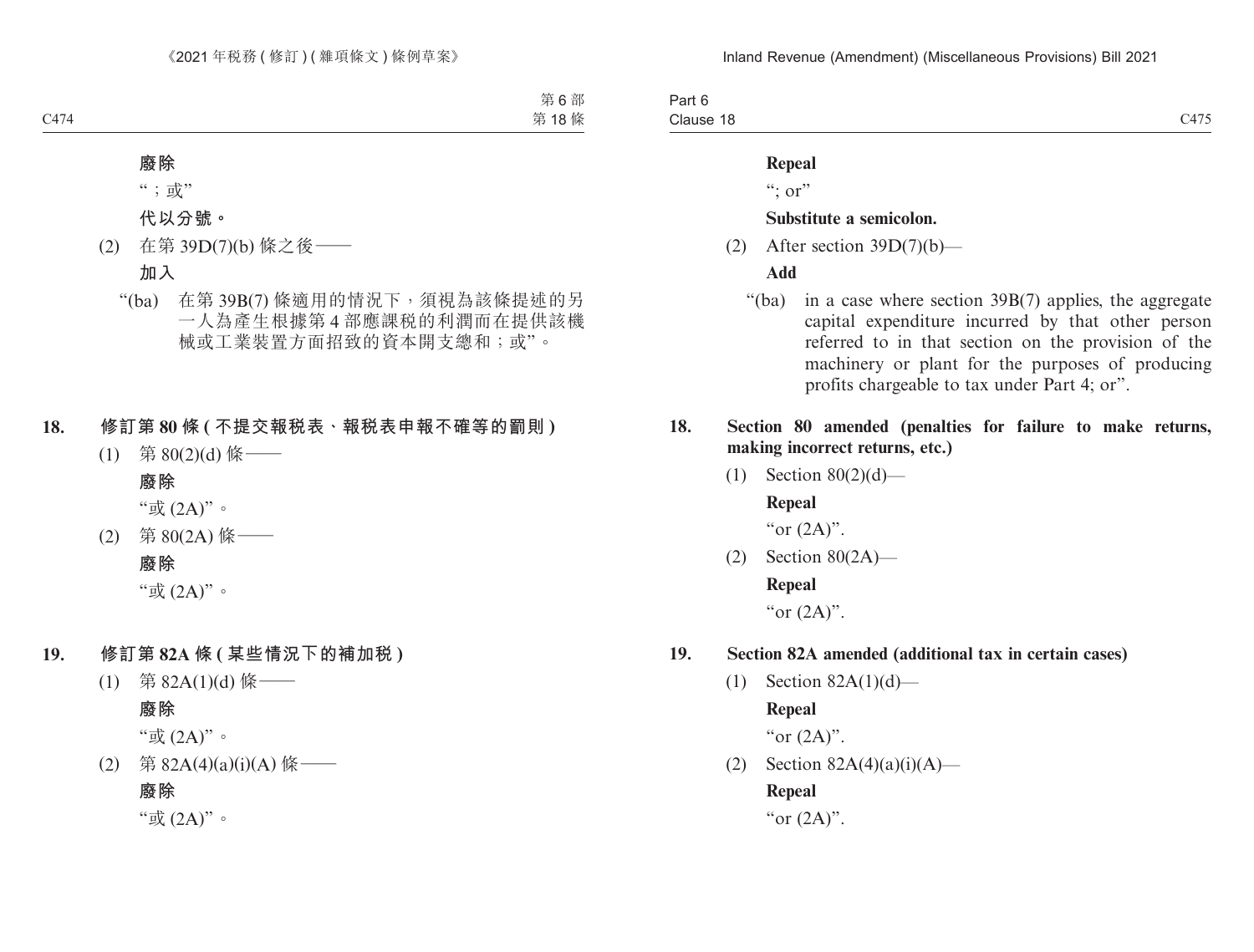**廢除**

"；或"

**代以分號。**

(2) 在第 39D(7)(b) 條之後——

**加入**

"(ba) 在第 39B(7) 條適用的情況下，須視為該條提述的另一人為產生根據第 4 部應課稅的利潤而在提供該機械或工業裝置方面招致的資本開支總和；或"。

## 18. 修訂第 80 條 (不提交報稅表、報稅表申報不確等的罰則)

(1) 第 80(2)(d) 條——

**廢除**

"或 (2A)"。

(2) 第 80(2A) 條——

**廢除**

"或 (2A)"。

## 19. 修訂第 82A 條 (某些情況下的補加稅)

(1) 第 82A(1)(d) 條——

**廢除**

"或 (2A)"。

(2) 第 82A(4)(a)(i)(A) 條——

**廢除**

"或 (2A)"。

---

**Repeal**

"; or"

**Substitute a semicolon.**

(2) After section 39D(7)(b)—

**Add**

"(ba) in a case where section 39B(7) applies, the aggregate capital expenditure incurred by that other person referred to in that section on the provision of the machinery or plant for the purposes of producing profits chargeable to tax under Part 4; or".

## 18. Section 80 amended (penalties for failure to make returns, making incorrect returns, etc.)

(1) Section 80(2)(d)—

**Repeal**

"or (2A)".

(2) Section 80(2A)—

**Repeal**

"or (2A)".

## 19. Section 82A amended (additional tax in certain cases)

(1) Section 82A(1)(d)—

**Repeal**

"or (2A)".

(2) Section 82A(4)(a)(i)(A)—

**Repeal**

"or (2A)".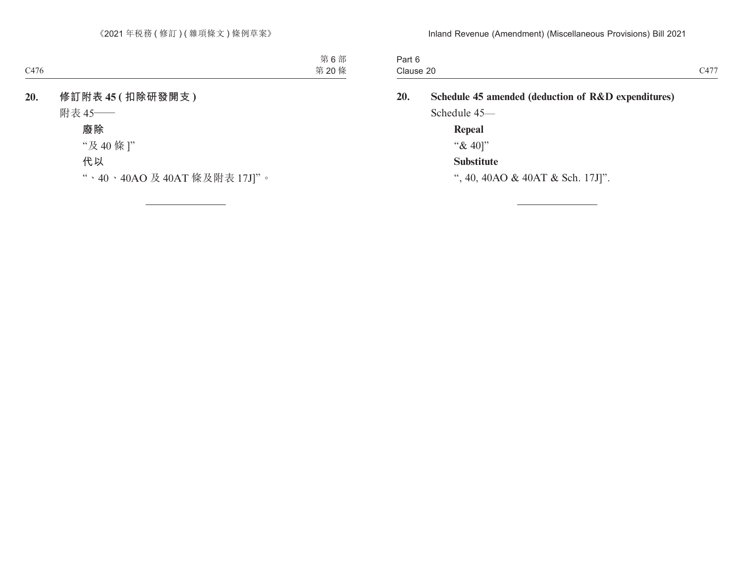**20. 修訂附表 45 ( 扣除研發開支 )**

附表 45——

**廢除**

"及 40 條 ]"

**代以**

"、40、40AO 及 40AT 條及附表 17J]"。

**20. Schedule 45 amended (deduction of R&D expenditures)**

Schedule 45—

**Repeal**

"& 40]"

**Substitute**

", 40, 40AO & 40AT & Sch. 17J]".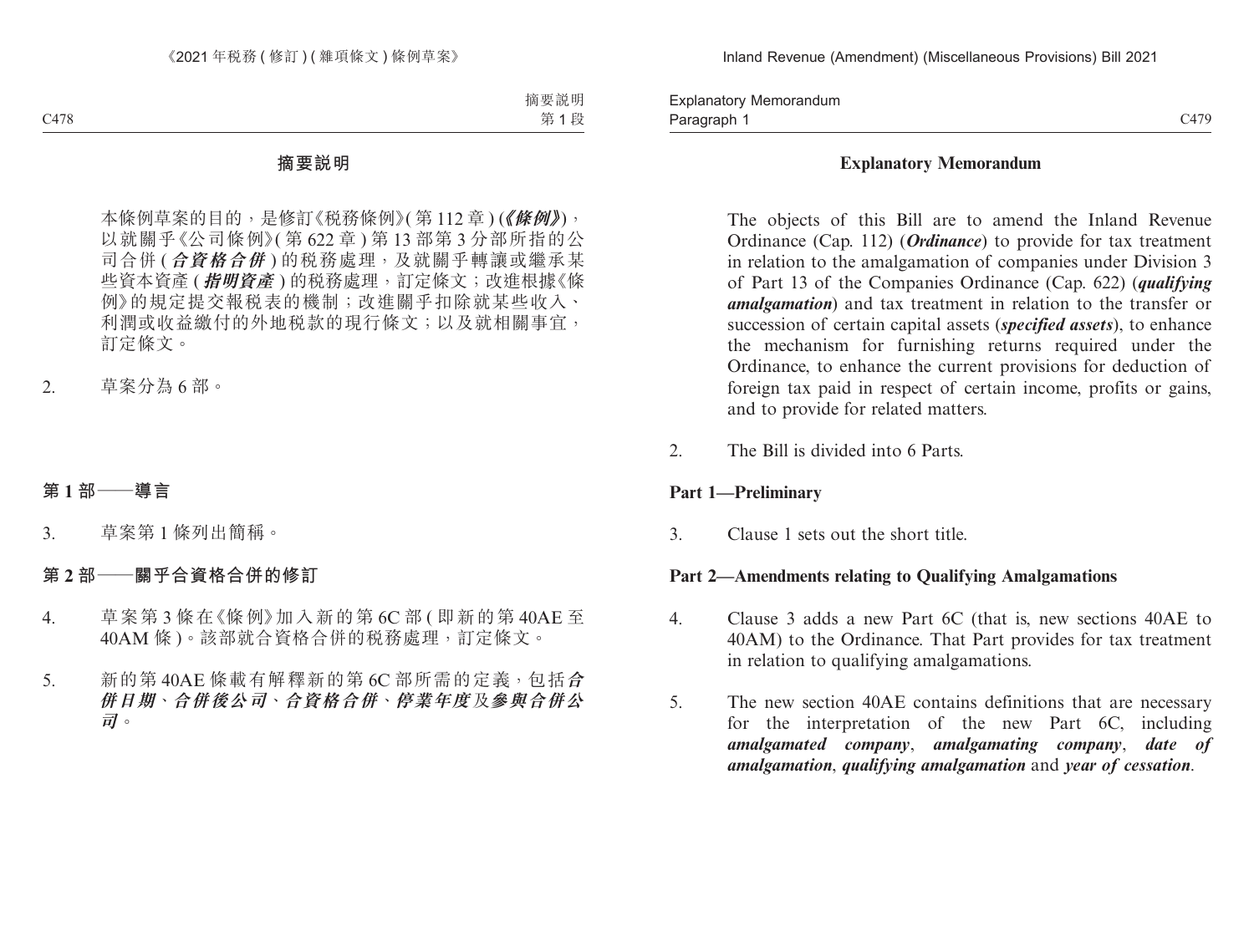# 摘要說明

本條例草案的目的，是修訂《稅務條例》(第 112 章) (***《條例》***)，以就關乎《公司條例》(第 622 章) 第 13 部第 3 分部所指的公司合併 (***合資格合併***) 的稅務處理，及就關乎轉讓或繼承某些資本資產 (***指明資產***) 的稅務處理，訂定條文；改進根據《條例》的規定提交報稅表的機制；改進關乎扣除就某些收入、利潤或收益繳付的外地稅款的現行條文；以及就相關事宜，訂定條文。

2. 草案分為 6 部。

## 第 1 部——導言

3. 草案第 1 條列出簡稱。

## 第 2 部——關乎合資格合併的修訂

4. 草案第 3 條在《條例》加入新的第 6C 部 (即新的第 40AE 至 40AM 條)。該部就合資格合併的稅務處理，訂定條文。

5. 新的第 40AE 條載有解釋新的第 6C 部所需的定義，包括***合併日期***、***合併後公司***、***合資格合併***、***停業年度***及***參與合併公司***。

# Explanatory Memorandum

The objects of this Bill are to amend the Inland Revenue Ordinance (Cap. 112) (***Ordinance***) to provide for tax treatment in relation to the amalgamation of companies under Division 3 of Part 13 of the Companies Ordinance (Cap. 622) (***qualifying amalgamation***) and tax treatment in relation to the transfer or succession of certain capital assets (***specified assets***), to enhance the mechanism for furnishing returns required under the Ordinance, to enhance the current provisions for deduction of foreign tax paid in respect of certain income, profits or gains, and to provide for related matters.

2. The Bill is divided into 6 Parts.

## Part 1—Preliminary

3. Clause 1 sets out the short title.

## Part 2—Amendments relating to Qualifying Amalgamations

4. Clause 3 adds a new Part 6C (that is, new sections 40AE to 40AM) to the Ordinance. That Part provides for tax treatment in relation to qualifying amalgamations.

5. The new section 40AE contains definitions that are necessary for the interpretation of the new Part 6C, including ***amalgamated company***, ***amalgamating company***, ***date of amalgamation***, ***qualifying amalgamation*** and ***year of cessation***.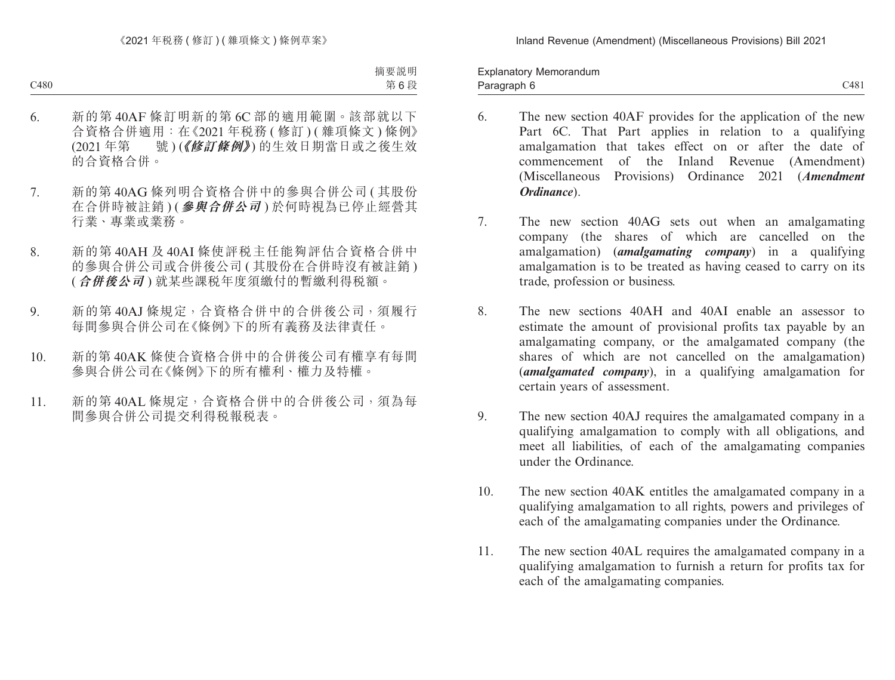6. 新的第 40AF 條訂明新的第 6C 部的適用範圍。該部就以下合資格合併適用：在《2021 年稅務 ( 修訂 ) ( 雜項條文 ) 條例》(2021 年第　　號 ) (***《修訂條例》***) 的生效日期當日或之後生效的合資格合併。

7. 新的第 40AG 條列明合資格合併中的參與合併公司 ( 其股份在合併時被註銷 ) (***參與合併公司***) 於何時視為已停止經營其行業、專業或業務。

8. 新的第 40AH 及 40AI 條使評稅主任能夠評估合資格合併中的參與合併公司或合併後公司 ( 其股份在合併時沒有被註銷 ) (***合併後公司***) 就某些課稅年度須繳付的暫繳利得稅額。

9. 新的第 40AJ 條規定，合資格合併中的合併後公司，須履行每間參與合併公司在《條例》下的所有義務及法律責任。

10. 新的第 40AK 條使合資格合併中的合併後公司有權享有每間參與合併公司在《條例》下的所有權利、權力及特權。

11. 新的第 40AL 條規定，合資格合併中的合併後公司，須為每間參與合併公司提交利得稅報稅表。

6. The new section 40AF provides for the application of the new Part 6C. That Part applies in relation to a qualifying amalgamation that takes effect on or after the date of commencement of the Inland Revenue (Amendment) (Miscellaneous Provisions) Ordinance 2021 (***Amendment Ordinance***).

7. The new section 40AG sets out when an amalgamating company (the shares of which are cancelled on the amalgamation) (***amalgamating company***) in a qualifying amalgamation is to be treated as having ceased to carry on its trade, profession or business.

8. The new sections 40AH and 40AI enable an assessor to estimate the amount of provisional profits tax payable by an amalgamating company, or the amalgamated company (the shares of which are not cancelled on the amalgamation) (***amalgamated company***), in a qualifying amalgamation for certain years of assessment.

9. The new section 40AJ requires the amalgamated company in a qualifying amalgamation to comply with all obligations, and meet all liabilities, of each of the amalgamating companies under the Ordinance.

10. The new section 40AK entitles the amalgamated company in a qualifying amalgamation to all rights, powers and privileges of each of the amalgamating companies under the Ordinance.

11. The new section 40AL requires the amalgamated company in a qualifying amalgamation to furnish a return for profits tax for each of the amalgamating companies.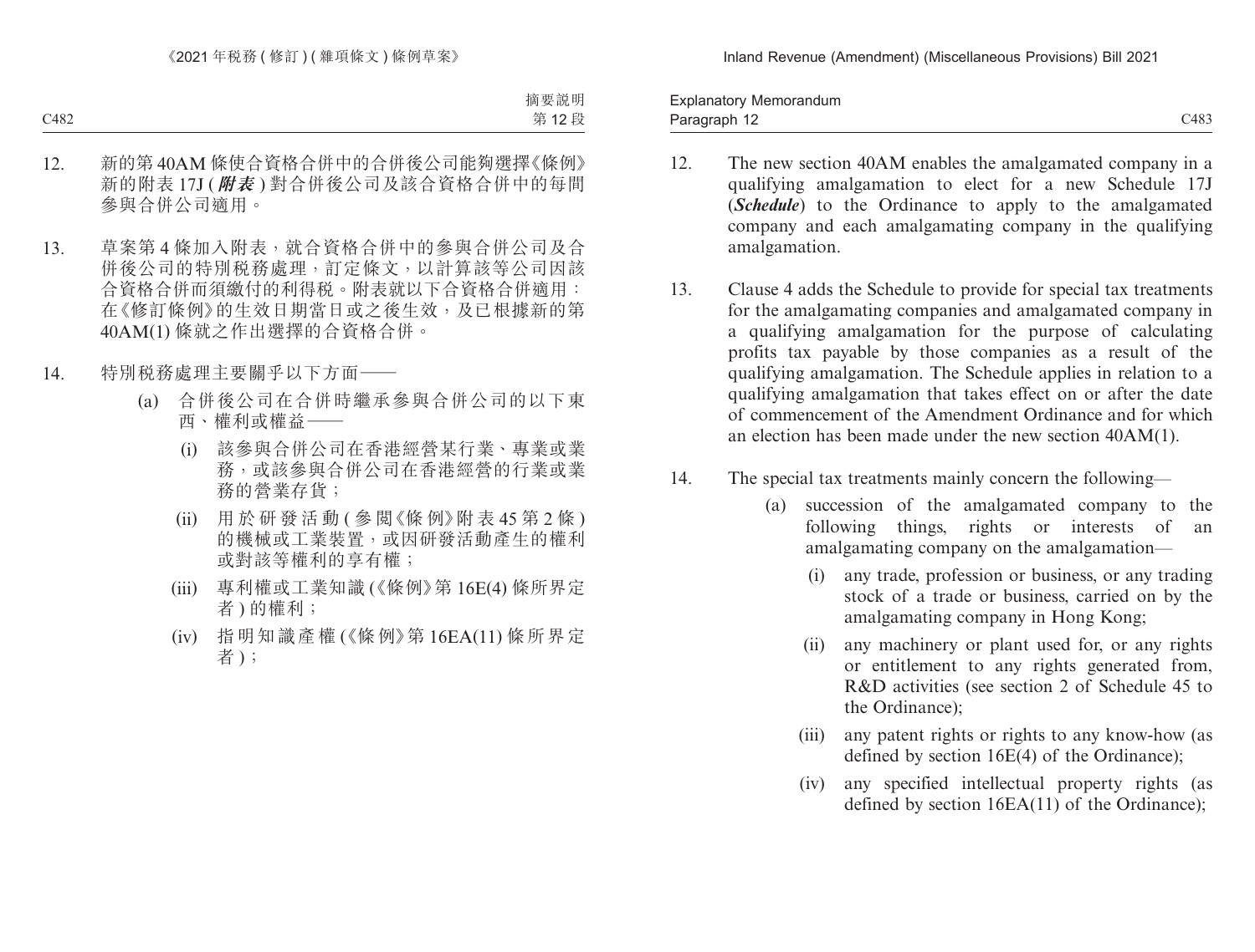12. 新的第 40AM 條使合資格合併中的合併後公司能夠選擇《條例》新的附表 17J (***附表***) 對合併後公司及該合資格合併中的每間參與合併公司適用。

13. 草案第 4 條加入附表，就合資格合併中的參與合併公司及合併後公司的特別稅務處理，訂定條文，以計算該等公司因該合資格合併而須繳付的利得稅。附表就以下合資格合併適用：在《修訂條例》的生效日期當日或之後生效，及已根據新的第 40AM(1) 條就之作出選擇的合資格合併。

14. 特別稅務處理主要關乎以下方面——

    (a) 合併後公司在合併時繼承參與合併公司的以下東西、權利或權益——

        (i) 該參與合併公司在香港經營某行業、專業或業務，或該參與合併公司在香港經營的行業或業務的營業存貨；

        (ii) 用於研發活動 (參閱《條例》附表 45 第 2 條) 的機械或工業裝置，或因研發活動產生的權利或對該等權利的享有權；

        (iii) 專利權或工業知識 (《條例》第 16E(4) 條所界定者) 的權利；

        (iv) 指明知識產權 (《條例》第 16EA(11) 條所界定者)；

12. The new section 40AM enables the amalgamated company in a qualifying amalgamation to elect for a new Schedule 17J (***Schedule***) to the Ordinance to apply to the amalgamated company and each amalgamating company in the qualifying amalgamation.

13. Clause 4 adds the Schedule to provide for special tax treatments for the amalgamating companies and amalgamated company in a qualifying amalgamation for the purpose of calculating profits tax payable by those companies as a result of the qualifying amalgamation. The Schedule applies in relation to a qualifying amalgamation that takes effect on or after the date of commencement of the Amendment Ordinance and for which an election has been made under the new section 40AM(1).

14. The special tax treatments mainly concern the following—

    (a) succession of the amalgamated company to the following things, rights or interests of an amalgamating company on the amalgamation—

        (i) any trade, profession or business, or any trading stock of a trade or business, carried on by the amalgamating company in Hong Kong;

        (ii) any machinery or plant used for, or any rights or entitlement to any rights generated from, R&D activities (see section 2 of Schedule 45 to the Ordinance);

        (iii) any patent rights or rights to any know-how (as defined by section 16E(4) of the Ordinance);

        (iv) any specified intellectual property rights (as defined by section 16EA(11) of the Ordinance);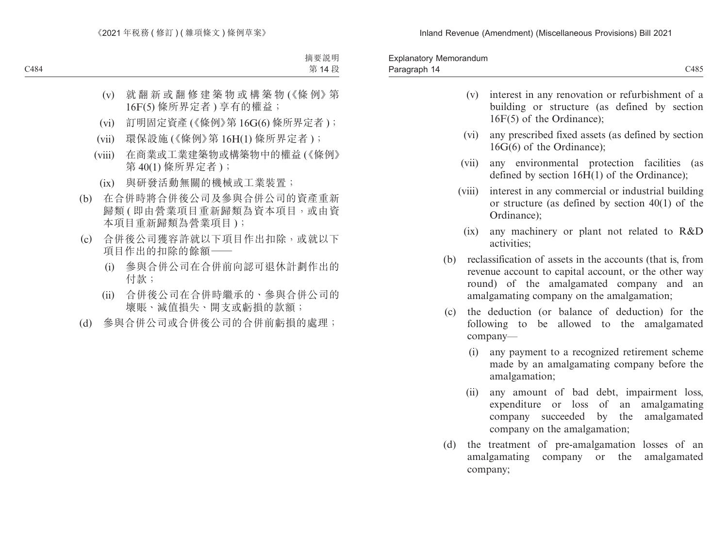(v) 就翻新或翻修建築物或構築物(《條例》第16F(5)條所界定者)享有的權益；

(vi) 訂明固定資產(《條例》第16G(6)條所界定者)；

(vii) 環保設施(《條例》第16H(1)條所界定者)；

(viii) 在商業或工業建築物或構築物中的權益(《條例》第40(1)條所界定者)；

(ix) 與研發活動無關的機械或工業裝置；

(b) 在合併時將合併後公司及參與合併公司的資產重新歸類(即由營業項目重新歸類為資本項目，或由資本項目重新歸類為營業項目)；

(c) 合併後公司獲容許就以下項目作出扣除，或就以下項目作出的扣除的餘額——

(i) 參與合併公司在合併前向認可退休計劃作出的付款；

(ii) 合併後公司在合併時繼承的、參與合併公司的壞賬、減值損失、開支或虧損的款額；

(d) 參與合併公司或合併後公司的合併前虧損的處理；

(v) interest in any renovation or refurbishment of a building or structure (as defined by section 16F(5) of the Ordinance);

(vi) any prescribed fixed assets (as defined by section 16G(6) of the Ordinance);

(vii) any environmental protection facilities (as defined by section 16H(1) of the Ordinance);

(viii) interest in any commercial or industrial building or structure (as defined by section 40(1) of the Ordinance);

(ix) any machinery or plant not related to R&D activities;

(b) reclassification of assets in the accounts (that is, from revenue account to capital account, or the other way round) of the amalgamated company and an amalgamating company on the amalgamation;

(c) the deduction (or balance of deduction) for the following to be allowed to the amalgamated company—

(i) any payment to a recognized retirement scheme made by an amalgamating company before the amalgamation;

(ii) any amount of bad debt, impairment loss, expenditure or loss of an amalgamating company succeeded by the amalgamated company on the amalgamation;

(d) the treatment of pre-amalgamation losses of an amalgamating company or the amalgamated company;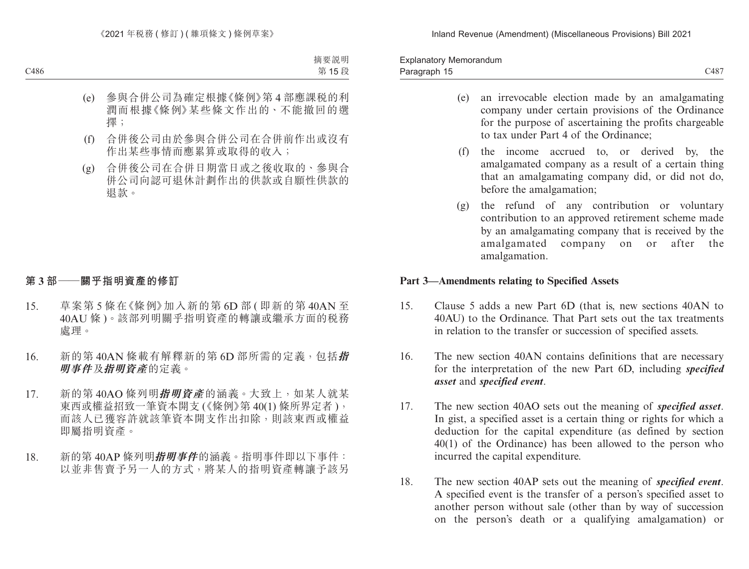(e) 參與合併公司為確定根據《條例》第 4 部應課税的利潤而根據《條例》某些條文作出的、不能撤回的選擇;

(f) 合併後公司由於參與合併公司在合併前作出或沒有作出某些事情而應累算或取得的收入;

(g) 合併後公司在合併日期當日或之後收取的、參與合併公司向認可退休計劃作出的供款或自願性供款的退款。

## 第 3 部——關乎指明資產的修訂

15. 草案第 5 條在《條例》加入新的第 6D 部 (即新的第 40AN 至 40AU 條)。該部列明關乎指明資產的轉讓或繼承方面的税務處理。

16. 新的第 40AN 條載有解釋新的第 6D 部所需的定義,包括***指明事件***及***指明資產***的定義。

17. 新的第 40AO 條列明***指明資產***的涵義。大致上,如某人就某東西或權益招致一筆資本開支 (《條例》第 40(1) 條所界定者),而該人已獲容許就該筆資本開支作出扣除,則該東西或權益即屬指明資產。

18. 新的第 40AP 條列明***指明事件***的涵義。指明事件即以下事件:以並非售賣予另一人的方式,將某人的指明資產轉讓予該另

(e) an irrevocable election made by an amalgamating company under certain provisions of the Ordinance for the purpose of ascertaining the profits chargeable to tax under Part 4 of the Ordinance;

(f) the income accrued to, or derived by, the amalgamated company as a result of a certain thing that an amalgamating company did, or did not do, before the amalgamation;

(g) the refund of any contribution or voluntary contribution to an approved retirement scheme made by an amalgamating company that is received by the amalgamated company on or after the amalgamation.

## Part 3—Amendments relating to Specified Assets

15. Clause 5 adds a new Part 6D (that is, new sections 40AN to 40AU) to the Ordinance. That Part sets out the tax treatments in relation to the transfer or succession of specified assets.

16. The new section 40AN contains definitions that are necessary for the interpretation of the new Part 6D, including ***specified asset*** and ***specified event***.

17. The new section 40AO sets out the meaning of ***specified asset***. In gist, a specified asset is a certain thing or rights for which a deduction for the capital expenditure (as defined by section 40(1) of the Ordinance) has been allowed to the person who incurred the capital expenditure.

18. The new section 40AP sets out the meaning of ***specified event***. A specified event is the transfer of a person's specified asset to another person without sale (other than by way of succession on the person's death or a qualifying amalgamation) or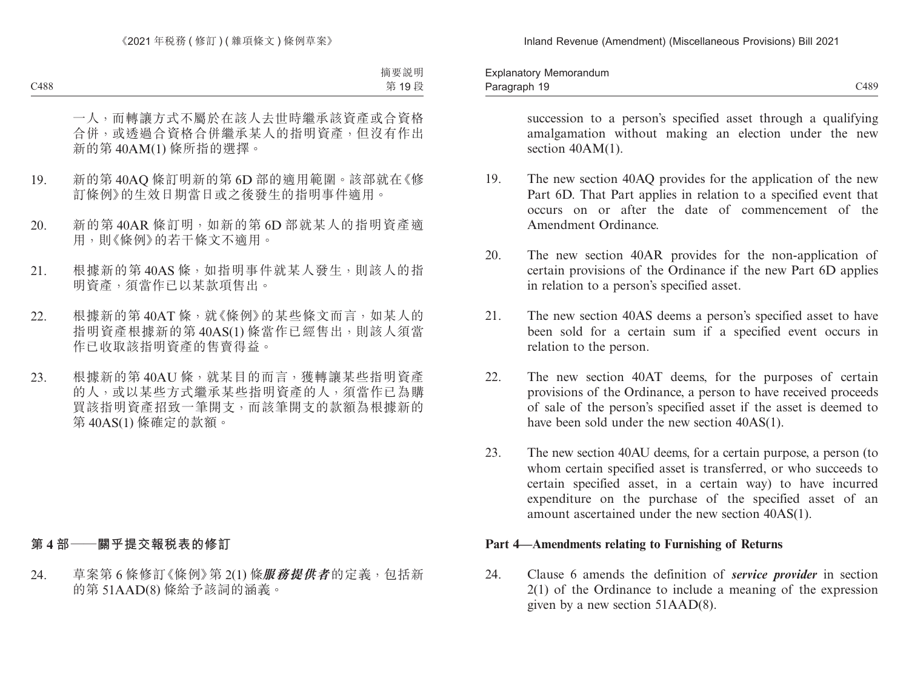一人，而轉讓方式不屬於在該人去世時繼承該資產或合資格合併，或透過合資格合併繼承某人的指明資產，但沒有作出新的第 40AM(1) 條所指的選擇。

19. 新的第 40AQ 條訂明新的第 6D 部的適用範圍。該部就在《修訂條例》的生效日期當日或之後發生的指明事件適用。

20. 新的第 40AR 條訂明，如新的第 6D 部就某人的指明資產適用，則《條例》的若干條文不適用。

21. 根據新的第 40AS 條，如指明事件就某人發生，則該人的指明資產，須當作已以某款項售出。

22. 根據新的第 40AT 條，就《條例》的某些條文而言，如某人的指明資產根據新的第 40AS(1) 條當作已經售出，則該人須當作已收取該指明資產的售賣得益。

23. 根據新的第 40AU 條，就某目的而言，獲轉讓某些指明資產的人，或以某些方式繼承某些指明資產的人，須當作已為購買該指明資產招致一筆開支，而該筆開支的款額為根據新的第 40AS(1) 條確定的款額。

## 第 4 部——關乎提交報稅表的修訂

24. 草案第 6 條修訂《條例》第 2(1) 條***服務提供者***的定義，包括新的第 51AAD(8) 條給予該詞的涵義。

succession to a person's specified asset through a qualifying amalgamation without making an election under the new section 40AM(1).

19. The new section 40AQ provides for the application of the new Part 6D. That Part applies in relation to a specified event that occurs on or after the date of commencement of the Amendment Ordinance.

20. The new section 40AR provides for the non-application of certain provisions of the Ordinance if the new Part 6D applies in relation to a person's specified asset.

21. The new section 40AS deems a person's specified asset to have been sold for a certain sum if a specified event occurs in relation to the person.

22. The new section 40AT deems, for the purposes of certain provisions of the Ordinance, a person to have received proceeds of sale of the person's specified asset if the asset is deemed to have been sold under the new section 40AS(1).

23. The new section 40AU deems, for a certain purpose, a person (to whom certain specified asset is transferred, or who succeeds to certain specified asset, in a certain way) to have incurred expenditure on the purchase of the specified asset of an amount ascertained under the new section 40AS(1).

## Part 4—Amendments relating to Furnishing of Returns

24. Clause 6 amends the definition of ***service provider*** in section 2(1) of the Ordinance to include a meaning of the expression given by a new section 51AAD(8).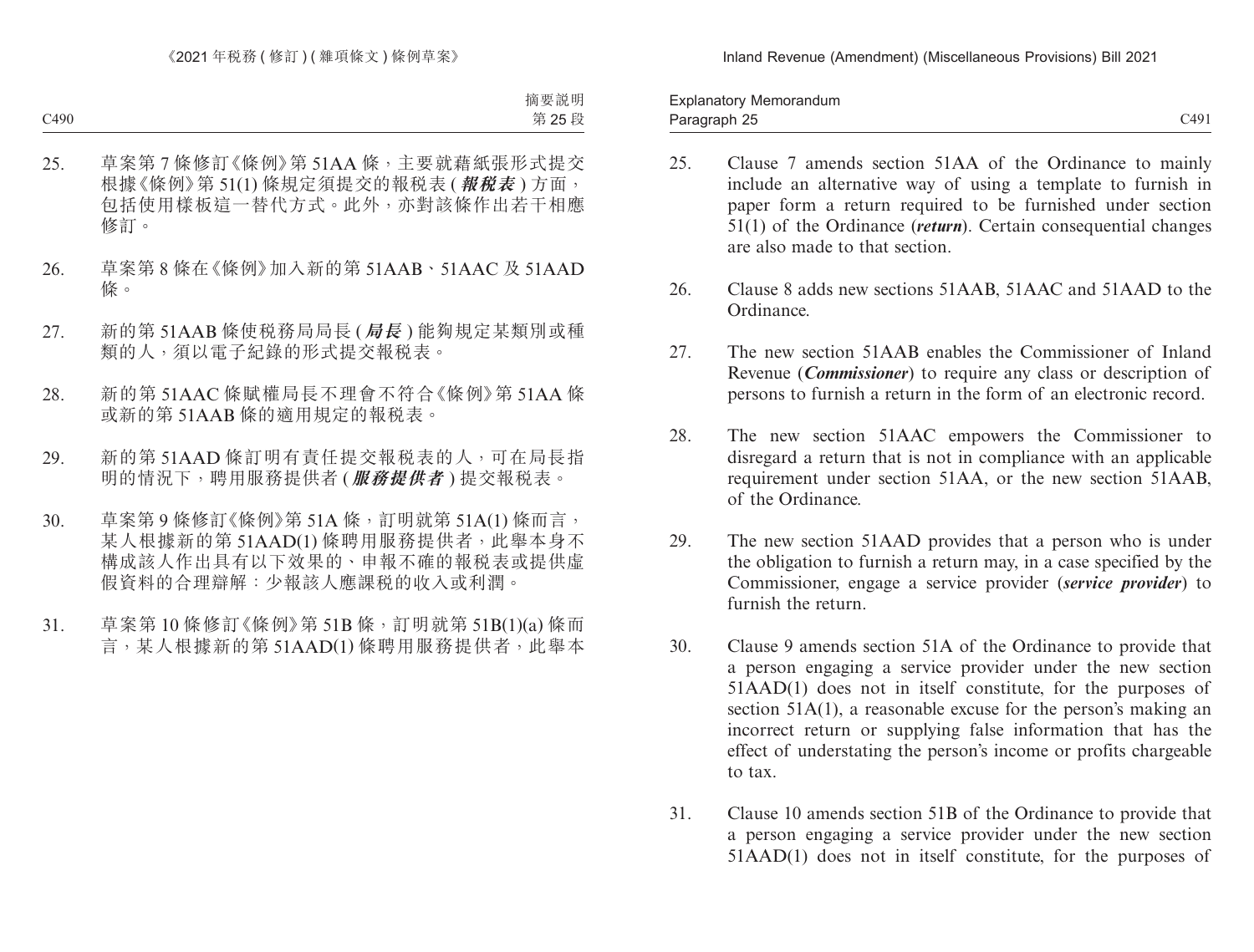摘要說明
第 25 段

25. 草案第 7 條修訂《條例》第 51AA 條，主要就藉紙張形式提交根據《條例》第 51(1) 條規定須提交的報稅表 (***報稅表***) 方面，包括使用樣板這一替代方式。此外，亦對該條作出若干相應修訂。

26. 草案第 8 條在《條例》加入新的第 51AAB、51AAC 及 51AAD 條。

27. 新的第 51AAB 條使稅務局局長 (***局長***) 能夠規定某類別或種類的人，須以電子紀錄的形式提交報稅表。

28. 新的第 51AAC 條賦權局長不理會不符合《條例》第 51AA 條或新的第 51AAB 條的適用規定的報稅表。

29. 新的第 51AAD 條訂明有責任提交報稅表的人，可在局長指明的情況下，聘用服務提供者 (***服務提供者***) 提交報稅表。

30. 草案第 9 條修訂《條例》第 51A 條，訂明就第 51A(1) 條而言，某人根據新的第 51AAD(1) 條聘用服務提供者，此舉本身不構成該人作出具有以下效果的、申報不確的報稅表或提供虛假資料的合理辯解：少報該人應課稅的收入或利潤。

31. 草案第 10 條修訂《條例》第 51B 條，訂明就第 51B(1)(a) 條而言，某人根據新的第 51AAD(1) 條聘用服務提供者，此舉本

Explanatory Memorandum
Paragraph 25

25. Clause 7 amends section 51AA of the Ordinance to mainly include an alternative way of using a template to furnish in paper form a return required to be furnished under section 51(1) of the Ordinance (***return***). Certain consequential changes are also made to that section.

26. Clause 8 adds new sections 51AAB, 51AAC and 51AAD to the Ordinance.

27. The new section 51AAB enables the Commissioner of Inland Revenue (***Commissioner***) to require any class or description of persons to furnish a return in the form of an electronic record.

28. The new section 51AAC empowers the Commissioner to disregard a return that is not in compliance with an applicable requirement under section 51AA, or the new section 51AAB, of the Ordinance.

29. The new section 51AAD provides that a person who is under the obligation to furnish a return may, in a case specified by the Commissioner, engage a service provider (***service provider***) to furnish the return.

30. Clause 9 amends section 51A of the Ordinance to provide that a person engaging a service provider under the new section 51AAD(1) does not in itself constitute, for the purposes of section 51A(1), a reasonable excuse for the person's making an incorrect return or supplying false information that has the effect of understating the person's income or profits chargeable to tax.

31. Clause 10 amends section 51B of the Ordinance to provide that a person engaging a service provider under the new section 51AAD(1) does not in itself constitute, for the purposes of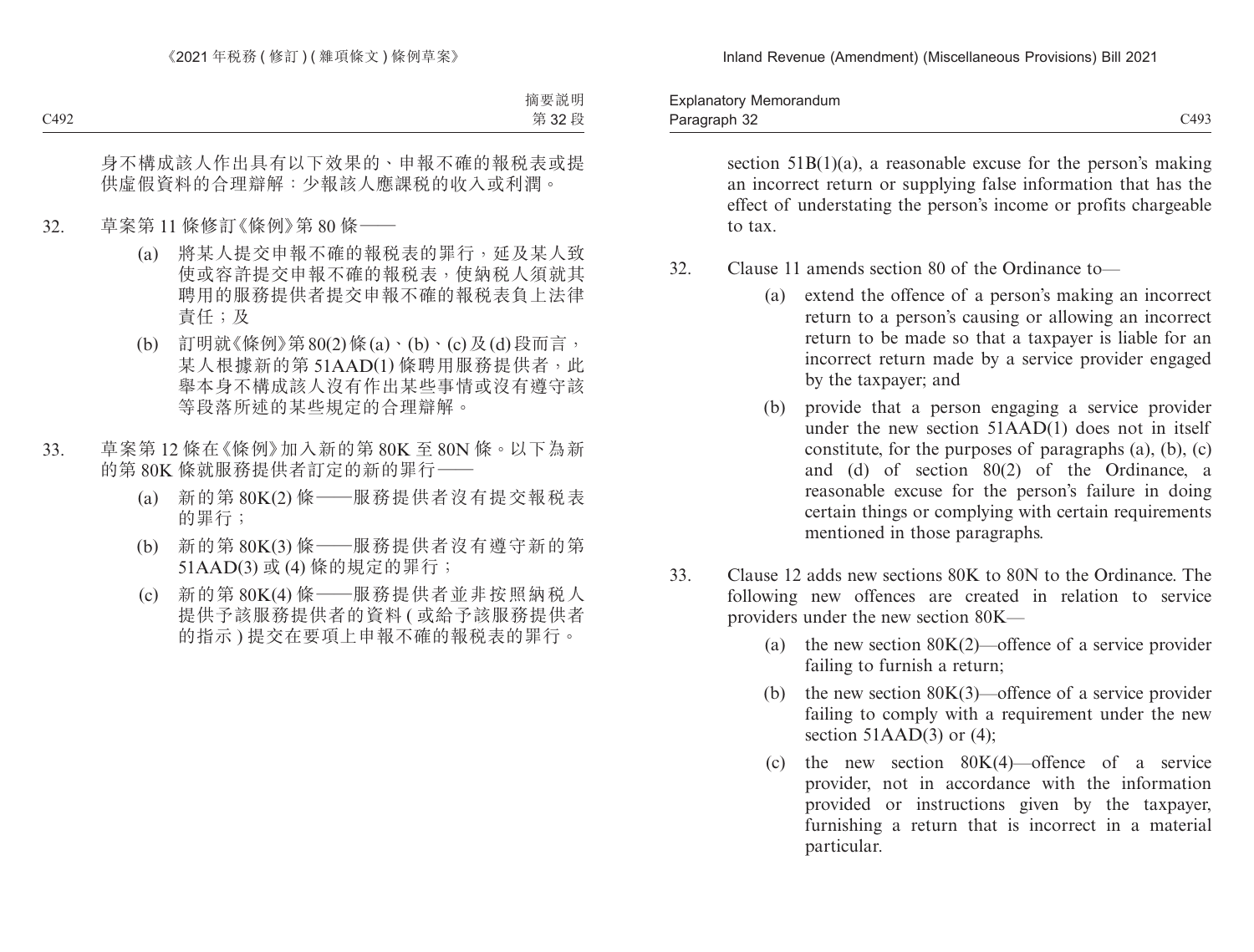身不構成該人作出具有以下效果的、申報不確的報稅表或提供虛假資料的合理辯解：少報該人應課税的收入或利潤。

32. 草案第 11 條修訂《條例》第 80 條——

(a) 將某人提交申報不確的報稅表的罪行，延及某人致使或容許提交申報不確的報稅表，使納稅人須就其聘用的服務提供者提交申報不確的報稅表負上法律責任；及

(b) 訂明就《條例》第 80(2) 條 (a)、(b)、(c) 及 (d) 段而言，某人根據新的第 51AAD(1) 條聘用服務提供者，此舉本身不構成該人沒有作出某些事情或沒有遵守該等段落所述的某些規定的合理辯解。

33. 草案第 12 條在《條例》加入新的第 80K 至 80N 條。以下為新的第 80K 條就服務提供者訂定的新的罪行——

(a) 新的第 80K(2) 條——服務提供者沒有提交報稅表的罪行；

(b) 新的第 80K(3) 條——服務提供者沒有遵守新的第 51AAD(3) 或 (4) 條的規定的罪行；

(c) 新的第 80K(4) 條——服務提供者並非按照納稅人提供予該服務提供者的資料 (或給予該服務提供者的指示) 提交在要項上申報不確的報稅表的罪行。

section 51B(1)(a), a reasonable excuse for the person's making an incorrect return or supplying false information that has the effect of understating the person's income or profits chargeable to tax.

32. Clause 11 amends section 80 of the Ordinance to—

(a) extend the offence of a person's making an incorrect return to a person's causing or allowing an incorrect return to be made so that a taxpayer is liable for an incorrect return made by a service provider engaged by the taxpayer; and

(b) provide that a person engaging a service provider under the new section 51AAD(1) does not in itself constitute, for the purposes of paragraphs (a), (b), (c) and (d) of section 80(2) of the Ordinance, a reasonable excuse for the person's failure in doing certain things or complying with certain requirements mentioned in those paragraphs.

33. Clause 12 adds new sections 80K to 80N to the Ordinance. The following new offences are created in relation to service providers under the new section 80K—

(a) the new section 80K(2)—offence of a service provider failing to furnish a return;

(b) the new section 80K(3)—offence of a service provider failing to comply with a requirement under the new section 51AAD(3) or (4);

(c) the new section 80K(4)—offence of a service provider, not in accordance with the information provided or instructions given by the taxpayer, furnishing a return that is incorrect in a material particular.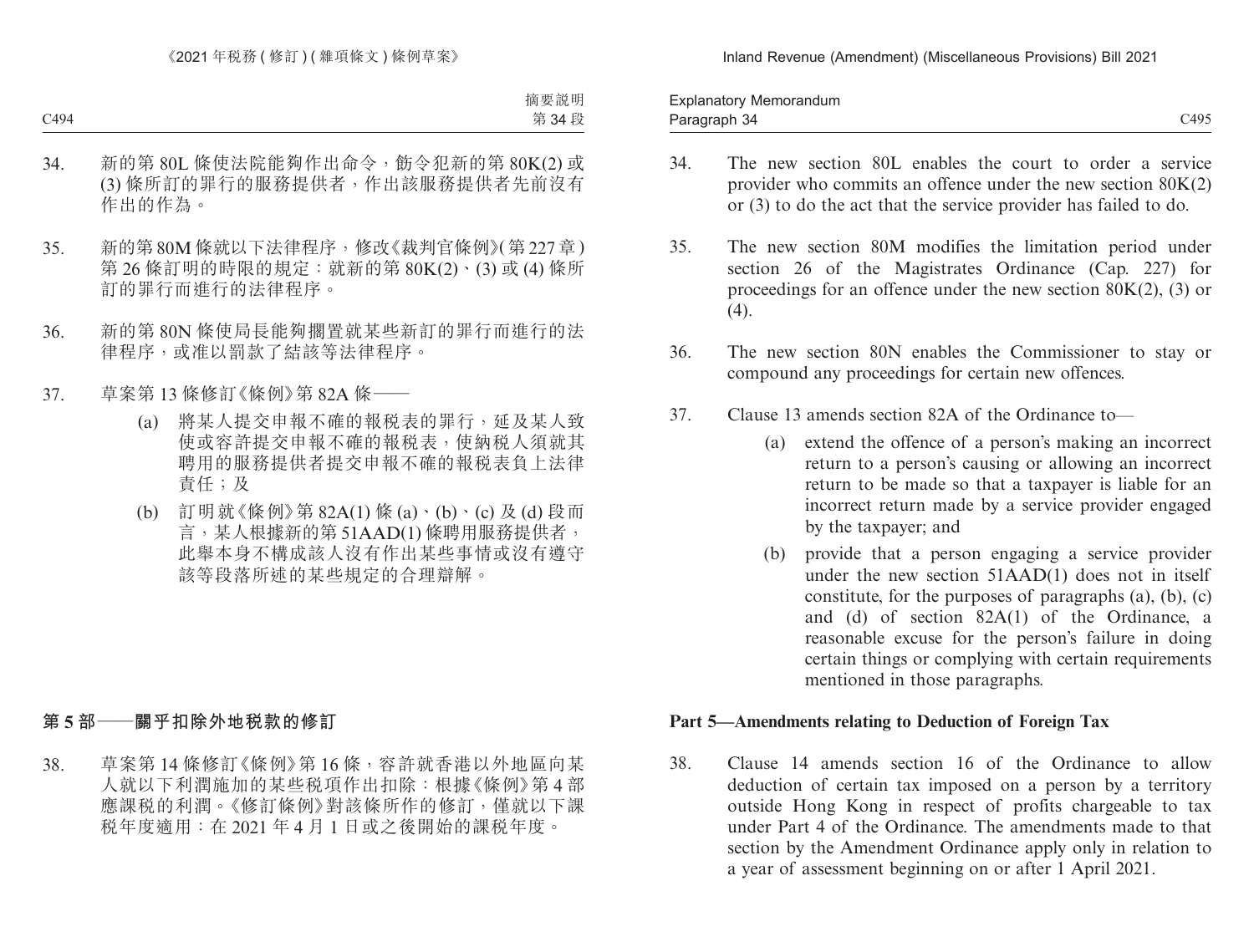34. 新的第 80L 條使法院能夠作出命令，飭令犯新的第 80K(2) 或 (3) 條所訂的罪行的服務提供者，作出該服務提供者先前沒有作出的作為。

35. 新的第 80M 條就以下法律程序，修改《裁判官條例》(第 227 章) 第 26 條訂明的時限的規定：就新的第 80K(2)、(3) 或 (4) 條所訂的罪行而進行的法律程序。

36. 新的第 80N 條使局長能夠擱置就某些新訂的罪行而進行的法律程序，或准以罰款了結該等法律程序。

37. 草案第 13 條修訂《條例》第 82A 條——

    (a) 將某人提交申報不確的報稅表的罪行，延及某人致使或容許提交申報不確的報稅表，使納稅人須就其聘用的服務提供者提交申報不確的報稅表負上法律責任；及

    (b) 訂明就《條例》第 82A(1) 條 (a)、(b)、(c) 及 (d) 段而言，某人根據新的第 51AAD(1) 條聘用服務提供者，此舉本身不構成該人沒有作出某些事情或沒有遵守該等段落所述的某些規定的合理辯解。

## 第 5 部——關乎扣除外地稅款的修訂

38. 草案第 14 條修訂《條例》第 16 條，容許就香港以外地區向某人就以下利潤施加的某些稅項作出扣除：根據《條例》第 4 部應課稅的利潤。《修訂條例》對該條所作的修訂，僅就以下課稅年度適用：在 2021 年 4 月 1 日或之後開始的課稅年度。

34. The new section 80L enables the court to order a service provider who commits an offence under the new section 80K(2) or (3) to do the act that the service provider has failed to do.

35. The new section 80M modifies the limitation period under section 26 of the Magistrates Ordinance (Cap. 227) for proceedings for an offence under the new section 80K(2), (3) or (4).

36. The new section 80N enables the Commissioner to stay or compound any proceedings for certain new offences.

37. Clause 13 amends section 82A of the Ordinance to—

    (a) extend the offence of a person's making an incorrect return to a person's causing or allowing an incorrect return to be made so that a taxpayer is liable for an incorrect return made by a service provider engaged by the taxpayer; and

    (b) provide that a person engaging a service provider under the new section 51AAD(1) does not in itself constitute, for the purposes of paragraphs (a), (b), (c) and (d) of section 82A(1) of the Ordinance, a reasonable excuse for the person's failure in doing certain things or complying with certain requirements mentioned in those paragraphs.

## Part 5—Amendments relating to Deduction of Foreign Tax

38. Clause 14 amends section 16 of the Ordinance to allow deduction of certain tax imposed on a person by a territory outside Hong Kong in respect of profits chargeable to tax under Part 4 of the Ordinance. The amendments made to that section by the Amendment Ordinance apply only in relation to a year of assessment beginning on or after 1 April 2021.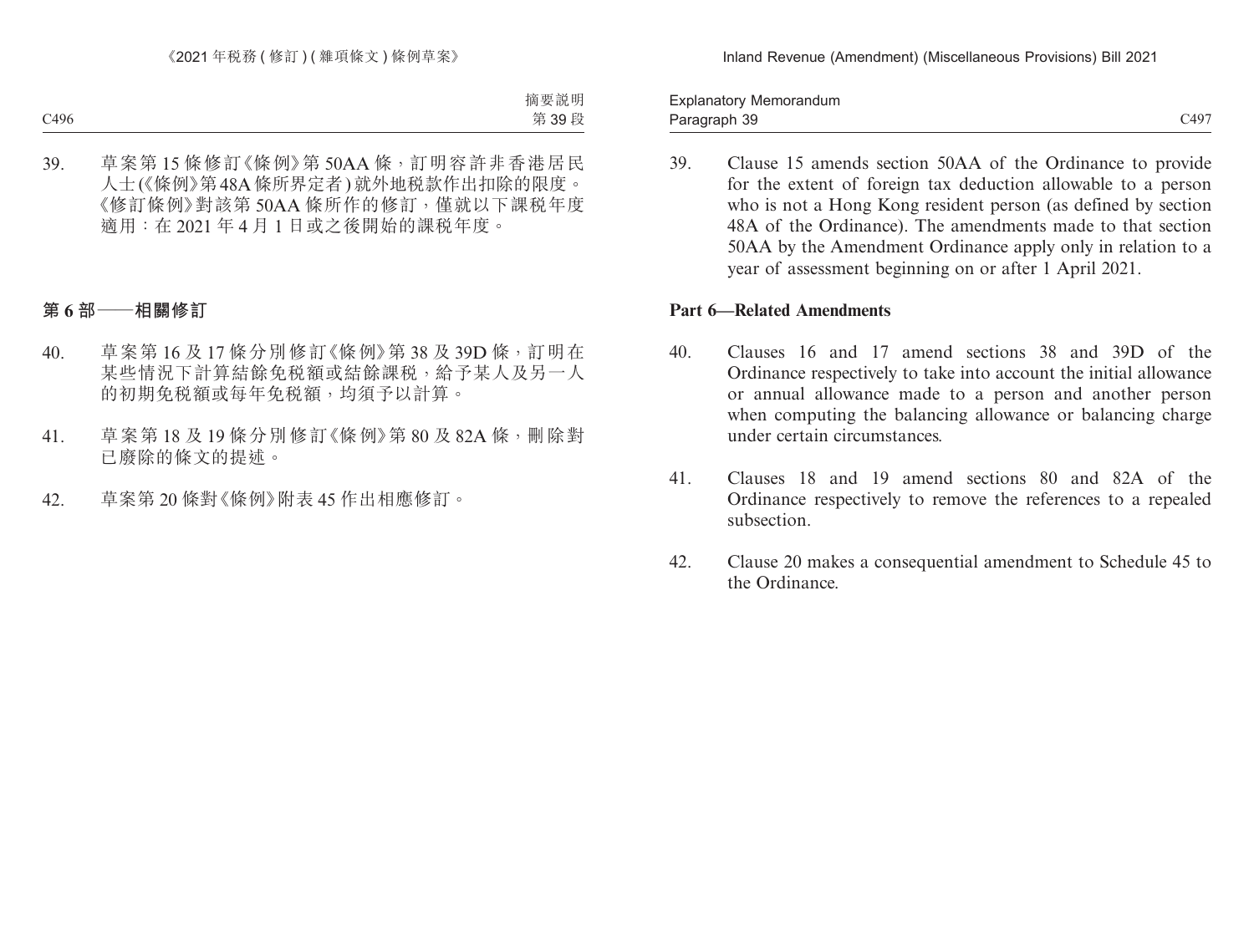39. 草案第 15 條修訂《條例》第 50AA 條，訂明容許非香港居民人士 (《條例》第 48A 條所界定者) 就外地稅款作出扣除的限度。《修訂條例》對該第 50AA 條所作的修訂，僅就以下課稅年度適用：在 2021 年 4 月 1 日或之後開始的課稅年度。

## 第 6 部——相關修訂

40. 草案第 16 及 17 條分別修訂《條例》第 38 及 39D 條，訂明在某些情況下計算結餘免稅額或結餘課稅，給予某人及另一人的初期免稅額或每年免稅額，均須予以計算。

41. 草案第 18 及 19 條分別修訂《條例》第 80 及 82A 條，刪除對已廢除的條文的提述。

42. 草案第 20 條對《條例》附表 45 作出相應修訂。

39. Clause 15 amends section 50AA of the Ordinance to provide for the extent of foreign tax deduction allowable to a person who is not a Hong Kong resident person (as defined by section 48A of the Ordinance). The amendments made to that section 50AA by the Amendment Ordinance apply only in relation to a year of assessment beginning on or after 1 April 2021.

## Part 6—Related Amendments

40. Clauses 16 and 17 amend sections 38 and 39D of the Ordinance respectively to take into account the initial allowance or annual allowance made to a person and another person when computing the balancing allowance or balancing charge under certain circumstances.

41. Clauses 18 and 19 amend sections 80 and 82A of the Ordinance respectively to remove the references to a repealed subsection.

42. Clause 20 makes a consequential amendment to Schedule 45 to the Ordinance.